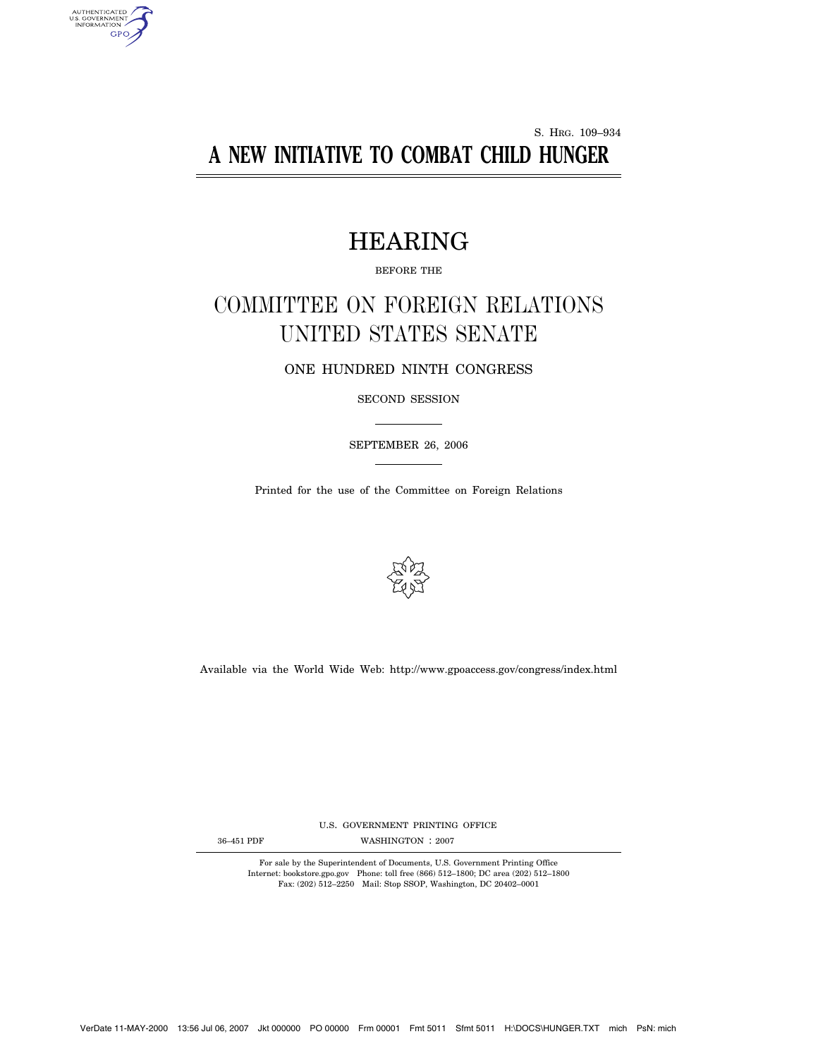S. HRG. 109–934

# A NEW INITIATIVE TO COMBAT CHILD HUNGER

## HEARING

BEFORE THE

## COMMITTEE ON FOREIGN RELATIONS
## UNITED STATES SENATE

ONE HUNDRED NINTH CONGRESS

SECOND SESSION

SEPTEMBER 26, 2006

Printed for the use of the Committee on Foreign Relations

Available via the World Wide Web: http://www.gpoaccess.gov/congress/index.html

U.S. GOVERNMENT PRINTING OFFICE

36–451 PDF WASHINGTON : 2007

For sale by the Superintendent of Documents, U.S. Government Printing Office
Internet: bookstore.gpo.gov Phone: toll free (866) 512–1800; DC area (202) 512–1800
Fax: (202) 512–2250 Mail: Stop SSOP, Washington, DC 20402–0001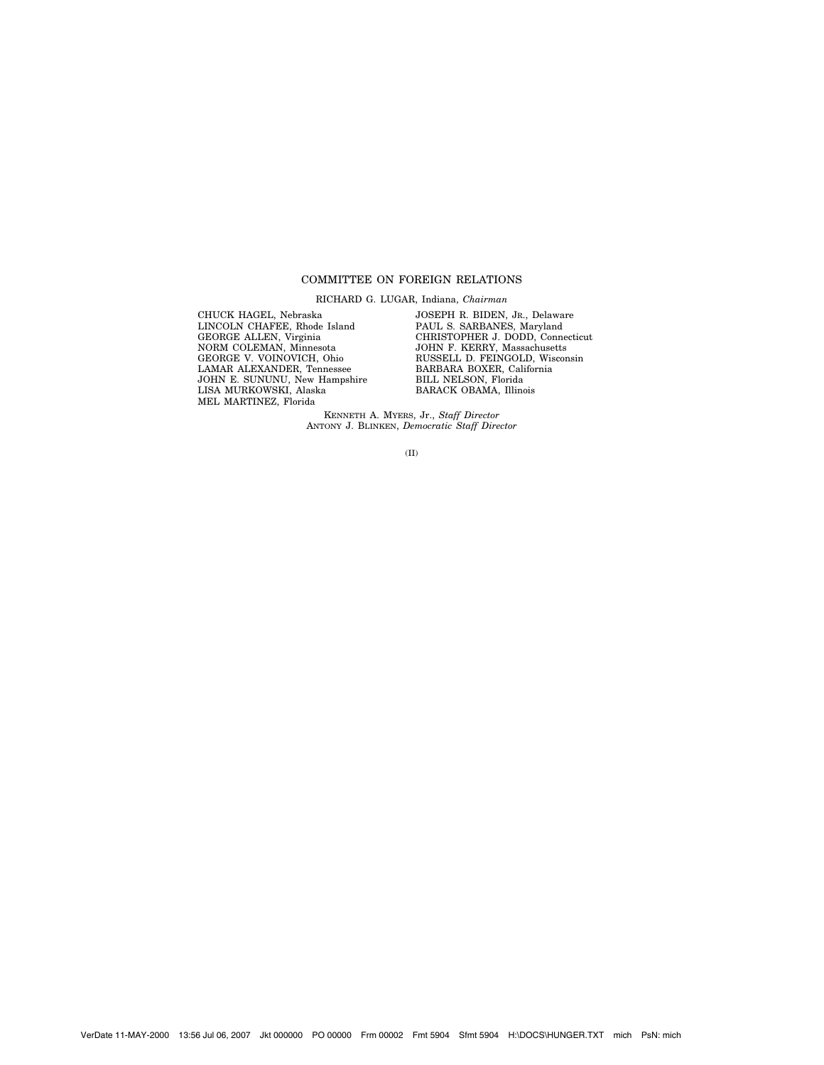## COMMITTEE ON FOREIGN RELATIONS

RICHARD G. LUGAR, Indiana, *Chairman*

CHUCK HAGEL, Nebraska
LINCOLN CHAFEE, Rhode Island
GEORGE ALLEN, Virginia
NORM COLEMAN, Minnesota
GEORGE V. VOINOVICH, Ohio
LAMAR ALEXANDER, Tennessee
JOHN E. SUNUNU, New Hampshire
LISA MURKOWSKI, Alaska
MEL MARTINEZ, Florida

JOSEPH R. BIDEN, JR., Delaware
PAUL S. SARBANES, Maryland
CHRISTOPHER J. DODD, Connecticut
JOHN F. KERRY, Massachusetts
RUSSELL D. FEINGOLD, Wisconsin
BARBARA BOXER, California
BILL NELSON, Florida
BARACK OBAMA, Illinois

KENNETH A. MYERS, Jr., *Staff Director*
ANTONY J. BLINKEN, *Democratic Staff Director*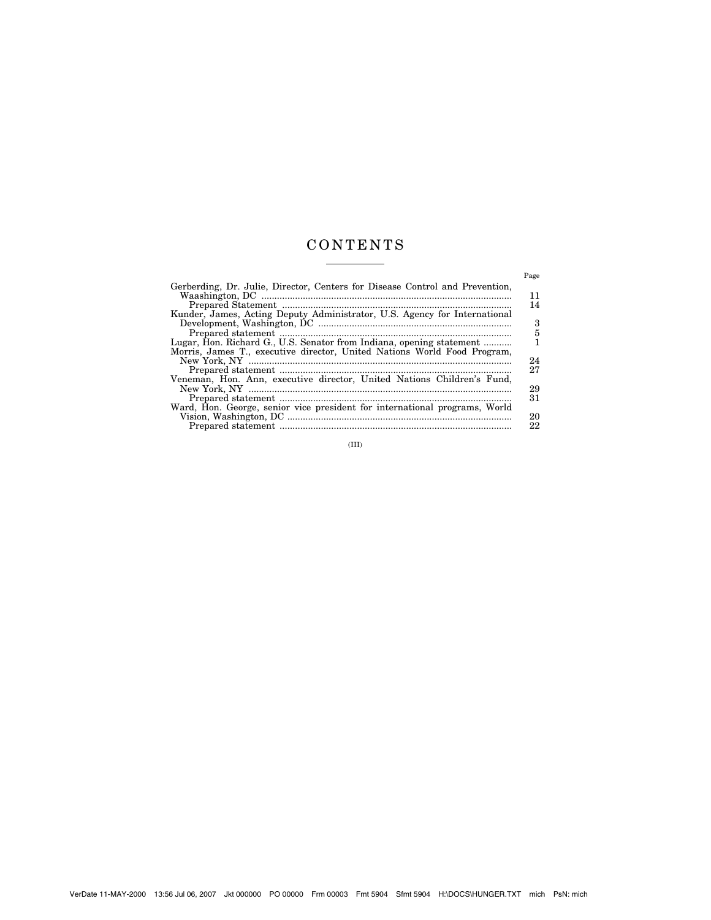# CONTENTS

| | Page |
|---|---|
| Gerberding, Dr. Julie, Director, Centers for Disease Control and Prevention, Waashington, DC | 11 |
| Prepared Statement | 14 |
| Kunder, James, Acting Deputy Administrator, U.S. Agency for International Development, Washington, DC | 3 |
| Prepared statement | 5 |
| Lugar, Hon. Richard G., U.S. Senator from Indiana, opening statement | 1 |
| Morris, James T., executive director, United Nations World Food Program, New York, NY | 24 |
| Prepared statement | 27 |
| Veneman, Hon. Ann, executive director, United Nations Children's Fund, New York, NY | 29 |
| Prepared statement | 31 |
| Ward, Hon. George, senior vice president for international programs, World Vision, Washington, DC | 20 |
| Prepared statement | 22 |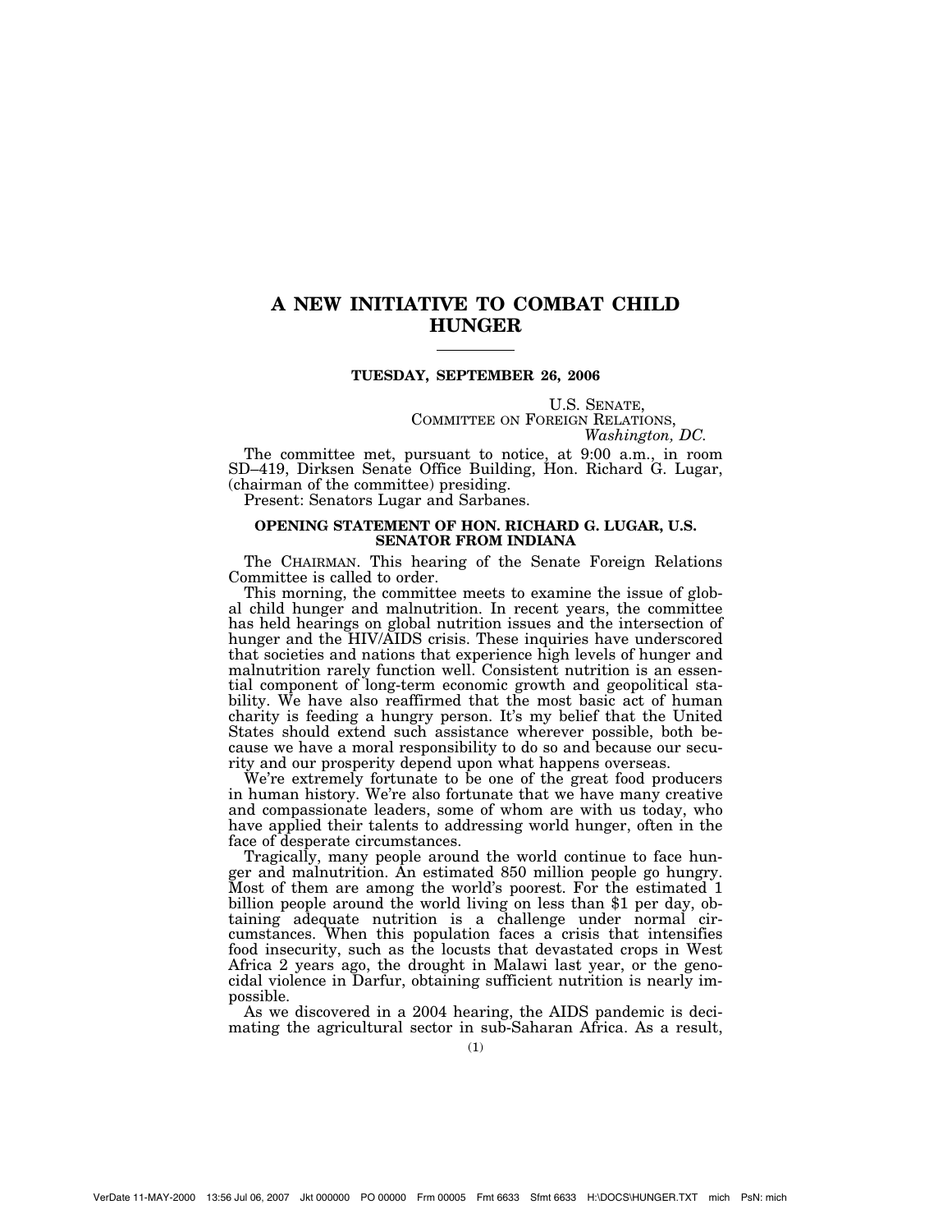# A NEW INITIATIVE TO COMBAT CHILD HUNGER

**TUESDAY, SEPTEMBER 26, 2006**

U.S. SENATE,
COMMITTEE ON FOREIGN RELATIONS,
*Washington, DC.*

The committee met, pursuant to notice, at 9:00 a.m., in room SD–419, Dirksen Senate Office Building, Hon. Richard G. Lugar, (chairman of the committee) presiding.

Present: Senators Lugar and Sarbanes.

## OPENING STATEMENT OF HON. RICHARD G. LUGAR, U.S. SENATOR FROM INDIANA

The CHAIRMAN. This hearing of the Senate Foreign Relations Committee is called to order.

This morning, the committee meets to examine the issue of global child hunger and malnutrition. In recent years, the committee has held hearings on global nutrition issues and the intersection of hunger and the HIV/AIDS crisis. These inquiries have underscored that societies and nations that experience high levels of hunger and malnutrition rarely function well. Consistent nutrition is an essential component of long-term economic growth and geopolitical stability. We have also reaffirmed that the most basic act of human charity is feeding a hungry person. It's my belief that the United States should extend such assistance wherever possible, both because we have a moral responsibility to do so and because our security and our prosperity depend upon what happens overseas.

We're extremely fortunate to be one of the great food producers in human history. We're also fortunate that we have many creative and compassionate leaders, some of whom are with us today, who have applied their talents to addressing world hunger, often in the face of desperate circumstances.

Tragically, many people around the world continue to face hunger and malnutrition. An estimated 850 million people go hungry. Most of them are among the world's poorest. For the estimated 1 billion people around the world living on less than $1 per day, obtaining adequate nutrition is a challenge under normal circumstances. When this population faces a crisis that intensifies food insecurity, such as the locusts that devastated crops in West Africa 2 years ago, the drought in Malawi last year, or the genocidal violence in Darfur, obtaining sufficient nutrition is nearly impossible.

As we discovered in a 2004 hearing, the AIDS pandemic is decimating the agricultural sector in sub-Saharan Africa. As a result,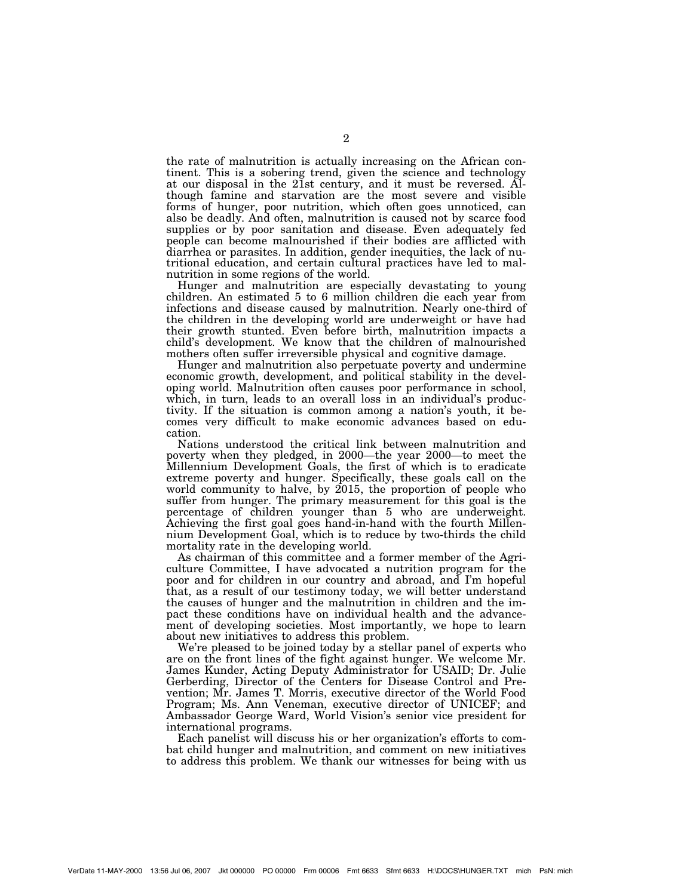the rate of malnutrition is actually increasing on the African continent. This is a sobering trend, given the science and technology at our disposal in the 21st century, and it must be reversed. Although famine and starvation are the most severe and visible forms of hunger, poor nutrition, which often goes unnoticed, can also be deadly. And often, malnutrition is caused not by scarce food supplies or by poor sanitation and disease. Even adequately fed people can become malnourished if their bodies are afflicted with diarrhea or parasites. In addition, gender inequities, the lack of nutritional education, and certain cultural practices have led to malnutrition in some regions of the world.

Hunger and malnutrition are especially devastating to young children. An estimated 5 to 6 million children die each year from infections and disease caused by malnutrition. Nearly one-third of the children in the developing world are underweight or have had their growth stunted. Even before birth, malnutrition impacts a child's development. We know that the children of malnourished mothers often suffer irreversible physical and cognitive damage.

Hunger and malnutrition also perpetuate poverty and undermine economic growth, development, and political stability in the developing world. Malnutrition often causes poor performance in school, which, in turn, leads to an overall loss in an individual's productivity. If the situation is common among a nation's youth, it becomes very difficult to make economic advances based on education.

Nations understood the critical link between malnutrition and poverty when they pledged, in 2000—the year 2000—to meet the Millennium Development Goals, the first of which is to eradicate extreme poverty and hunger. Specifically, these goals call on the world community to halve, by 2015, the proportion of people who suffer from hunger. The primary measurement for this goal is the percentage of children younger than 5 who are underweight. Achieving the first goal goes hand-in-hand with the fourth Millennium Development Goal, which is to reduce by two-thirds the child mortality rate in the developing world.

As chairman of this committee and a former member of the Agriculture Committee, I have advocated a nutrition program for the poor and for children in our country and abroad, and I'm hopeful that, as a result of our testimony today, we will better understand the causes of hunger and the malnutrition in children and the impact these conditions have on individual health and the advancement of developing societies. Most importantly, we hope to learn about new initiatives to address this problem.

We're pleased to be joined today by a stellar panel of experts who are on the front lines of the fight against hunger. We welcome Mr. James Kunder, Acting Deputy Administrator for USAID; Dr. Julie Gerberding, Director of the Centers for Disease Control and Prevention; Mr. James T. Morris, executive director of the World Food Program; Ms. Ann Veneman, executive director of UNICEF; and Ambassador George Ward, World Vision's senior vice president for international programs.

Each panelist will discuss his or her organization's efforts to combat child hunger and malnutrition, and comment on new initiatives to address this problem. We thank our witnesses for being with us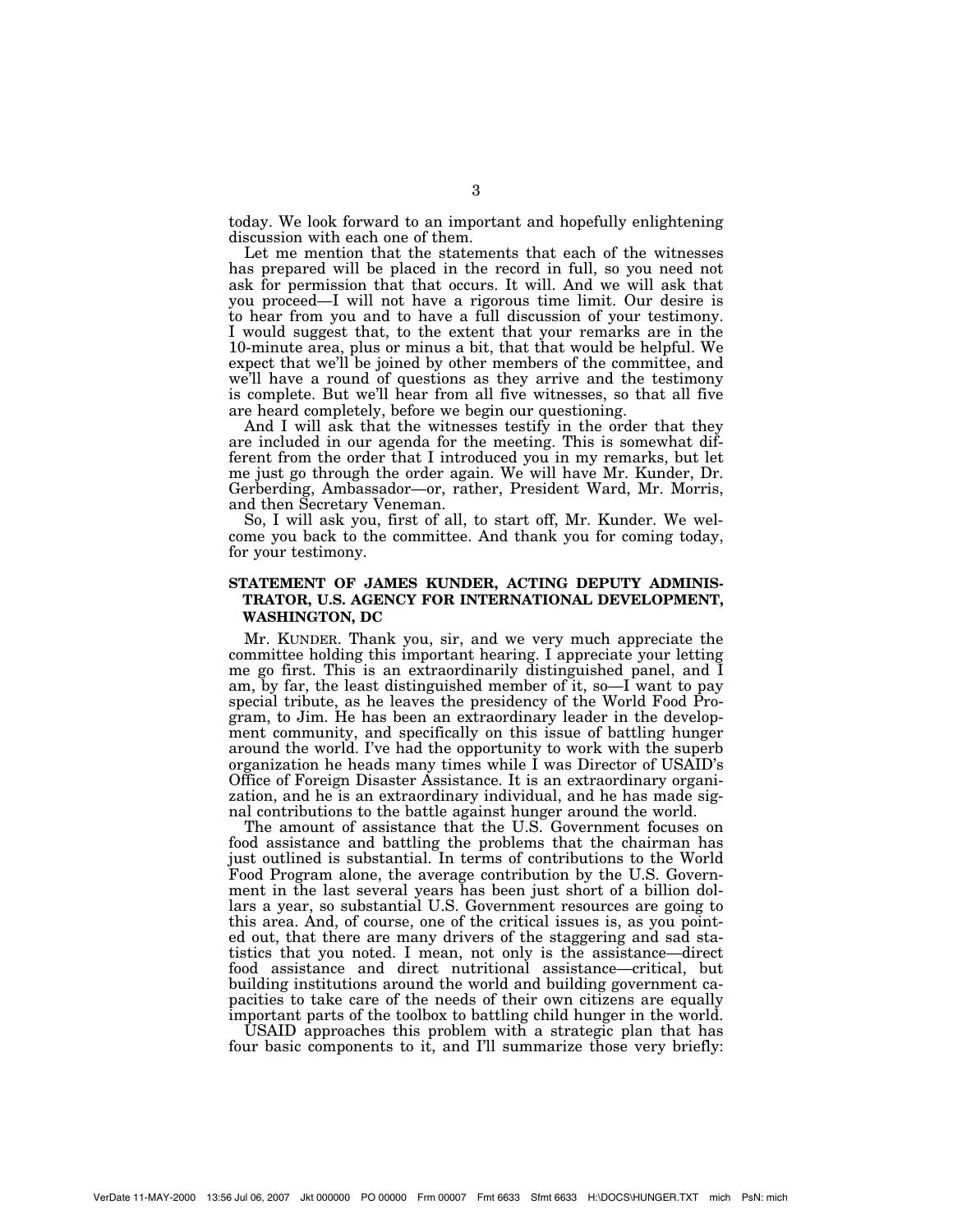today. We look forward to an important and hopefully enlightening discussion with each one of them.

Let me mention that the statements that each of the witnesses has prepared will be placed in the record in full, so you need not ask for permission that that occurs. It will. And we will ask that you proceed—I will not have a rigorous time limit. Our desire is to hear from you and to have a full discussion of your testimony. I would suggest that, to the extent that your remarks are in the 10-minute area, plus or minus a bit, that that would be helpful. We expect that we'll be joined by other members of the committee, and we'll have a round of questions as they arrive and the testimony is complete. But we'll hear from all five witnesses, so that all five are heard completely, before we begin our questioning.

And I will ask that the witnesses testify in the order that they are included in our agenda for the meeting. This is somewhat different from the order that I introduced you in my remarks, but let me just go through the order again. We will have Mr. Kunder, Dr. Gerberding, Ambassador—or, rather, President Ward, Mr. Morris, and then Secretary Veneman.

So, I will ask you, first of all, to start off, Mr. Kunder. We welcome you back to the committee. And thank you for coming today, for your testimony.

## STATEMENT OF JAMES KUNDER, ACTING DEPUTY ADMINISTRATOR, U.S. AGENCY FOR INTERNATIONAL DEVELOPMENT, WASHINGTON, DC

Mr. KUNDER. Thank you, sir, and we very much appreciate the committee holding this important hearing. I appreciate your letting me go first. This is an extraordinarily distinguished panel, and I am, by far, the least distinguished member of it, so—I want to pay special tribute, as he leaves the presidency of the World Food Program, to Jim. He has been an extraordinary leader in the development community, and specifically on this issue of battling hunger around the world. I've had the opportunity to work with the superb organization he heads many times while I was Director of USAID's Office of Foreign Disaster Assistance. It is an extraordinary organization, and he is an extraordinary individual, and he has made signal contributions to the battle against hunger around the world.

The amount of assistance that the U.S. Government focuses on food assistance and battling the problems that the chairman has just outlined is substantial. In terms of contributions to the World Food Program alone, the average contribution by the U.S. Government in the last several years has been just short of a billion dollars a year, so substantial U.S. Government resources are going to this area. And, of course, one of the critical issues is, as you pointed out, that there are many drivers of the staggering and sad statistics that you noted. I mean, not only is the assistance—direct food assistance and direct nutritional assistance—critical, but building institutions around the world and building government capacities to take care of the needs of their own citizens are equally important parts of the toolbox to battling child hunger in the world.

USAID approaches this problem with a strategic plan that has four basic components to it, and I'll summarize those very briefly: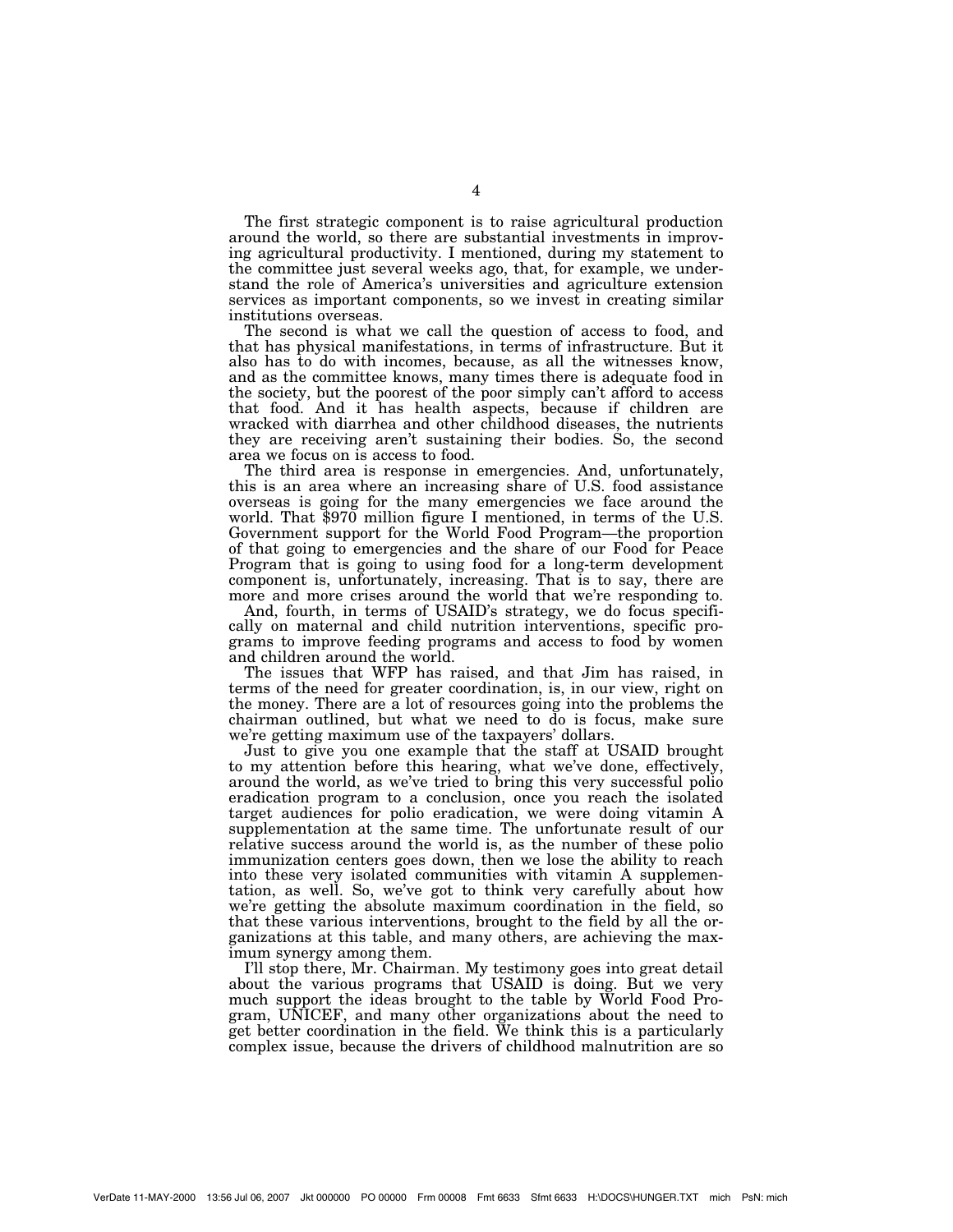The first strategic component is to raise agricultural production around the world, so there are substantial investments in improving agricultural productivity. I mentioned, during my statement to the committee just several weeks ago, that, for example, we understand the role of America's universities and agriculture extension services as important components, so we invest in creating similar institutions overseas.

The second is what we call the question of access to food, and that has physical manifestations, in terms of infrastructure. But it also has to do with incomes, because, as all the witnesses know, and as the committee knows, many times there is adequate food in the society, but the poorest of the poor simply can't afford to access that food. And it has health aspects, because if children are wracked with diarrhea and other childhood diseases, the nutrients they are receiving aren't sustaining their bodies. So, the second area we focus on is access to food.

The third area is response in emergencies. And, unfortunately, this is an area where an increasing share of U.S. food assistance overseas is going for the many emergencies we face around the world. That $970 million figure I mentioned, in terms of the U.S. Government support for the World Food Program—the proportion of that going to emergencies and the share of our Food for Peace Program that is going to using food for a long-term development component is, unfortunately, increasing. That is to say, there are more and more crises around the world that we're responding to.

And, fourth, in terms of USAID's strategy, we do focus specifically on maternal and child nutrition interventions, specific programs to improve feeding programs and access to food by women and children around the world.

The issues that WFP has raised, and that Jim has raised, in terms of the need for greater coordination, is, in our view, right on the money. There are a lot of resources going into the problems the chairman outlined, but what we need to do is focus, make sure we're getting maximum use of the taxpayers' dollars.

Just to give you one example that the staff at USAID brought to my attention before this hearing, what we've done, effectively, around the world, as we've tried to bring this very successful polio eradication program to a conclusion, once you reach the isolated target audiences for polio eradication, we were doing vitamin A supplementation at the same time. The unfortunate result of our relative success around the world is, as the number of these polio immunization centers goes down, then we lose the ability to reach into these very isolated communities with vitamin A supplementation, as well. So, we've got to think very carefully about how we're getting the absolute maximum coordination in the field, so that these various interventions, brought to the field by all the organizations at this table, and many others, are achieving the maximum synergy among them.

I'll stop there, Mr. Chairman. My testimony goes into great detail about the various programs that USAID is doing. But we very much support the ideas brought to the table by World Food Program, UNICEF, and many other organizations about the need to get better coordination in the field. We think this is a particularly complex issue, because the drivers of childhood malnutrition are so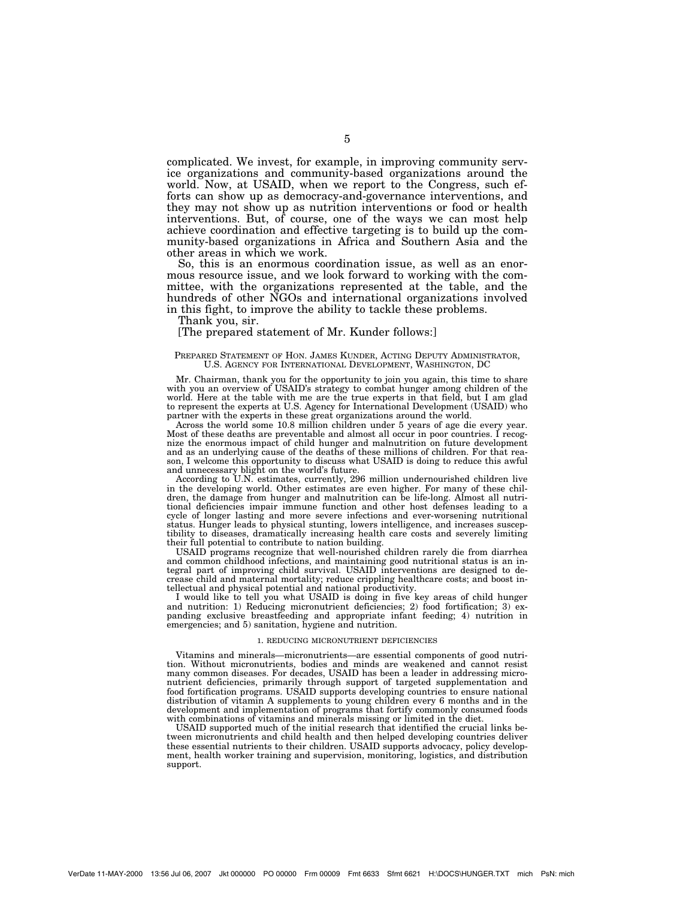complicated. We invest, for example, in improving community service organizations and community-based organizations around the world. Now, at USAID, when we report to the Congress, such efforts can show up as democracy-and-governance interventions, and they may not show up as nutrition interventions or food or health interventions. But, of course, one of the ways we can most help achieve coordination and effective targeting is to build up the community-based organizations in Africa and Southern Asia and the other areas in which we work.

So, this is an enormous coordination issue, as well as an enormous resource issue, and we look forward to working with the committee, with the organizations represented at the table, and the hundreds of other NGOs and international organizations involved in this fight, to improve the ability to tackle these problems.

Thank you, sir.

[The prepared statement of Mr. Kunder follows:]

PREPARED STATEMENT OF HON. JAMES KUNDER, ACTING DEPUTY ADMINISTRATOR, U.S. AGENCY FOR INTERNATIONAL DEVELOPMENT, WASHINGTON, DC

Mr. Chairman, thank you for the opportunity to join you again, this time to share with you an overview of USAID's strategy to combat hunger among children of the world. Here at the table with me are the true experts in that field, but I am glad to represent the experts at U.S. Agency for International Development (USAID) who partner with the experts in these great organizations around the world.

Across the world some 10.8 million children under 5 years of age die every year. Most of these deaths are preventable and almost all occur in poor countries. I recognize the enormous impact of child hunger and malnutrition on future development and as an underlying cause of the deaths of these millions of children. For that reason, I welcome this opportunity to discuss what USAID is doing to reduce this awful and unnecessary blight on the world's future.

According to U.N. estimates, currently, 296 million undernourished children live in the developing world. Other estimates are even higher. For many of these children, the damage from hunger and malnutrition can be life-long. Almost all nutritional deficiencies impair immune function and other host defenses leading to a cycle of longer lasting and more severe infections and ever-worsening nutritional status. Hunger leads to physical stunting, lowers intelligence, and increases susceptibility to diseases, dramatically increasing health care costs and severely limiting their full potential to contribute to nation building.

USAID programs recognize that well-nourished children rarely die from diarrhea and common childhood infections, and maintaining good nutritional status is an integral part of improving child survival. USAID interventions are designed to decrease child and maternal mortality; reduce crippling healthcare costs; and boost intellectual and physical potential and national productivity.

I would like to tell you what USAID is doing in five key areas of child hunger and nutrition: 1) Reducing micronutrient deficiencies; 2) food fortification; 3) expanding exclusive breastfeeding and appropriate infant feeding; 4) nutrition in emergencies; and 5) sanitation, hygiene and nutrition.

1. REDUCING MICRONUTRIENT DEFICIENCIES

Vitamins and minerals—micronutrients—are essential components of good nutrition. Without micronutrients, bodies and minds are weakened and cannot resist many common diseases. For decades, USAID has been a leader in addressing micronutrient deficiencies, primarily through support of targeted supplementation and food fortification programs. USAID supports developing countries to ensure national distribution of vitamin A supplements to young children every 6 months and in the development and implementation of programs that fortify commonly consumed foods with combinations of vitamins and minerals missing or limited in the diet.

USAID supported much of the initial research that identified the crucial links between micronutrients and child health and then helped developing countries deliver these essential nutrients to their children. USAID supports advocacy, policy development, health worker training and supervision, monitoring, logistics, and distribution support.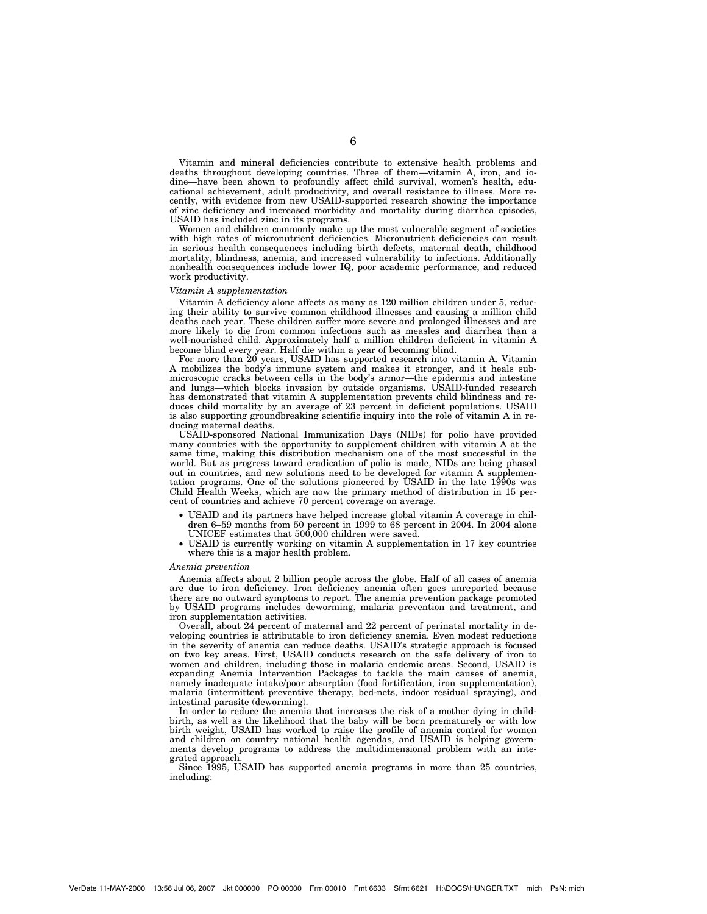Vitamin and mineral deficiencies contribute to extensive health problems and deaths throughout developing countries. Three of them—vitamin A, iron, and iodine—have been shown to profoundly affect child survival, women's health, educational achievement, adult productivity, and overall resistance to illness. More recently, with evidence from new USAID-supported research showing the importance of zinc deficiency and increased morbidity and mortality during diarrhea episodes, USAID has included zinc in its programs.

Women and children commonly make up the most vulnerable segment of societies with high rates of micronutrient deficiencies. Micronutrient deficiencies can result in serious health consequences including birth defects, maternal death, childhood mortality, blindness, anemia, and increased vulnerability to infections. Additionally nonhealth consequences include lower IQ, poor academic performance, and reduced work productivity.

*Vitamin A supplementation*

Vitamin A deficiency alone affects as many as 120 million children under 5, reducing their ability to survive common childhood illnesses and causing a million child deaths each year. These children suffer more severe and prolonged illnesses and are more likely to die from common infections such as measles and diarrhea than a well-nourished child. Approximately half a million children deficient in vitamin A become blind every year. Half die within a year of becoming blind.

For more than 20 years, USAID has supported research into vitamin A. Vitamin A mobilizes the body's immune system and makes it stronger, and it heals submicroscopic cracks between cells in the body's armor—the epidermis and intestine and lungs—which blocks invasion by outside organisms. USAID-funded research has demonstrated that vitamin A supplementation prevents child blindness and reduces child mortality by an average of 23 percent in deficient populations. USAID is also supporting groundbreaking scientific inquiry into the role of vitamin A in reducing maternal deaths.

USAID-sponsored National Immunization Days (NIDs) for polio have provided many countries with the opportunity to supplement children with vitamin A at the same time, making this distribution mechanism one of the most successful in the world. But as progress toward eradication of polio is made, NIDs are being phased out in countries, and new solutions need to be developed for vitamin A supplementation programs. One of the solutions pioneered by USAID in the late 1990s was Child Health Weeks, which are now the primary method of distribution in 15 percent of countries and achieve 70 percent coverage on average.

- USAID and its partners have helped increase global vitamin A coverage in children 6–59 months from 50 percent in 1999 to 68 percent in 2004. In 2004 alone UNICEF estimates that 500,000 children were saved.
- USAID is currently working on vitamin A supplementation in 17 key countries where this is a major health problem.

*Anemia prevention*

Anemia affects about 2 billion people across the globe. Half of all cases of anemia are due to iron deficiency. Iron deficiency anemia often goes unreported because there are no outward symptoms to report. The anemia prevention package promoted by USAID programs includes deworming, malaria prevention and treatment, and iron supplementation activities.

Overall, about 24 percent of maternal and 22 percent of perinatal mortality in developing countries is attributable to iron deficiency anemia. Even modest reductions in the severity of anemia can reduce deaths. USAID's strategic approach is focused on two key areas. First, USAID conducts research on the safe delivery of iron to women and children, including those in malaria endemic areas. Second, USAID is expanding Anemia Intervention Packages to tackle the main causes of anemia, namely inadequate intake/poor absorption (food fortification, iron supplementation), malaria (intermittent preventive therapy, bed-nets, indoor residual spraying), and intestinal parasite (deworming).

In order to reduce the anemia that increases the risk of a mother dying in childbirth, as well as the likelihood that the baby will be born prematurely or with low birth weight, USAID has worked to raise the profile of anemia control for women and children on country national health agendas, and USAID is helping governments develop programs to address the multidimensional problem with an integrated approach.

Since 1995, USAID has supported anemia programs in more than 25 countries, including: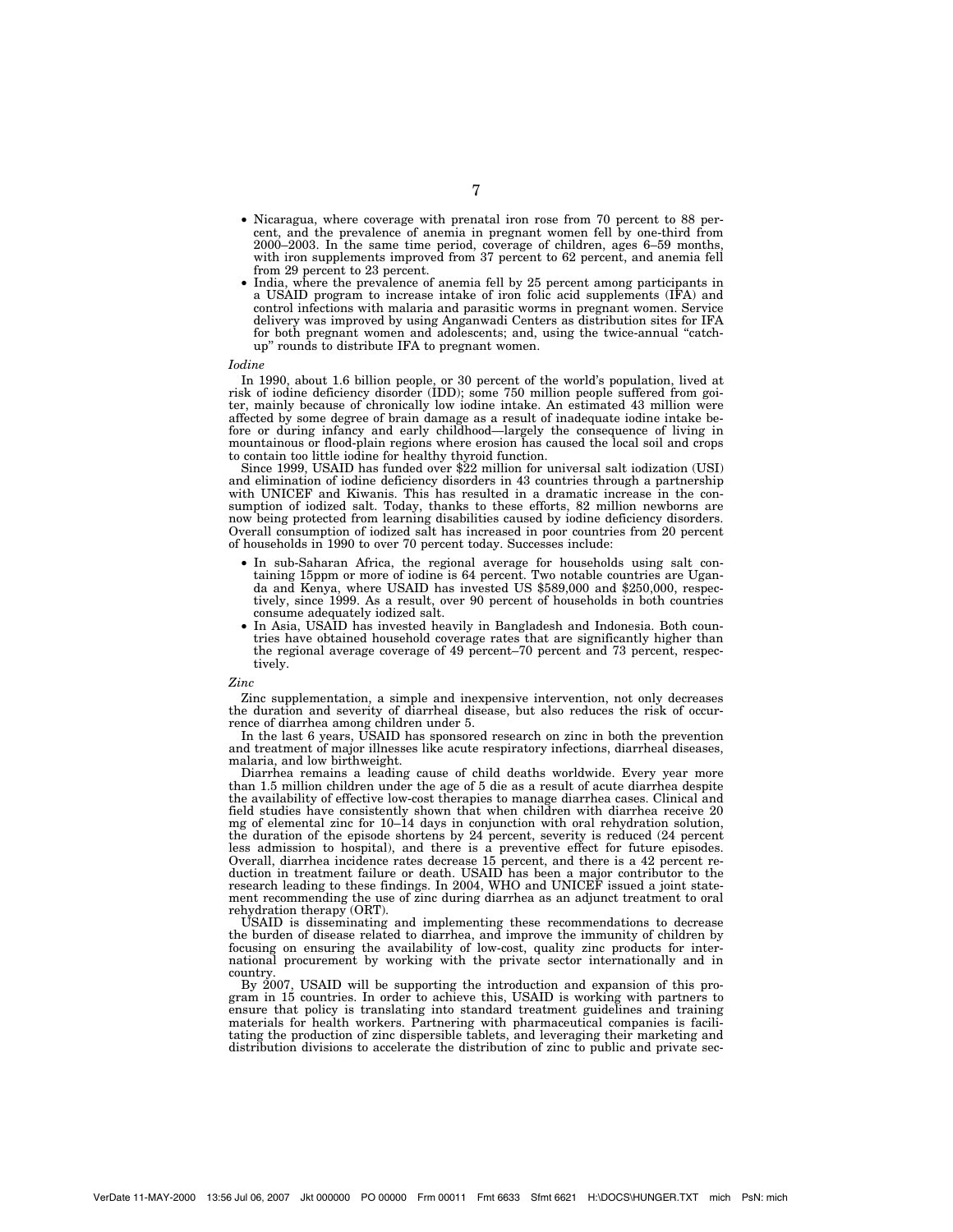- Nicaragua, where coverage with prenatal iron rose from 70 percent to 88 percent, and the prevalence of anemia in pregnant women fell by one-third from 2000–2003. In the same time period, coverage of children, ages 6–59 months, with iron supplements improved from 37 percent to 62 percent, and anemia fell from 29 percent to 23 percent.
- India, where the prevalence of anemia fell by 25 percent among participants in a USAID program to increase intake of iron folic acid supplements (IFA) and control infections with malaria and parasitic worms in pregnant women. Service delivery was improved by using Anganwadi Centers as distribution sites for IFA for both pregnant women and adolescents; and, using the twice-annual "catch-up" rounds to distribute IFA to pregnant women.

*Iodine*

In 1990, about 1.6 billion people, or 30 percent of the world's population, lived at risk of iodine deficiency disorder (IDD); some 750 million people suffered from goiter, mainly because of chronically low iodine intake. An estimated 43 million were affected by some degree of brain damage as a result of inadequate iodine intake before or during infancy and early childhood—largely the consequence of living in mountainous or flood-plain regions where erosion has caused the local soil and crops to contain too little iodine for healthy thyroid function.

Since 1999, USAID has funded over $22 million for universal salt iodization (USI) and elimination of iodine deficiency disorders in 43 countries through a partnership with UNICEF and Kiwanis. This has resulted in a dramatic increase in the consumption of iodized salt. Today, thanks to these efforts, 82 million newborns are now being protected from learning disabilities caused by iodine deficiency disorders. Overall consumption of iodized salt has increased in poor countries from 20 percent of households in 1990 to over 70 percent today. Successes include:

- In sub-Saharan Africa, the regional average for households using salt containing 15ppm or more of iodine is 64 percent. Two notable countries are Uganda and Kenya, where USAID has invested US $589,000 and $250,000, respectively, since 1999. As a result, over 90 percent of households in both countries consume adequately iodized salt.
- In Asia, USAID has invested heavily in Bangladesh and Indonesia. Both countries have obtained household coverage rates that are significantly higher than the regional average coverage of 49 percent–70 percent and 73 percent, respectively.

*Zinc*

Zinc supplementation, a simple and inexpensive intervention, not only decreases the duration and severity of diarrheal disease, but also reduces the risk of occurrence of diarrhea among children under 5.

In the last 6 years, USAID has sponsored research on zinc in both the prevention and treatment of major illnesses like acute respiratory infections, diarrheal diseases, malaria, and low birthweight.

Diarrhea remains a leading cause of child deaths worldwide. Every year more than 1.5 million children under the age of 5 die as a result of acute diarrhea despite the availability of effective low-cost therapies to manage diarrhea cases. Clinical and field studies have consistently shown that when children with diarrhea receive 20 mg of elemental zinc for 10–14 days in conjunction with oral rehydration solution, the duration of the episode shortens by 24 percent, severity is reduced (24 percent less admission to hospital), and there is a preventive effect for future episodes. Overall, diarrhea incidence rates decrease 15 percent, and there is a 42 percent reduction in treatment failure or death. USAID has been a major contributor to the research leading to these findings. In 2004, WHO and UNICEF issued a joint statement recommending the use of zinc during diarrhea as an adjunct treatment to oral rehydration therapy (ORT).

USAID is disseminating and implementing these recommendations to decrease the burden of disease related to diarrhea, and improve the immunity of children by focusing on ensuring the availability of low-cost, quality zinc products for international procurement by working with the private sector internationally and in country.

By 2007, USAID will be supporting the introduction and expansion of this program in 15 countries. In order to achieve this, USAID is working with partners to ensure that policy is translating into standard treatment guidelines and training materials for health workers. Partnering with pharmaceutical companies is facilitating the production of zinc dispersible tablets, and leveraging their marketing and distribution divisions to accelerate the distribution of zinc to public and private sec-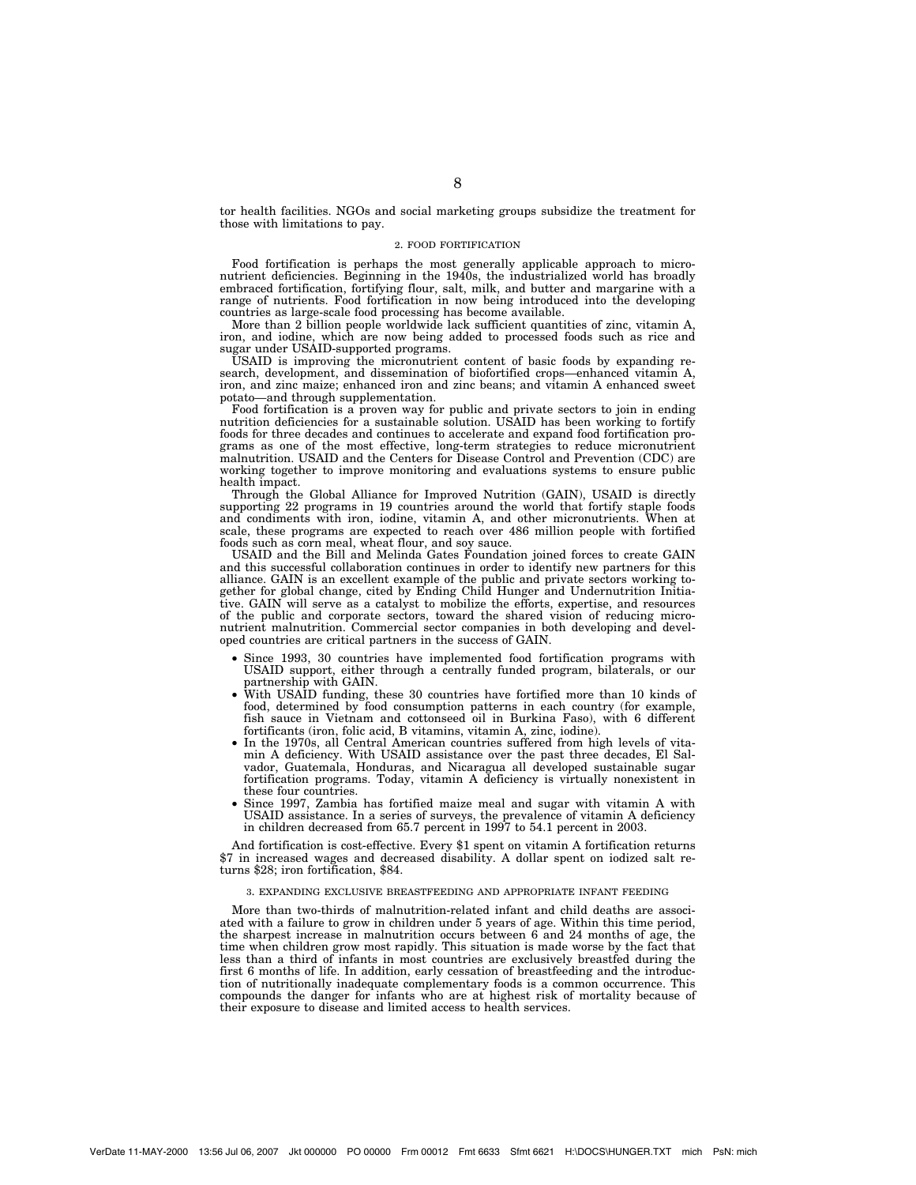tor health facilities. NGOs and social marketing groups subsidize the treatment for those with limitations to pay.

### 2. FOOD FORTIFICATION

Food fortification is perhaps the most generally applicable approach to micronutrient deficiencies. Beginning in the 1940s, the industrialized world has broadly embraced fortification, fortifying flour, salt, milk, and butter and margarine with a range of nutrients. Food fortification in now being introduced into the developing countries as large-scale food processing has become available.

More than 2 billion people worldwide lack sufficient quantities of zinc, vitamin A, iron, and iodine, which are now being added to processed foods such as rice and sugar under USAID-supported programs.

USAID is improving the micronutrient content of basic foods by expanding research, development, and dissemination of biofortified crops—enhanced vitamin A, iron, and zinc maize; enhanced iron and zinc beans; and vitamin A enhanced sweet potato—and through supplementation.

Food fortification is a proven way for public and private sectors to join in ending nutrition deficiencies for a sustainable solution. USAID has been working to fortify foods for three decades and continues to accelerate and expand food fortification programs as one of the most effective, long-term strategies to reduce micronutrient malnutrition. USAID and the Centers for Disease Control and Prevention (CDC) are working together to improve monitoring and evaluations systems to ensure public health impact.

Through the Global Alliance for Improved Nutrition (GAIN), USAID is directly supporting 22 programs in 19 countries around the world that fortify staple foods and condiments with iron, iodine, vitamin A, and other micronutrients. When at scale, these programs are expected to reach over 486 million people with fortified foods such as corn meal, wheat flour, and soy sauce.

USAID and the Bill and Melinda Gates Foundation joined forces to create GAIN and this successful collaboration continues in order to identify new partners for this alliance. GAIN is an excellent example of the public and private sectors working together for global change, cited by Ending Child Hunger and Undernutrition Initiative. GAIN will serve as a catalyst to mobilize the efforts, expertise, and resources of the public and corporate sectors, toward the shared vision of reducing micronutrient malnutrition. Commercial sector companies in both developing and developed countries are critical partners in the success of GAIN.

- Since 1993, 30 countries have implemented food fortification programs with USAID support, either through a centrally funded program, bilaterals, or our partnership with GAIN.
- With USAID funding, these 30 countries have fortified more than 10 kinds of food, determined by food consumption patterns in each country (for example, fish sauce in Vietnam and cottonseed oil in Burkina Faso), with 6 different fortificants (iron, folic acid, B vitamins, vitamin A, zinc, iodine).
- In the 1970s, all Central American countries suffered from high levels of vitamin A deficiency. With USAID assistance over the past three decades, El Salvador, Guatemala, Honduras, and Nicaragua all developed sustainable sugar fortification programs. Today, vitamin A deficiency is virtually nonexistent in these four countries.
- Since 1997, Zambia has fortified maize meal and sugar with vitamin A with USAID assistance. In a series of surveys, the prevalence of vitamin A deficiency in children decreased from 65.7 percent in 1997 to 54.1 percent in 2003.

And fortification is cost-effective. Every $1 spent on vitamin A fortification returns $7 in increased wages and decreased disability. A dollar spent on iodized salt returns $28; iron fortification, $84.

### 3. EXPANDING EXCLUSIVE BREASTFEEDING AND APPROPRIATE INFANT FEEDING

More than two-thirds of malnutrition-related infant and child deaths are associated with a failure to grow in children under 5 years of age. Within this time period, the sharpest increase in malnutrition occurs between 6 and 24 months of age, the time when children grow most rapidly. This situation is made worse by the fact that less than a third of infants in most countries are exclusively breastfed during the first 6 months of life. In addition, early cessation of breastfeeding and the introduction of nutritionally inadequate complementary foods is a common occurrence. This compounds the danger for infants who are at highest risk of mortality because of their exposure to disease and limited access to health services.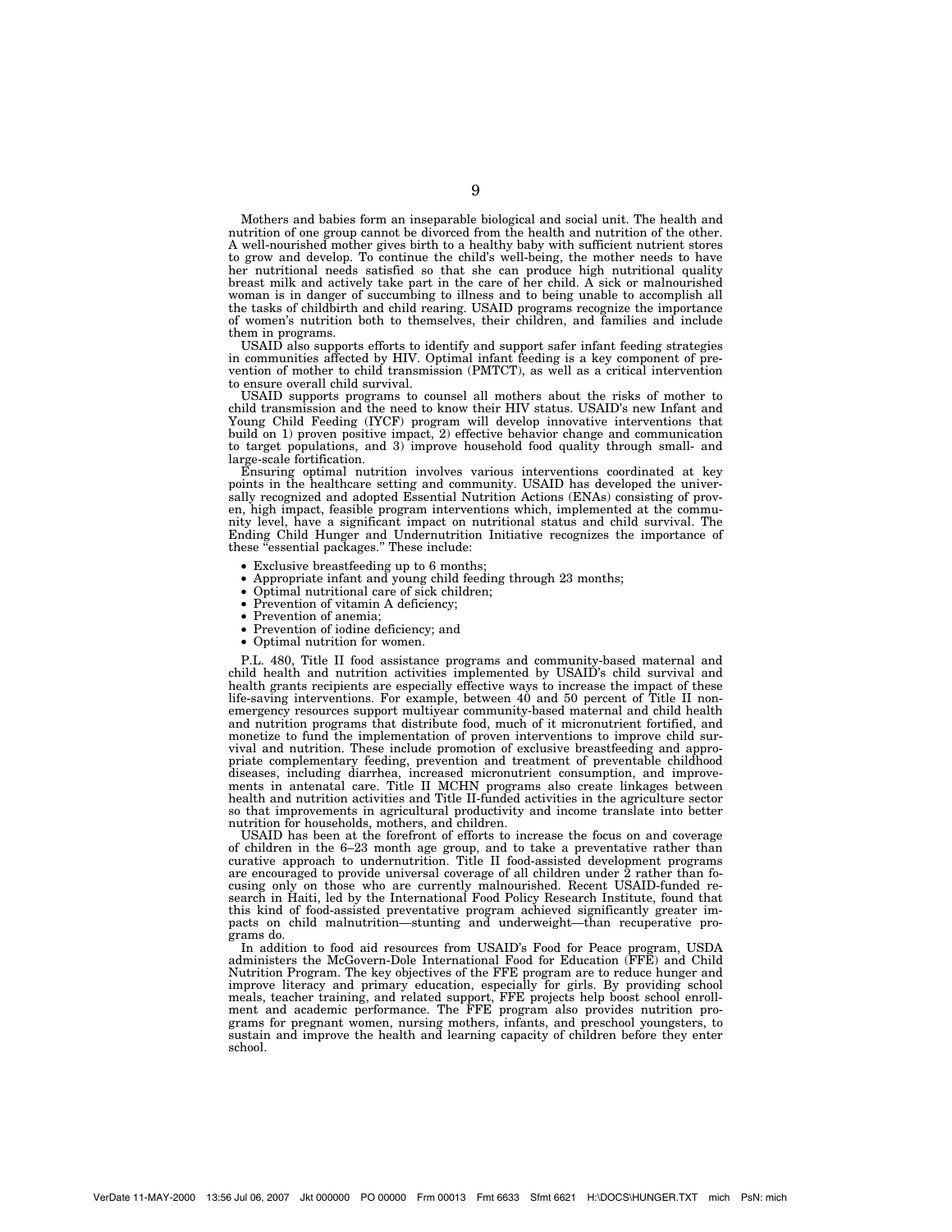Mothers and babies form an inseparable biological and social unit. The health and nutrition of one group cannot be divorced from the health and nutrition of the other. A well-nourished mother gives birth to a healthy baby with sufficient nutrient stores to grow and develop. To continue the child's well-being, the mother needs to have her nutritional needs satisfied so that she can produce high nutritional quality breast milk and actively take part in the care of her child. A sick or malnourished woman is in danger of succumbing to illness and to being unable to accomplish all the tasks of childbirth and child rearing. USAID programs recognize the importance of women's nutrition both to themselves, their children, and families and include them in programs.

USAID also supports efforts to identify and support safer infant feeding strategies in communities affected by HIV. Optimal infant feeding is a key component of prevention of mother to child transmission (PMTCT), as well as a critical intervention to ensure overall child survival.

USAID supports programs to counsel all mothers about the risks of mother to child transmission and the need to know their HIV status. USAID's new Infant and Young Child Feeding (IYCF) program will develop innovative interventions that build on 1) proven positive impact, 2) effective behavior change and communication to target populations, and 3) improve household food quality through small- and large-scale fortification.

Ensuring optimal nutrition involves various interventions coordinated at key points in the healthcare setting and community. USAID has developed the universally recognized and adopted Essential Nutrition Actions (ENAs) consisting of proven, high impact, feasible program interventions which, implemented at the community level, have a significant impact on nutritional status and child survival. The Ending Child Hunger and Undernutrition Initiative recognizes the importance of these "essential packages." These include:

- Exclusive breastfeeding up to 6 months;
- Appropriate infant and young child feeding through 23 months;
- Optimal nutritional care of sick children;
- Prevention of vitamin A deficiency;
- Prevention of anemia;
- Prevention of iodine deficiency; and
- Optimal nutrition for women.

P.L. 480, Title II food assistance programs and community-based maternal and child health and nutrition activities implemented by USAID's child survival and health grants recipients are especially effective ways to increase the impact of these life-saving interventions. For example, between 40 and 50 percent of Title II non-emergency resources support multiyear community-based maternal and child health and nutrition programs that distribute food, much of it micronutrient fortified, and monetize to fund the implementation of proven interventions to improve child survival and nutrition. These include promotion of exclusive breastfeeding and appropriate complementary feeding, prevention and treatment of preventable childhood diseases, including diarrhea, increased micronutrient consumption, and improvements in antenatal care. Title II MCHN programs also create linkages between health and nutrition activities and Title II-funded activities in the agriculture sector so that improvements in agricultural productivity and income translate into better nutrition for households, mothers, and children.

USAID has been at the forefront of efforts to increase the focus on and coverage of children in the 6–23 month age group, and to take a preventative rather than curative approach to undernutrition. Title II food-assisted development programs are encouraged to provide universal coverage of all children under 2 rather than focusing only on those who are currently malnourished. Recent USAID-funded research in Haiti, led by the International Food Policy Research Institute, found that this kind of food-assisted preventative program achieved significantly greater impacts on child malnutrition—stunting and underweight—than recuperative programs do.

In addition to food aid resources from USAID's Food for Peace program, USDA administers the McGovern-Dole International Food for Education (FFE) and Child Nutrition Program. The key objectives of the FFE program are to reduce hunger and improve literacy and primary education, especially for girls. By providing school meals, teacher training, and related support, FFE projects help boost school enrollment and academic performance. The FFE program also provides nutrition programs for pregnant women, nursing mothers, infants, and preschool youngsters, to sustain and improve the health and learning capacity of children before they enter school.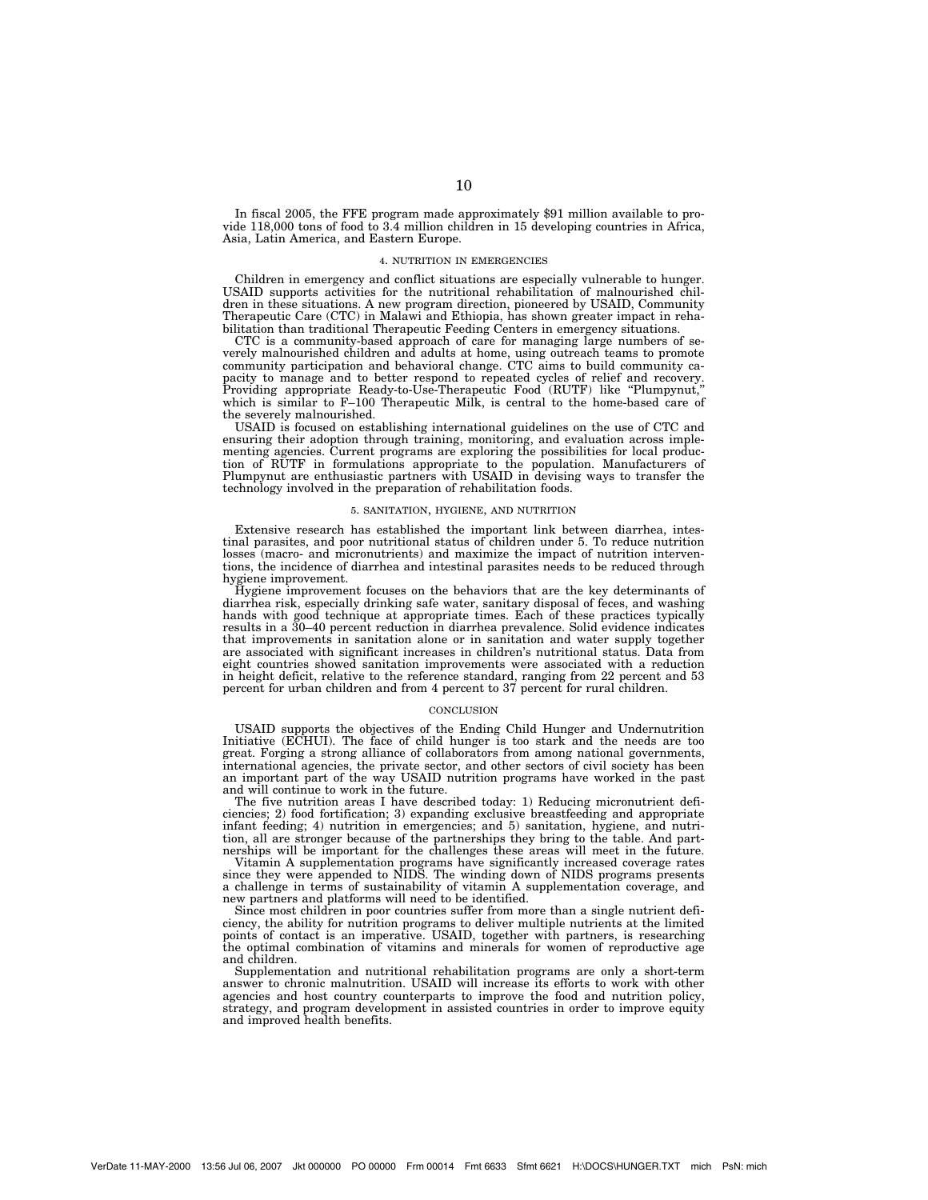In fiscal 2005, the FFE program made approximately $91 million available to provide 118,000 tons of food to 3.4 million children in 15 developing countries in Africa, Asia, Latin America, and Eastern Europe.

### 4. NUTRITION IN EMERGENCIES

Children in emergency and conflict situations are especially vulnerable to hunger. USAID supports activities for the nutritional rehabilitation of malnourished children in these situations. A new program direction, pioneered by USAID, Community Therapeutic Care (CTC) in Malawi and Ethiopia, has shown greater impact in rehabilitation than traditional Therapeutic Feeding Centers in emergency situations.

CTC is a community-based approach of care for managing large numbers of severely malnourished children and adults at home, using outreach teams to promote community participation and behavioral change. CTC aims to build community capacity to manage and to better respond to repeated cycles of relief and recovery. Providing appropriate Ready-to-Use-Therapeutic Food (RUTF) like "Plumpynut," which is similar to F–100 Therapeutic Milk, is central to the home-based care of the severely malnourished.

USAID is focused on establishing international guidelines on the use of CTC and ensuring their adoption through training, monitoring, and evaluation across implementing agencies. Current programs are exploring the possibilities for local production of RUTF in formulations appropriate to the population. Manufacturers of Plumpynut are enthusiastic partners with USAID in devising ways to transfer the technology involved in the preparation of rehabilitation foods.

### 5. SANITATION, HYGIENE, AND NUTRITION

Extensive research has established the important link between diarrhea, intestinal parasites, and poor nutritional status of children under 5. To reduce nutrition losses (macro- and micronutrients) and maximize the impact of nutrition interventions, the incidence of diarrhea and intestinal parasites needs to be reduced through hygiene improvement.

Hygiene improvement focuses on the behaviors that are the key determinants of diarrhea risk, especially drinking safe water, sanitary disposal of feces, and washing hands with good technique at appropriate times. Each of these practices typically results in a 30–40 percent reduction in diarrhea prevalence. Solid evidence indicates that improvements in sanitation alone or in sanitation and water supply together are associated with significant increases in children's nutritional status. Data from eight countries showed sanitation improvements were associated with a reduction in height deficit, relative to the reference standard, ranging from 22 percent and 53 percent for urban children and from 4 percent to 37 percent for rural children.

### CONCLUSION

USAID supports the objectives of the Ending Child Hunger and Undernutrition Initiative (ECHUI). The face of child hunger is too stark and the needs are too great. Forging a strong alliance of collaborators from among national governments, international agencies, the private sector, and other sectors of civil society has been an important part of the way USAID nutrition programs have worked in the past and will continue to work in the future.

The five nutrition areas I have described today: 1) Reducing micronutrient deficiencies; 2) food fortification; 3) expanding exclusive breastfeeding and appropriate infant feeding; 4) nutrition in emergencies; and 5) sanitation, hygiene, and nutrition, all are stronger because of the partnerships they bring to the table. And partnerships will be important for the challenges these areas will meet in the future.

Vitamin A supplementation programs have significantly increased coverage rates since they were appended to NIDS. The winding down of NIDS programs presents a challenge in terms of sustainability of vitamin A supplementation coverage, and new partners and platforms will need to be identified.

Since most children in poor countries suffer from more than a single nutrient deficiency, the ability for nutrition programs to deliver multiple nutrients at the limited points of contact is an imperative. USAID, together with partners, is researching the optimal combination of vitamins and minerals for women of reproductive age and children.

Supplementation and nutritional rehabilitation programs are only a short-term answer to chronic malnutrition. USAID will increase its efforts to work with other agencies and host country counterparts to improve the food and nutrition policy, strategy, and program development in assisted countries in order to improve equity and improved health benefits.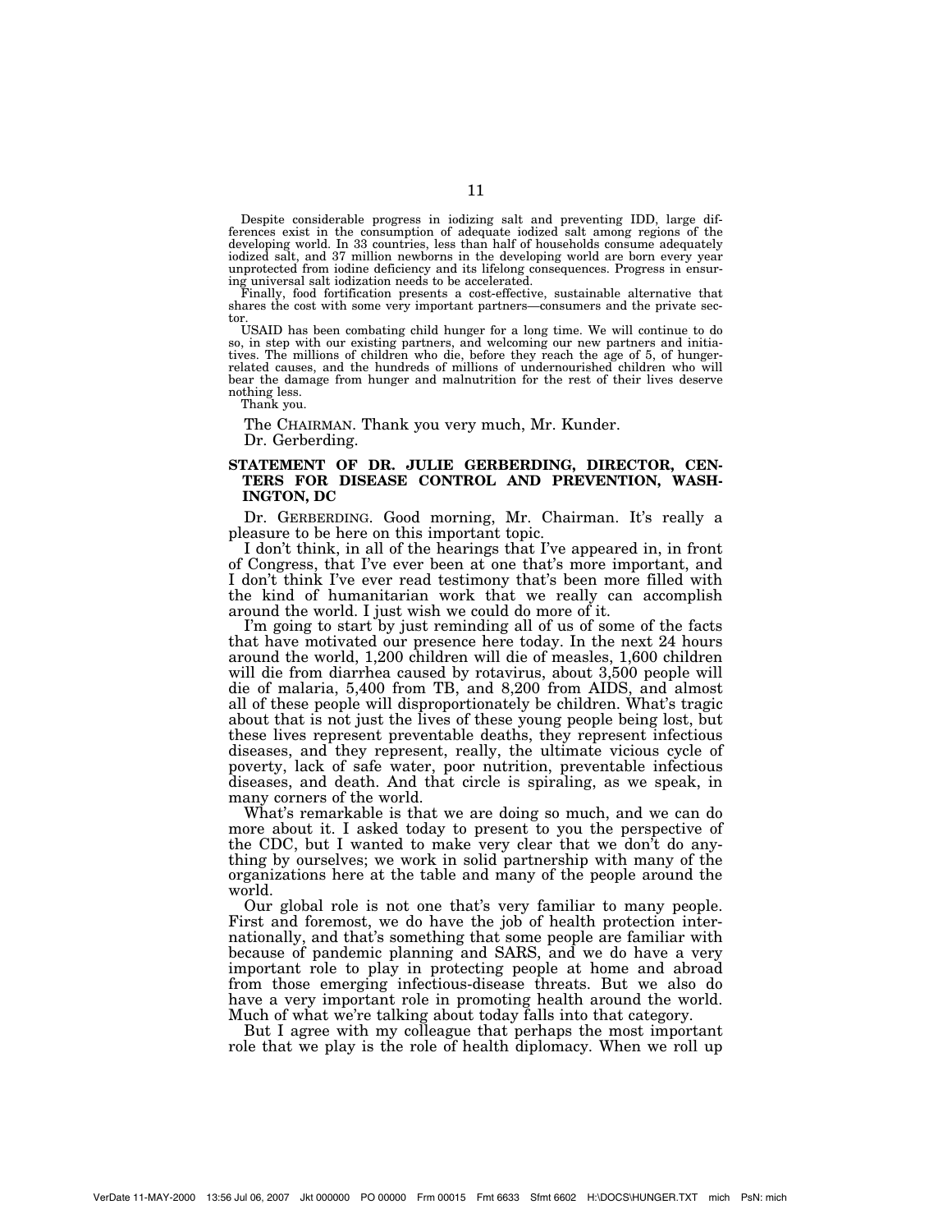Despite considerable progress in iodizing salt and preventing IDD, large differences exist in the consumption of adequate iodized salt among regions of the developing world. In 33 countries, less than half of households consume adequately iodized salt, and 37 million newborns in the developing world are born every year unprotected from iodine deficiency and its lifelong consequences. Progress in ensuring universal salt iodization needs to be accelerated.

Finally, food fortification presents a cost-effective, sustainable alternative that shares the cost with some very important partners—consumers and the private sector.

USAID has been combating child hunger for a long time. We will continue to do so, in step with our existing partners, and welcoming our new partners and initiatives. The millions of children who die, before they reach the age of 5, of hunger-related causes, and the hundreds of millions of undernourished children who will bear the damage from hunger and malnutrition for the rest of their lives deserve nothing less.

Thank you.

The CHAIRMAN. Thank you very much, Mr. Kunder.

Dr. Gerberding.

**STATEMENT OF DR. JULIE GERBERDING, DIRECTOR, CENTERS FOR DISEASE CONTROL AND PREVENTION, WASHINGTON, DC**

Dr. GERBERDING. Good morning, Mr. Chairman. It's really a pleasure to be here on this important topic.

I don't think, in all of the hearings that I've appeared in, in front of Congress, that I've ever been at one that's more important, and I don't think I've ever read testimony that's been more filled with the kind of humanitarian work that we really can accomplish around the world. I just wish we could do more of it.

I'm going to start by just reminding all of us of some of the facts that have motivated our presence here today. In the next 24 hours around the world, 1,200 children will die of measles, 1,600 children will die from diarrhea caused by rotavirus, about 3,500 people will die of malaria, 5,400 from TB, and 8,200 from AIDS, and almost all of these people will disproportionately be children. What's tragic about that is not just the lives of these young people being lost, but these lives represent preventable deaths, they represent infectious diseases, and they represent, really, the ultimate vicious cycle of poverty, lack of safe water, poor nutrition, preventable infectious diseases, and death. And that circle is spiraling, as we speak, in many corners of the world.

What's remarkable is that we are doing so much, and we can do more about it. I asked today to present to you the perspective of the CDC, but I wanted to make very clear that we don't do anything by ourselves; we work in solid partnership with many of the organizations here at the table and many of the people around the world.

Our global role is not one that's very familiar to many people. First and foremost, we do have the job of health protection internationally, and that's something that some people are familiar with because of pandemic planning and SARS, and we do have a very important role to play in protecting people at home and abroad from those emerging infectious-disease threats. But we also do have a very important role in promoting health around the world. Much of what we're talking about today falls into that category.

But I agree with my colleague that perhaps the most important role that we play is the role of health diplomacy. When we roll up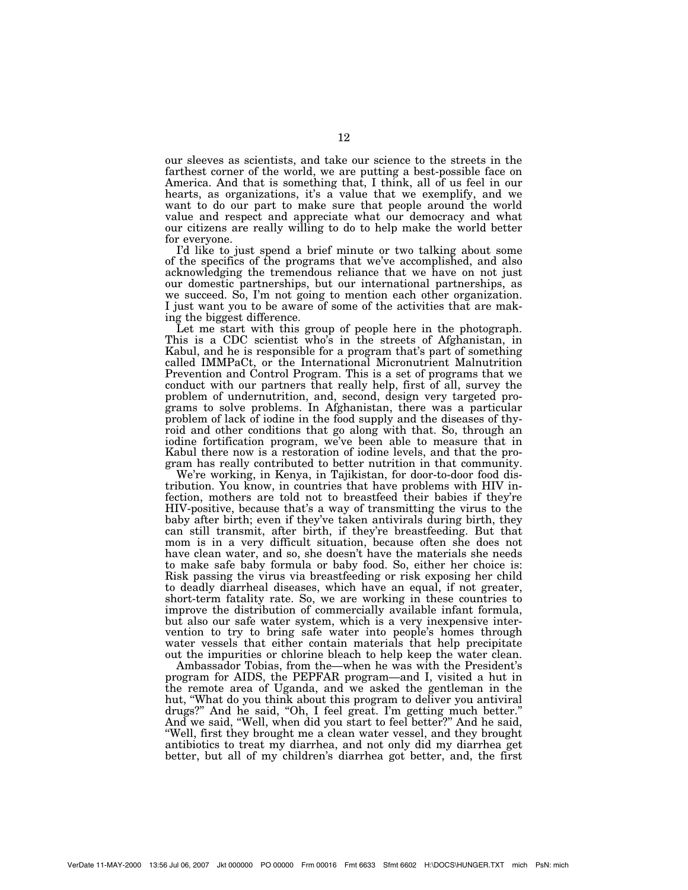our sleeves as scientists, and take our science to the streets in the farthest corner of the world, we are putting a best-possible face on America. And that is something that, I think, all of us feel in our hearts, as organizations, it's a value that we exemplify, and we want to do our part to make sure that people around the world value and respect and appreciate what our democracy and what our citizens are really willing to do to help make the world better for everyone.

I'd like to just spend a brief minute or two talking about some of the specifics of the programs that we've accomplished, and also acknowledging the tremendous reliance that we have on not just our domestic partnerships, but our international partnerships, as we succeed. So, I'm not going to mention each other organization. I just want you to be aware of some of the activities that are making the biggest difference.

Let me start with this group of people here in the photograph. This is a CDC scientist who's in the streets of Afghanistan, in Kabul, and he is responsible for a program that's part of something called IMMPaCt, or the International Micronutrient Malnutrition Prevention and Control Program. This is a set of programs that we conduct with our partners that really help, first of all, survey the problem of undernutrition, and, second, design very targeted programs to solve problems. In Afghanistan, there was a particular problem of lack of iodine in the food supply and the diseases of thyroid and other conditions that go along with that. So, through an iodine fortification program, we've been able to measure that in Kabul there now is a restoration of iodine levels, and that the program has really contributed to better nutrition in that community.

We're working, in Kenya, in Tajikistan, for door-to-door food distribution. You know, in countries that have problems with HIV infection, mothers are told not to breastfeed their babies if they're HIV-positive, because that's a way of transmitting the virus to the baby after birth; even if they've taken antivirals during birth, they can still transmit, after birth, if they're breastfeeding. But that mom is in a very difficult situation, because often she does not have clean water, and so, she doesn't have the materials she needs to make safe baby formula or baby food. So, either her choice is: Risk passing the virus via breastfeeding or risk exposing her child to deadly diarrheal diseases, which have an equal, if not greater, short-term fatality rate. So, we are working in these countries to improve the distribution of commercially available infant formula, but also our safe water system, which is a very inexpensive intervention to try to bring safe water into people's homes through water vessels that either contain materials that help precipitate out the impurities or chlorine bleach to help keep the water clean.

Ambassador Tobias, from the—when he was with the President's program for AIDS, the PEPFAR program—and I, visited a hut in the remote area of Uganda, and we asked the gentleman in the hut, "What do you think about this program to deliver you antiviral drugs?" And he said, "Oh, I feel great. I'm getting much better." And we said, "Well, when did you start to feel better?" And he said, "Well, first they brought me a clean water vessel, and they brought antibiotics to treat my diarrhea, and not only did my diarrhea get better, but all of my children's diarrhea got better, and, the first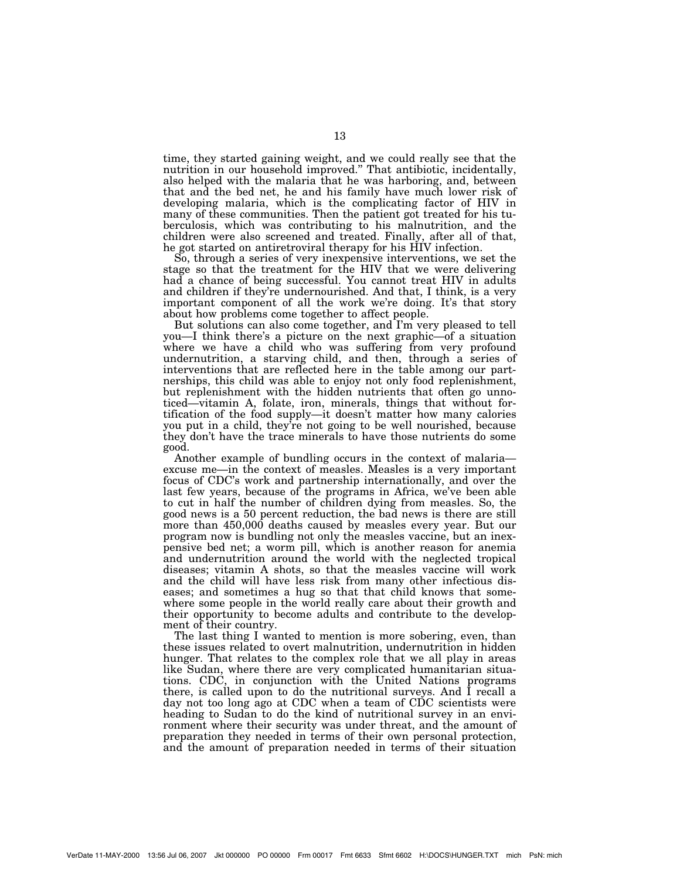time, they started gaining weight, and we could really see that the nutrition in our household improved." That antibiotic, incidentally, also helped with the malaria that he was harboring, and, between that and the bed net, he and his family have much lower risk of developing malaria, which is the complicating factor of HIV in many of these communities. Then the patient got treated for his tuberculosis, which was contributing to his malnutrition, and the children were also screened and treated. Finally, after all of that, he got started on antiretroviral therapy for his HIV infection.

So, through a series of very inexpensive interventions, we set the stage so that the treatment for the HIV that we were delivering had a chance of being successful. You cannot treat HIV in adults and children if they're undernourished. And that, I think, is a very important component of all the work we're doing. It's that story about how problems come together to affect people.

But solutions can also come together, and I'm very pleased to tell you—I think there's a picture on the next graphic—of a situation where we have a child who was suffering from very profound undernutrition, a starving child, and then, through a series of interventions that are reflected here in the table among our partnerships, this child was able to enjoy not only food replenishment, but replenishment with the hidden nutrients that often go unnoticed—vitamin A, folate, iron, minerals, things that without fortification of the food supply—it doesn't matter how many calories you put in a child, they're not going to be well nourished, because they don't have the trace minerals to have those nutrients do some good.

Another example of bundling occurs in the context of malaria—excuse me—in the context of measles. Measles is a very important focus of CDC's work and partnership internationally, and over the last few years, because of the programs in Africa, we've been able to cut in half the number of children dying from measles. So, the good news is a 50 percent reduction, the bad news is there are still more than 450,000 deaths caused by measles every year. But our program now is bundling not only the measles vaccine, but an inexpensive bed net; a worm pill, which is another reason for anemia and undernutrition around the world with the neglected tropical diseases; vitamin A shots, so that the measles vaccine will work and the child will have less risk from many other infectious diseases; and sometimes a hug so that that child knows that somewhere some people in the world really care about their growth and their opportunity to become adults and contribute to the development of their country.

The last thing I wanted to mention is more sobering, even, than these issues related to overt malnutrition, undernutrition in hidden hunger. That relates to the complex role that we all play in areas like Sudan, where there are very complicated humanitarian situations. CDC, in conjunction with the United Nations programs there, is called upon to do the nutritional surveys. And I recall a day not too long ago at CDC when a team of CDC scientists were heading to Sudan to do the kind of nutritional survey in an environment where their security was under threat, and the amount of preparation they needed in terms of their own personal protection, and the amount of preparation needed in terms of their situation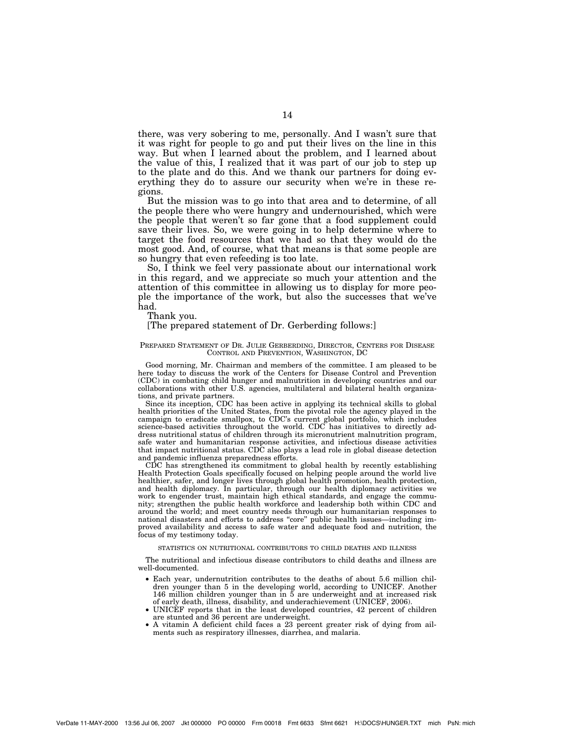there, was very sobering to me, personally. And I wasn't sure that it was right for people to go and put their lives on the line in this way. But when I learned about the problem, and I learned about the value of this, I realized that it was part of our job to step up to the plate and do this. And we thank our partners for doing everything they do to assure our security when we're in these regions.

But the mission was to go into that area and to determine, of all the people there who were hungry and undernourished, which were the people that weren't so far gone that a food supplement could save their lives. So, we were going in to help determine where to target the food resources that we had so that they would do the most good. And, of course, what that means is that some people are so hungry that even refeeding is too late.

So, I think we feel very passionate about our international work in this regard, and we appreciate so much your attention and the attention of this committee in allowing us to display for more people the importance of the work, but also the successes that we've had.

Thank you.

[The prepared statement of Dr. Gerberding follows:]

PREPARED STATEMENT OF DR. JULIE GERBERDING, DIRECTOR, CENTERS FOR DISEASE CONTROL AND PREVENTION, WASHINGTON, DC

Good morning, Mr. Chairman and members of the committee. I am pleased to be here today to discuss the work of the Centers for Disease Control and Prevention (CDC) in combating child hunger and malnutrition in developing countries and our collaborations with other U.S. agencies, multilateral and bilateral health organizations, and private partners.

Since its inception, CDC has been active in applying its technical skills to global health priorities of the United States, from the pivotal role the agency played in the campaign to eradicate smallpox, to CDC's current global portfolio, which includes science-based activities throughout the world. CDC has initiatives to directly address nutritional status of children through its micronutrient malnutrition program, safe water and humanitarian response activities, and infectious disease activities that impact nutritional status. CDC also plays a lead role in global disease detection and pandemic influenza preparedness efforts.

CDC has strengthened its commitment to global health by recently establishing Health Protection Goals specifically focused on helping people around the world live healthier, safer, and longer lives through global health promotion, health protection, and health diplomacy. In particular, through our health diplomacy activities we work to engender trust, maintain high ethical standards, and engage the community; strengthen the public health workforce and leadership both within CDC and around the world; and meet country needs through our humanitarian responses to national disasters and efforts to address "core" public health issues—including improved availability and access to safe water and adequate food and nutrition, the focus of my testimony today.

STATISTICS ON NUTRITIONAL CONTRIBUTORS TO CHILD DEATHS AND ILLNESS

The nutritional and infectious disease contributors to child deaths and illness are well-documented.

- Each year, undernutrition contributes to the deaths of about 5.6 million children younger than 5 in the developing world, according to UNICEF. Another 146 million children younger than in 5 are underweight and at increased risk of early death, illness, disability, and underachievement (UNICEF, 2006).
- UNICEF reports that in the least developed countries, 42 percent of children are stunted and 36 percent are underweight.
- A vitamin A deficient child faces a 23 percent greater risk of dying from ailments such as respiratory illnesses, diarrhea, and malaria.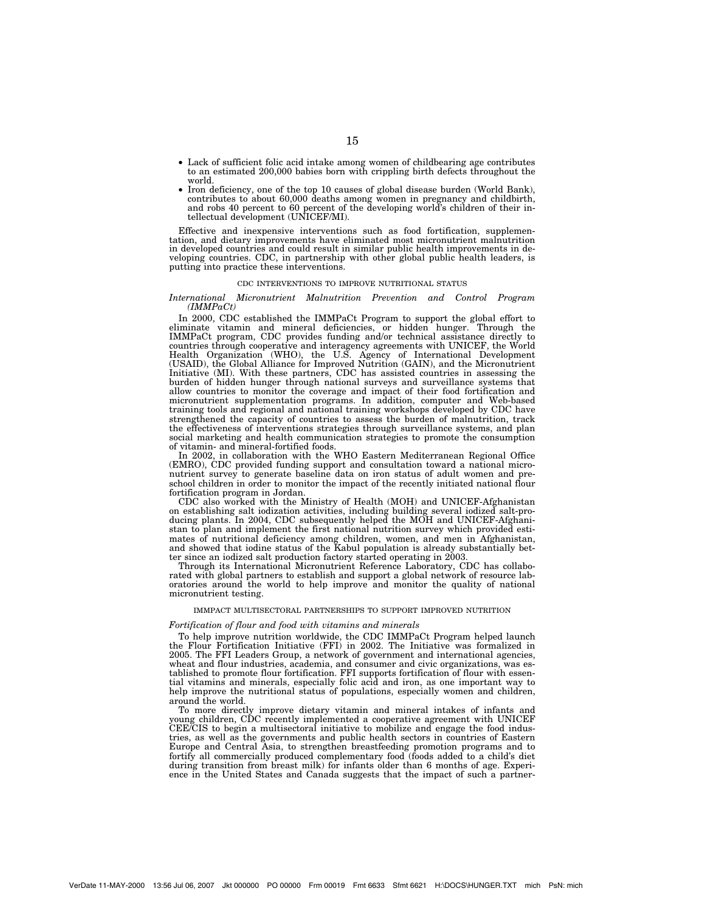- Lack of sufficient folic acid intake among women of childbearing age contributes to an estimated 200,000 babies born with crippling birth defects throughout the world.
- Iron deficiency, one of the top 10 causes of global disease burden (World Bank), contributes to about 60,000 deaths among women in pregnancy and childbirth, and robs 40 percent to 60 percent of the developing world's children of their intellectual development (UNICEF/MI).

Effective and inexpensive interventions such as food fortification, supplementation, and dietary improvements have eliminated most micronutrient malnutrition in developed countries and could result in similar public health improvements in developing countries. CDC, in partnership with other global public health leaders, is putting into practice these interventions.

CDC INTERVENTIONS TO IMPROVE NUTRITIONAL STATUS

*International Micronutrient Malnutrition Prevention and Control Program (IMMPaCt)*

In 2000, CDC established the IMMPaCt Program to support the global effort to eliminate vitamin and mineral deficiencies, or hidden hunger. Through the IMMPaCt program, CDC provides funding and/or technical assistance directly to countries through cooperative and interagency agreements with UNICEF, the World Health Organization (WHO), the U.S. Agency of International Development (USAID), the Global Alliance for Improved Nutrition (GAIN), and the Micronutrient Initiative (MI). With these partners, CDC has assisted countries in assessing the burden of hidden hunger through national surveys and surveillance systems that allow countries to monitor the coverage and impact of their food fortification and micronutrient supplementation programs. In addition, computer and Web-based training tools and regional and national training workshops developed by CDC have strengthened the capacity of countries to assess the burden of malnutrition, track the effectiveness of interventions strategies through surveillance systems, and plan social marketing and health communication strategies to promote the consumption of vitamin- and mineral-fortified foods.

In 2002, in collaboration with the WHO Eastern Mediterranean Regional Office (EMRO), CDC provided funding support and consultation toward a national micronutrient survey to generate baseline data on iron status of adult women and preschool children in order to monitor the impact of the recently initiated national flour fortification program in Jordan.

CDC also worked with the Ministry of Health (MOH) and UNICEF-Afghanistan on establishing salt iodization activities, including building several iodized salt-producing plants. In 2004, CDC subsequently helped the MOH and UNICEF-Afghanistan to plan and implement the first national nutrition survey which provided estimates of nutritional deficiency among children, women, and men in Afghanistan, and showed that iodine status of the Kabul population is already substantially better since an iodized salt production factory started operating in 2003.

Through its International Micronutrient Reference Laboratory, CDC has collaborated with global partners to establish and support a global network of resource laboratories around the world to help improve and monitor the quality of national micronutrient testing.

IMMPACT MULTISECTORAL PARTNERSHIPS TO SUPPORT IMPROVED NUTRITION

*Fortification of flour and food with vitamins and minerals*

To help improve nutrition worldwide, the CDC IMMPaCt Program helped launch the Flour Fortification Initiative (FFI) in 2002. The Initiative was formalized in 2005. The FFI Leaders Group, a network of government and international agencies, wheat and flour industries, academia, and consumer and civic organizations, was established to promote flour fortification. FFI supports fortification of flour with essential vitamins and minerals, especially folic acid and iron, as one important way to help improve the nutritional status of populations, especially women and children, around the world.

To more directly improve dietary vitamin and mineral intakes of infants and young children, CDC recently implemented a cooperative agreement with UNICEF CEE/CIS to begin a multisectoral initiative to mobilize and engage the food industries, as well as the governments and public health sectors in countries of Eastern Europe and Central Asia, to strengthen breastfeeding promotion programs and to fortify all commercially produced complementary food (foods added to a child's diet during transition from breast milk) for infants older than 6 months of age. Experience in the United States and Canada suggests that the impact of such a partner-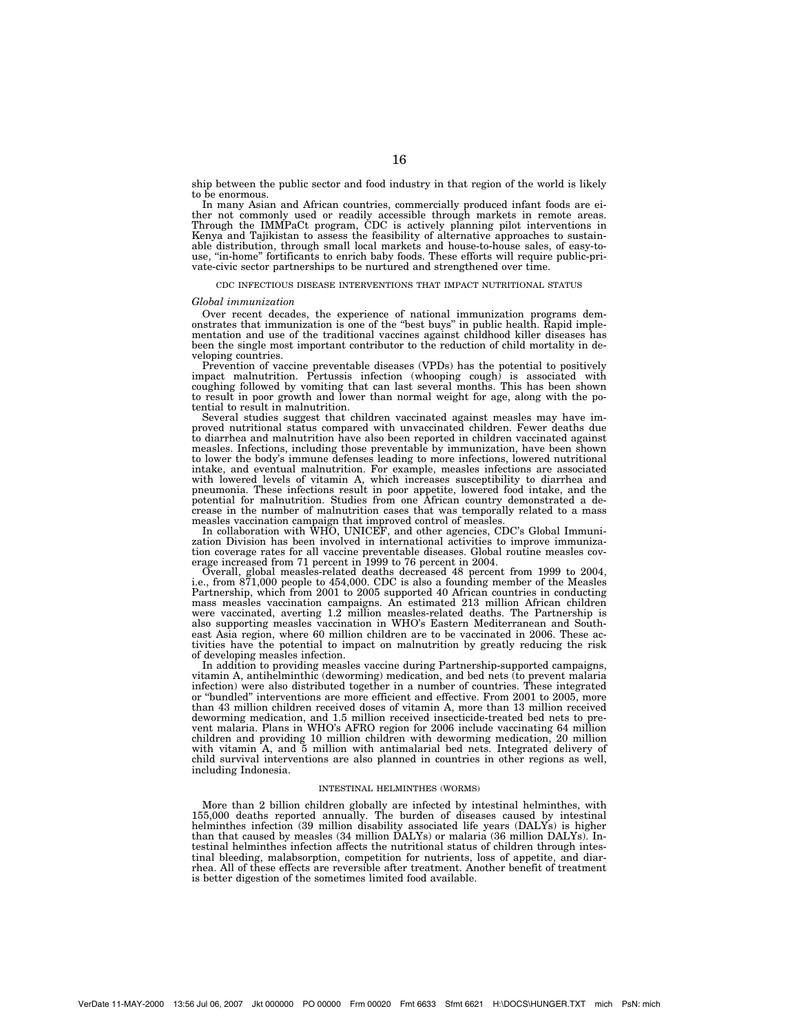ship between the public sector and food industry in that region of the world is likely to be enormous.

In many Asian and African countries, commercially produced infant foods are either not commonly used or readily accessible through markets in remote areas. Through the IMMPaCt program, CDC is actively planning pilot interventions in Kenya and Tajikistan to assess the feasibility of alternative approaches to sustainable distribution, through small local markets and house-to-house sales, of easy-to-use, "in-home" fortificants to enrich baby foods. These efforts will require public-private-civic sector partnerships to be nurtured and strengthened over time.

## CDC INFECTIOUS DISEASE INTERVENTIONS THAT IMPACT NUTRITIONAL STATUS

### *Global immunization*

Over recent decades, the experience of national immunization programs demonstrates that immunization is one of the "best buys" in public health. Rapid implementation and use of the traditional vaccines against childhood killer diseases has been the single most important contributor to the reduction of child mortality in developing countries.

Prevention of vaccine preventable diseases (VPDs) has the potential to positively impact malnutrition. Pertussis infection (whooping cough) is associated with coughing followed by vomiting that can last several months. This has been shown to result in poor growth and lower than normal weight for age, along with the potential to result in malnutrition.

Several studies suggest that children vaccinated against measles may have improved nutritional status compared with unvaccinated children. Fewer deaths due to diarrhea and malnutrition have also been reported in children vaccinated against measles. Infections, including those preventable by immunization, have been shown to lower the body's immune defenses leading to more infections, lowered nutritional intake, and eventual malnutrition. For example, measles infections are associated with lowered levels of vitamin A, which increases susceptibility to diarrhea and pneumonia. These infections result in poor appetite, lowered food intake, and the potential for malnutrition. Studies from one African country demonstrated a decrease in the number of malnutrition cases that was temporally related to a mass measles vaccination campaign that improved control of measles.

In collaboration with WHO, UNICEF, and other agencies, CDC's Global Immunization Division has been involved in international activities to improve immunization coverage rates for all vaccine preventable diseases. Global routine measles coverage increased from 71 percent in 1999 to 76 percent in 2004.

Overall, global measles-related deaths decreased 48 percent from 1999 to 2004, i.e., from 871,000 people to 454,000. CDC is also a founding member of the Measles Partnership, which from 2001 to 2005 supported 40 African countries in conducting mass measles vaccination campaigns. An estimated 213 million African children were vaccinated, averting 1.2 million measles-related deaths. The Partnership is also supporting measles vaccination in WHO's Eastern Mediterranean and Southeast Asia region, where 60 million children are to be vaccinated in 2006. These activities have the potential to impact on malnutrition by greatly reducing the risk of developing measles infection.

In addition to providing measles vaccine during Partnership-supported campaigns, vitamin A, antihelminthic (deworming) medication, and bed nets (to prevent malaria infection) were also distributed together in a number of countries. These integrated or "bundled" interventions are more efficient and effective. From 2001 to 2005, more than 43 million children received doses of vitamin A, more than 13 million received deworming medication, and 1.5 million received insecticide-treated bed nets to prevent malaria. Plans in WHO's AFRO region for 2006 include vaccinating 64 million children and providing 10 million children with deworming medication, 20 million with vitamin A, and 5 million with antimalarial bed nets. Integrated delivery of child survival interventions are also planned in countries in other regions as well, including Indonesia.

## INTESTINAL HELMINTHES (WORMS)

More than 2 billion children globally are infected by intestinal helminthes, with 155,000 deaths reported annually. The burden of diseases caused by intestinal helminthes infection (39 million disability associated life years (DALYs) is higher than that caused by measles (34 million DALYs) or malaria (36 million DALYs). Intestinal helminthes infection affects the nutritional status of children through intestinal bleeding, malabsorption, competition for nutrients, loss of appetite, and diarrhea. All of these effects are reversible after treatment. Another benefit of treatment is better digestion of the sometimes limited food available.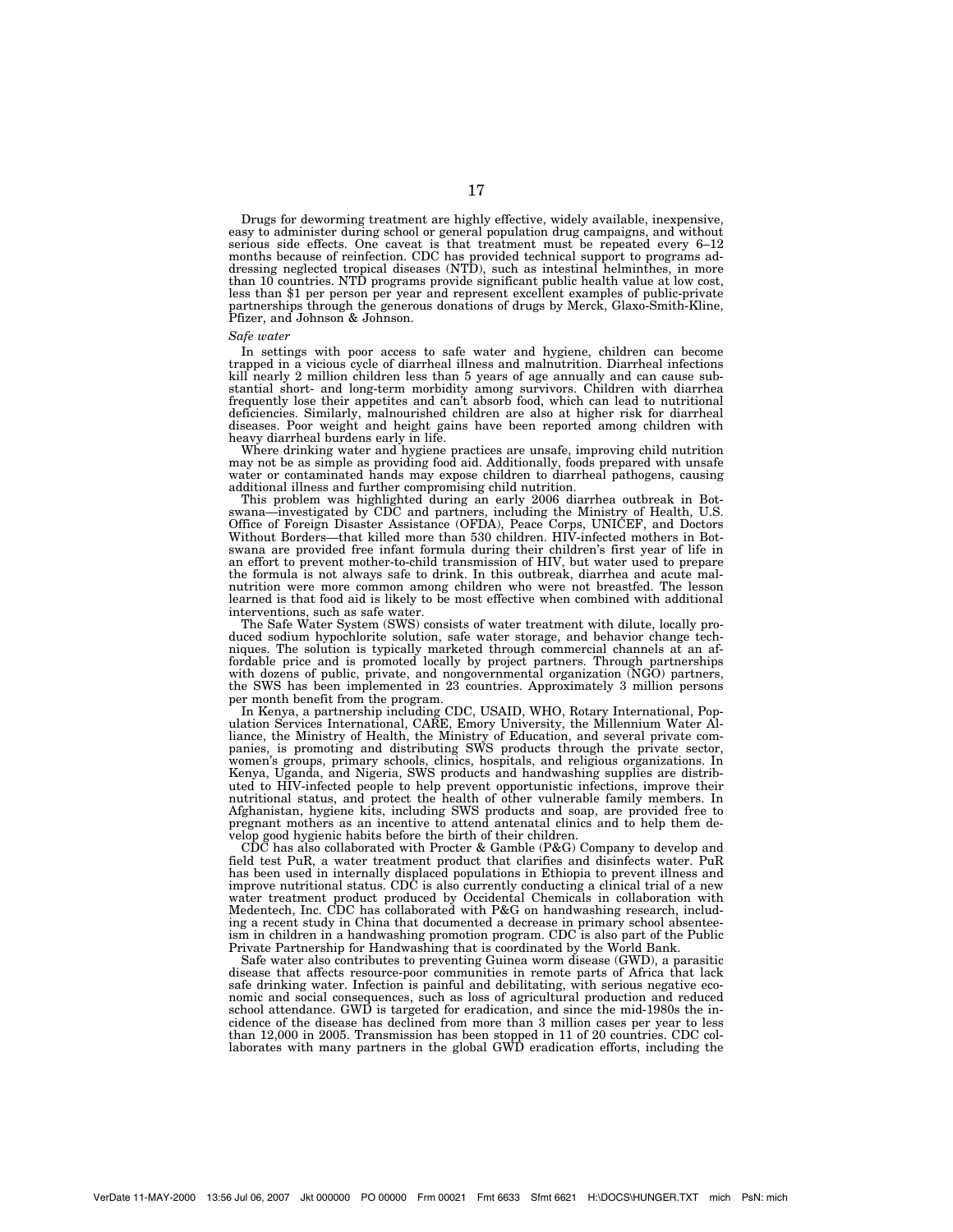Drugs for deworming treatment are highly effective, widely available, inexpensive, easy to administer during school or general population drug campaigns, and without serious side effects. One caveat is that treatment must be repeated every 6–12 months because of reinfection. CDC has provided technical support to programs addressing neglected tropical diseases (NTD), such as intestinal helminthes, in more than 10 countries. NTD programs provide significant public health value at low cost, less than $1 per person per year and represent excellent examples of public-private partnerships through the generous donations of drugs by Merck, Glaxo-Smith-Kline, Pfizer, and Johnson & Johnson.

*Safe water*

In settings with poor access to safe water and hygiene, children can become trapped in a vicious cycle of diarrheal illness and malnutrition. Diarrheal infections kill nearly 2 million children less than 5 years of age annually and can cause substantial short- and long-term morbidity among survivors. Children with diarrhea frequently lose their appetites and can't absorb food, which can lead to nutritional deficiencies. Similarly, malnourished children are also at higher risk for diarrheal diseases. Poor weight and height gains have been reported among children with heavy diarrheal burdens early in life.

Where drinking water and hygiene practices are unsafe, improving child nutrition may not be as simple as providing food aid. Additionally, foods prepared with unsafe water or contaminated hands may expose children to diarrheal pathogens, causing additional illness and further compromising child nutrition.

This problem was highlighted during an early 2006 diarrhea outbreak in Botswana—investigated by CDC and partners, including the Ministry of Health, U.S. Office of Foreign Disaster Assistance (OFDA), Peace Corps, UNICEF, and Doctors Without Borders—that killed more than 530 children. HIV-infected mothers in Botswana are provided free infant formula during their children's first year of life in an effort to prevent mother-to-child transmission of HIV, but water used to prepare the formula is not always safe to drink. In this outbreak, diarrhea and acute malnutrition were more common among children who were not breastfed. The lesson learned is that food aid is likely to be most effective when combined with additional interventions, such as safe water.

The Safe Water System (SWS) consists of water treatment with dilute, locally produced sodium hypochlorite solution, safe water storage, and behavior change techniques. The solution is typically marketed through commercial channels at an affordable price and is promoted locally by project partners. Through partnerships with dozens of public, private, and nongovernmental organization (NGO) partners, the SWS has been implemented in 23 countries. Approximately 3 million persons per month benefit from the program.

In Kenya, a partnership including CDC, USAID, WHO, Rotary International, Population Services International, CARE, Emory University, the Millennium Water Alliance, the Ministry of Health, the Ministry of Education, and several private companies, is promoting and distributing SWS products through the private sector, women's groups, primary schools, clinics, hospitals, and religious organizations. In Kenya, Uganda, and Nigeria, SWS products and handwashing supplies are distributed to HIV-infected people to help prevent opportunistic infections, improve their nutritional status, and protect the health of other vulnerable family members. In Afghanistan, hygiene kits, including SWS products and soap, are provided free to pregnant mothers as an incentive to attend antenatal clinics and to help them develop good hygienic habits before the birth of their children.

CDC has also collaborated with Procter & Gamble (P&G) Company to develop and field test PuR, a water treatment product that clarifies and disinfects water. PuR has been used in internally displaced populations in Ethiopia to prevent illness and improve nutritional status. CDC is also currently conducting a clinical trial of a new water treatment product produced by Occidental Chemicals in collaboration with Medentech, Inc. CDC has collaborated with P&G on handwashing research, including a recent study in China that documented a decrease in primary school absenteeism in children in a handwashing promotion program. CDC is also part of the Public Private Partnership for Handwashing that is coordinated by the World Bank.

Safe water also contributes to preventing Guinea worm disease (GWD), a parasitic disease that affects resource-poor communities in remote parts of Africa that lack safe drinking water. Infection is painful and debilitating, with serious negative economic and social consequences, such as loss of agricultural production and reduced school attendance. GWD is targeted for eradication, and since the mid-1980s the incidence of the disease has declined from more than 3 million cases per year to less than 12,000 in 2005. Transmission has been stopped in 11 of 20 countries. CDC collaborates with many partners in the global GWD eradication efforts, including the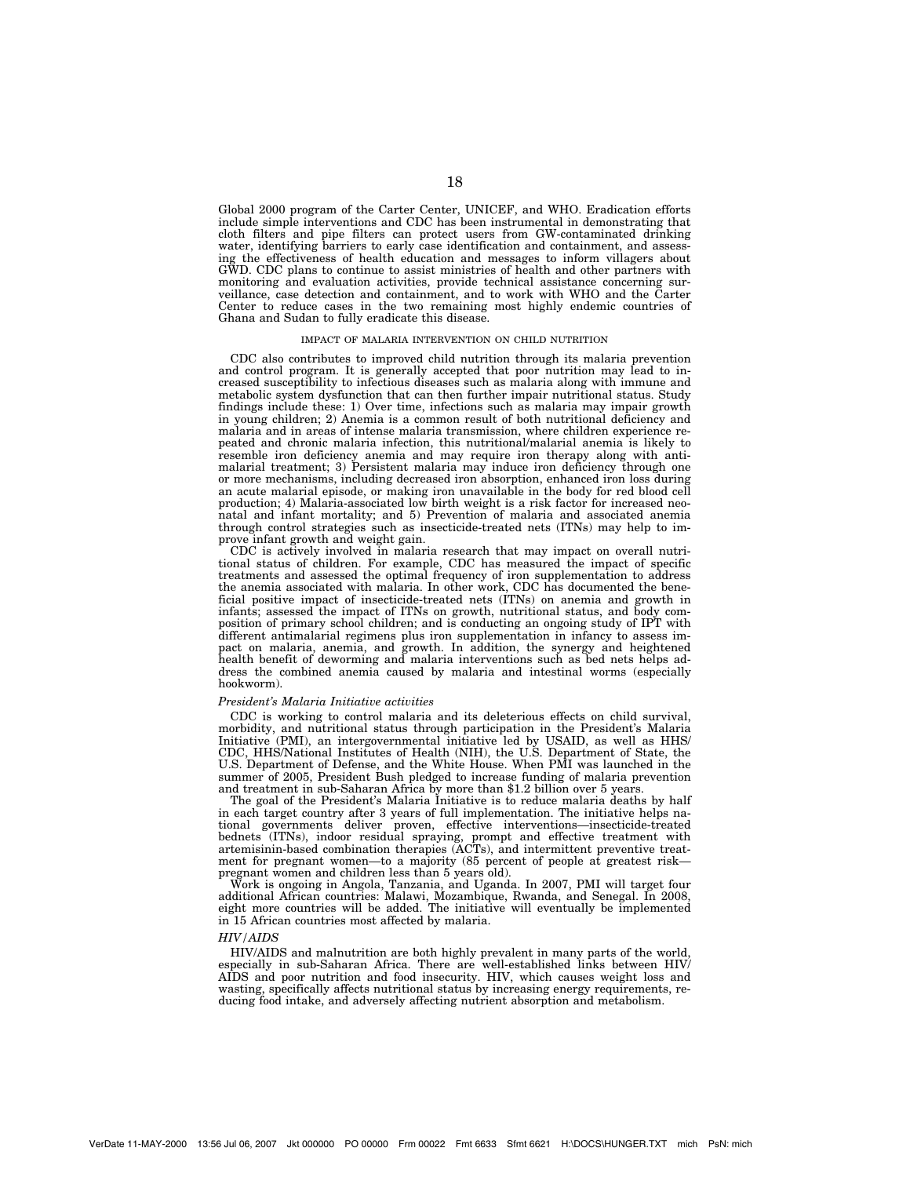Global 2000 program of the Carter Center, UNICEF, and WHO. Eradication efforts include simple interventions and CDC has been instrumental in demonstrating that cloth filters and pipe filters can protect users from GW-contaminated drinking water, identifying barriers to early case identification and containment, and assessing the effectiveness of health education and messages to inform villagers about GWD. CDC plans to continue to assist ministries of health and other partners with monitoring and evaluation activities, provide technical assistance concerning surveillance, case detection and containment, and to work with WHO and the Carter Center to reduce cases in the two remaining most highly endemic countries of Ghana and Sudan to fully eradicate this disease.

### IMPACT OF MALARIA INTERVENTION ON CHILD NUTRITION

CDC also contributes to improved child nutrition through its malaria prevention and control program. It is generally accepted that poor nutrition may lead to increased susceptibility to infectious diseases such as malaria along with immune and metabolic system dysfunction that can then further impair nutritional status. Study findings include these: 1) Over time, infections such as malaria may impair growth in young children; 2) Anemia is a common result of both nutritional deficiency and malaria and in areas of intense malaria transmission, where children experience repeated and chronic malaria infection, this nutritional/malarial anemia is likely to resemble iron deficiency anemia and may require iron therapy along with antimalarial treatment; 3) Persistent malaria may induce iron deficiency through one or more mechanisms, including decreased iron absorption, enhanced iron loss during an acute malarial episode, or making iron unavailable in the body for red blood cell production; 4) Malaria-associated low birth weight is a risk factor for increased neonatal and infant mortality; and 5) Prevention of malaria and associated anemia through control strategies such as insecticide-treated nets (ITNs) may help to improve infant growth and weight gain.

CDC is actively involved in malaria research that may impact on overall nutritional status of children. For example, CDC has measured the impact of specific treatments and assessed the optimal frequency of iron supplementation to address the anemia associated with malaria. In other work, CDC has documented the beneficial positive impact of insecticide-treated nets (ITNs) on anemia and growth in infants; assessed the impact of ITNs on growth, nutritional status, and body composition of primary school children; and is conducting an ongoing study of IPT with different antimalarial regimens plus iron supplementation in infancy to assess impact on malaria, anemia, and growth. In addition, the synergy and heightened health benefit of deworming and malaria interventions such as bed nets helps address the combined anemia caused by malaria and intestinal worms (especially hookworm).

#### *President's Malaria Initiative activities*

CDC is working to control malaria and its deleterious effects on child survival, morbidity, and nutritional status through participation in the President's Malaria Initiative (PMI), an intergovernmental initiative led by USAID, as well as HHS/CDC, HHS/National Institutes of Health (NIH), the U.S. Department of State, the U.S. Department of Defense, and the White House. When PMI was launched in the summer of 2005, President Bush pledged to increase funding of malaria prevention and treatment in sub-Saharan Africa by more than $1.2 billion over 5 years.

The goal of the President's Malaria Initiative is to reduce malaria deaths by half in each target country after 3 years of full implementation. The initiative helps national governments deliver proven, effective interventions—insecticide-treated bednets (ITNs), indoor residual spraying, prompt and effective treatment with artemisinin-based combination therapies (ACTs), and intermittent preventive treatment for pregnant women—to a majority (85 percent of people at greatest risk—pregnant women and children less than 5 years old).

Work is ongoing in Angola, Tanzania, and Uganda. In 2007, PMI will target four additional African countries: Malawi, Mozambique, Rwanda, and Senegal. In 2008, eight more countries will be added. The initiative will eventually be implemented in 15 African countries most affected by malaria.

#### *HIV/AIDS*

HIV/AIDS and malnutrition are both highly prevalent in many parts of the world, especially in sub-Saharan Africa. There are well-established links between HIV/AIDS and poor nutrition and food insecurity. HIV, which causes weight loss and wasting, specifically affects nutritional status by increasing energy requirements, reducing food intake, and adversely affecting nutrient absorption and metabolism.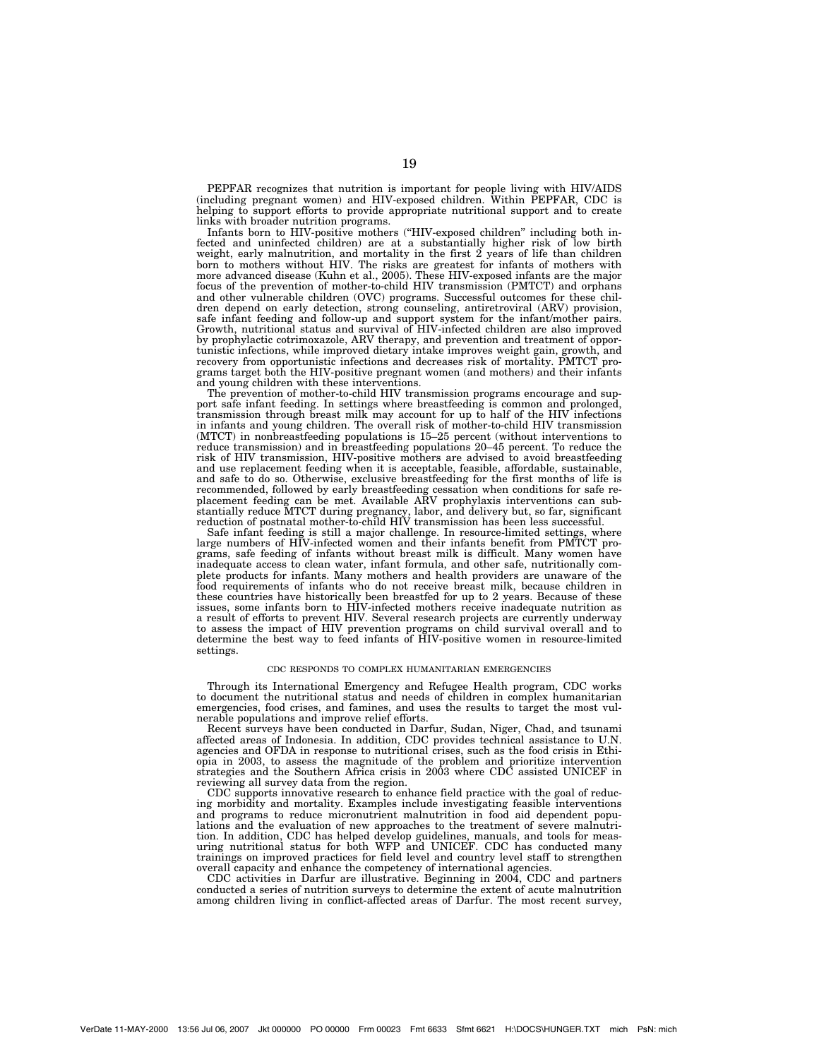PEPFAR recognizes that nutrition is important for people living with HIV/AIDS (including pregnant women) and HIV-exposed children. Within PEPFAR, CDC is helping to support efforts to provide appropriate nutritional support and to create links with broader nutrition programs.

Infants born to HIV-positive mothers ("HIV-exposed children" including both infected and uninfected children) are at a substantially higher risk of low birth weight, early malnutrition, and mortality in the first 2 years of life than children born to mothers without HIV. The risks are greatest for infants of mothers with more advanced disease (Kuhn et al., 2005). These HIV-exposed infants are the major focus of the prevention of mother-to-child HIV transmission (PMTCT) and orphans and other vulnerable children (OVC) programs. Successful outcomes for these children depend on early detection, strong counseling, antiretroviral (ARV) provision, safe infant feeding and follow-up and support system for the infant/mother pairs. Growth, nutritional status and survival of HIV-infected children are also improved by prophylactic cotrimoxazole, ARV therapy, and prevention and treatment of opportunistic infections, while improved dietary intake improves weight gain, growth, and recovery from opportunistic infections and decreases risk of mortality. PMTCT programs target both the HIV-positive pregnant women (and mothers) and their infants and young children with these interventions.

The prevention of mother-to-child HIV transmission programs encourage and support safe infant feeding. In settings where breastfeeding is common and prolonged, transmission through breast milk may account for up to half of the HIV infections in infants and young children. The overall risk of mother-to-child HIV transmission (MTCT) in nonbreastfeeding populations is 15–25 percent (without interventions to reduce transmission) and in breastfeeding populations 20–45 percent. To reduce the risk of HIV transmission, HIV-positive mothers are advised to avoid breastfeeding and use replacement feeding when it is acceptable, feasible, affordable, sustainable, and safe to do so. Otherwise, exclusive breastfeeding for the first months of life is recommended, followed by early breastfeeding cessation when conditions for safe replacement feeding can be met. Available ARV prophylaxis interventions can substantially reduce MTCT during pregnancy, labor, and delivery but, so far, significant reduction of postnatal mother-to-child HIV transmission has been less successful.

Safe infant feeding is still a major challenge. In resource-limited settings, where large numbers of HIV-infected women and their infants benefit from PMTCT programs, safe feeding of infants without breast milk is difficult. Many women have inadequate access to clean water, infant formula, and other safe, nutritionally complete products for infants. Many mothers and health providers are unaware of the food requirements of infants who do not receive breast milk, because children in these countries have historically been breastfed for up to 2 years. Because of these issues, some infants born to HIV-infected mothers receive inadequate nutrition as a result of efforts to prevent HIV. Several research projects are currently underway to assess the impact of HIV prevention programs on child survival overall and to determine the best way to feed infants of HIV-positive women in resource-limited settings.

## CDC RESPONDS TO COMPLEX HUMANITARIAN EMERGENCIES

Through its International Emergency and Refugee Health program, CDC works to document the nutritional status and needs of children in complex humanitarian emergencies, food crises, and famines, and uses the results to target the most vulnerable populations and improve relief efforts.

Recent surveys have been conducted in Darfur, Sudan, Niger, Chad, and tsunami affected areas of Indonesia. In addition, CDC provides technical assistance to U.N. agencies and OFDA in response to nutritional crises, such as the food crisis in Ethiopia in 2003, to assess the magnitude of the problem and prioritize intervention strategies and the Southern Africa crisis in 2003 where CDC assisted UNICEF in reviewing all survey data from the region.

CDC supports innovative research to enhance field practice with the goal of reducing morbidity and mortality. Examples include investigating feasible interventions and programs to reduce micronutrient malnutrition in food aid dependent populations and the evaluation of new approaches to the treatment of severe malnutrition. In addition, CDC has helped develop guidelines, manuals, and tools for measuring nutritional status for both WFP and UNICEF. CDC has conducted many trainings on improved practices for field level and country level staff to strengthen overall capacity and enhance the competency of international agencies.

CDC activities in Darfur are illustrative. Beginning in 2004, CDC and partners conducted a series of nutrition surveys to determine the extent of acute malnutrition among children living in conflict-affected areas of Darfur. The most recent survey,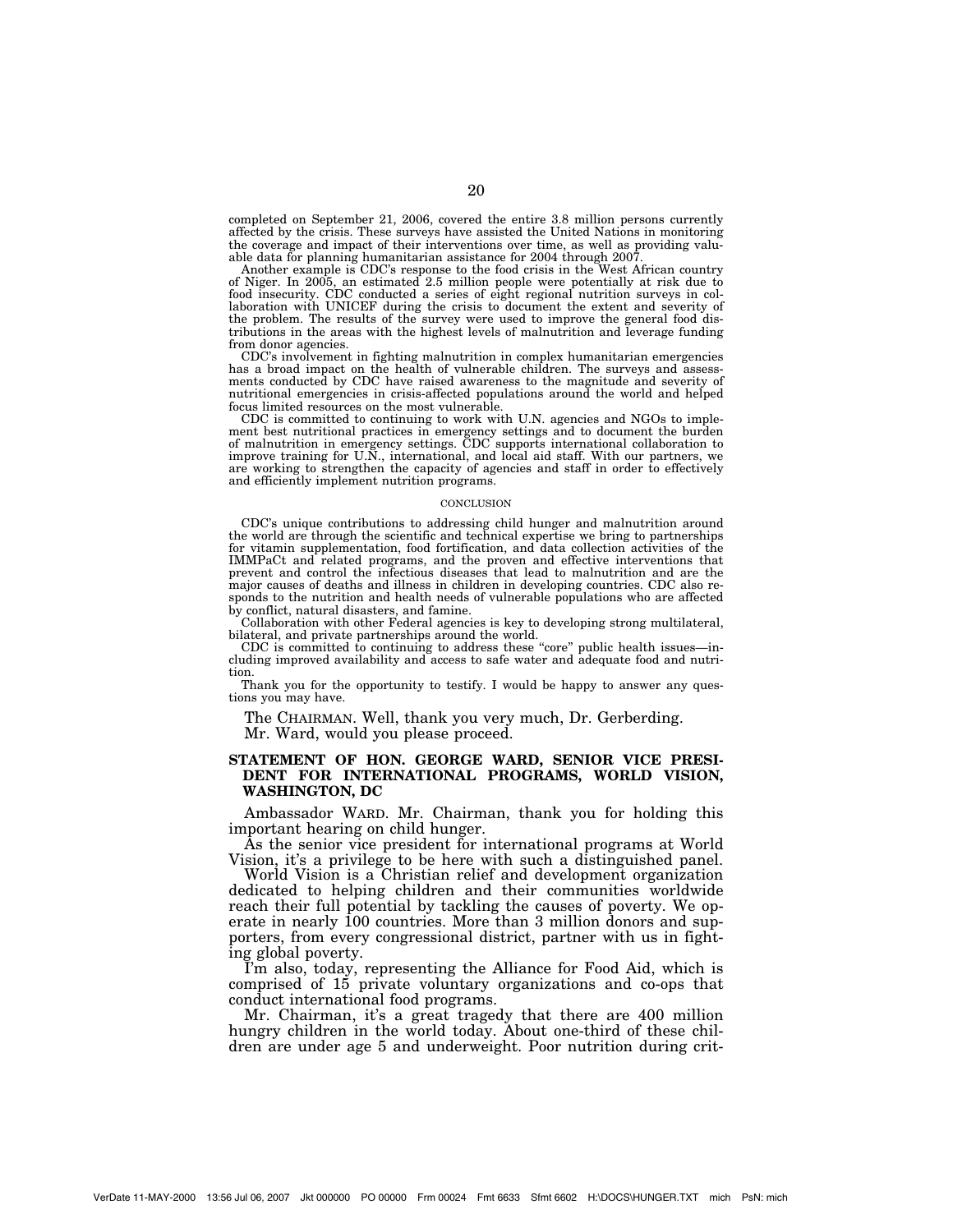completed on September 21, 2006, covered the entire 3.8 million persons currently affected by the crisis. These surveys have assisted the United Nations in monitoring the coverage and impact of their interventions over time, as well as providing valuable data for planning humanitarian assistance for 2004 through 2007.

Another example is CDC's response to the food crisis in the West African country of Niger. In 2005, an estimated 2.5 million people were potentially at risk due to food insecurity. CDC conducted a series of eight regional nutrition surveys in collaboration with UNICEF during the crisis to document the extent and severity of the problem. The results of the survey were used to improve the general food distributions in the areas with the highest levels of malnutrition and leverage funding from donor agencies.

CDC's involvement in fighting malnutrition in complex humanitarian emergencies has a broad impact on the health of vulnerable children. The surveys and assessments conducted by CDC have raised awareness to the magnitude and severity of nutritional emergencies in crisis-affected populations around the world and helped focus limited resources on the most vulnerable.

CDC is committed to continuing to work with U.N. agencies and NGOs to implement best nutritional practices in emergency settings and to document the burden of malnutrition in emergency settings. CDC supports international collaboration to improve training for U.N., international, and local aid staff. With our partners, we are working to strengthen the capacity of agencies and staff in order to effectively and efficiently implement nutrition programs.

CONCLUSION

CDC's unique contributions to addressing child hunger and malnutrition around the world are through the scientific and technical expertise we bring to partnerships for vitamin supplementation, food fortification, and data collection activities of the IMMPaCt and related programs, and the proven and effective interventions that prevent and control the infectious diseases that lead to malnutrition and are the major causes of deaths and illness in children in developing countries. CDC also responds to the nutrition and health needs of vulnerable populations who are affected by conflict, natural disasters, and famine.

Collaboration with other Federal agencies is key to developing strong multilateral, bilateral, and private partnerships around the world.

CDC is committed to continuing to address these "core" public health issues—including improved availability and access to safe water and adequate food and nutrition.

Thank you for the opportunity to testify. I would be happy to answer any questions you may have.

The CHAIRMAN. Well, thank you very much, Dr. Gerberding.

Mr. Ward, would you please proceed.

## STATEMENT OF HON. GEORGE WARD, SENIOR VICE PRESIDENT FOR INTERNATIONAL PROGRAMS, WORLD VISION, WASHINGTON, DC

Ambassador WARD. Mr. Chairman, thank you for holding this important hearing on child hunger.

As the senior vice president for international programs at World Vision, it's a privilege to be here with such a distinguished panel.

World Vision is a Christian relief and development organization dedicated to helping children and their communities worldwide reach their full potential by tackling the causes of poverty. We operate in nearly 100 countries. More than 3 million donors and supporters, from every congressional district, partner with us in fighting global poverty.

I'm also, today, representing the Alliance for Food Aid, which is comprised of 15 private voluntary organizations and co-ops that conduct international food programs.

Mr. Chairman, it's a great tragedy that there are 400 million hungry children in the world today. About one-third of these children are under age 5 and underweight. Poor nutrition during crit-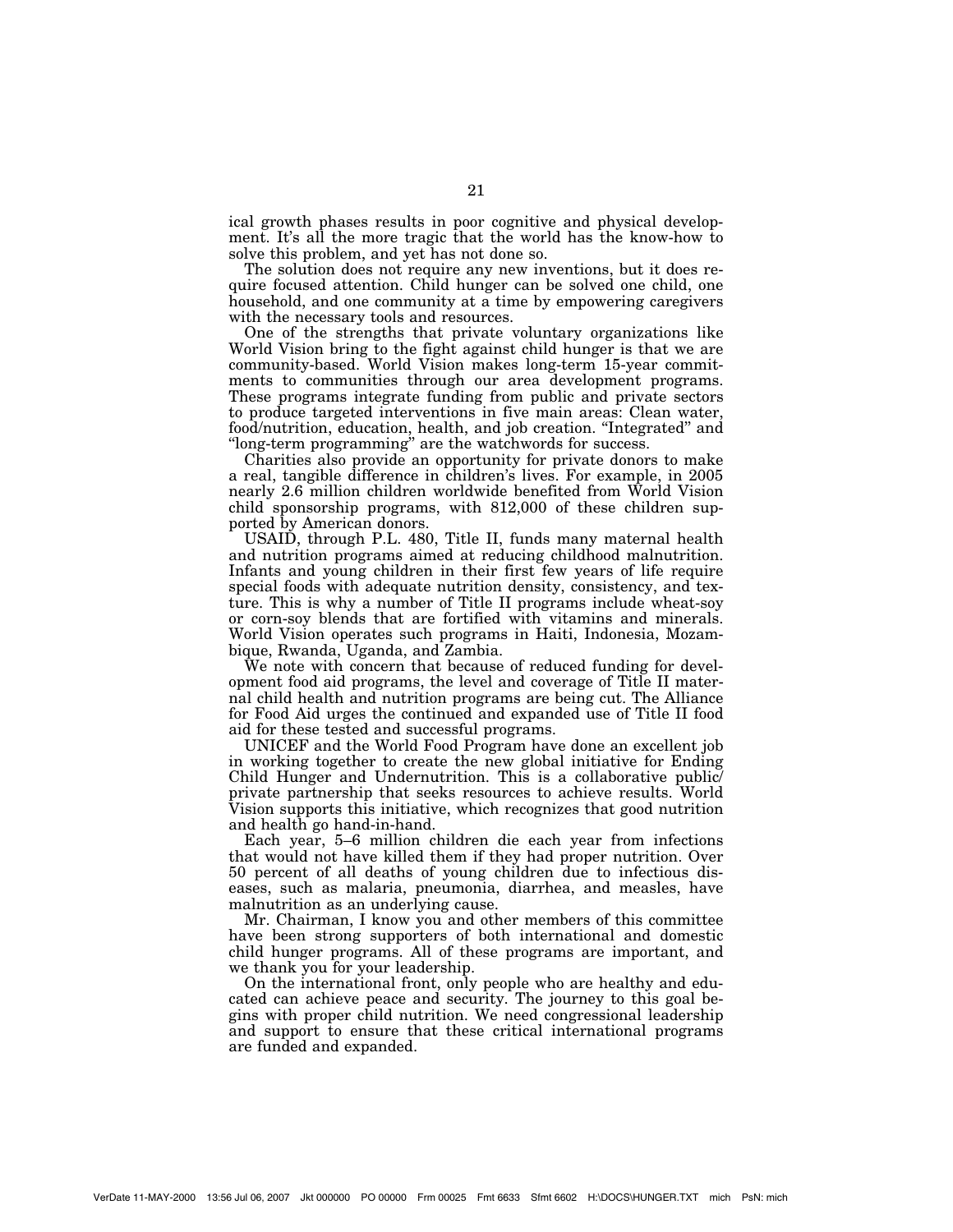ical growth phases results in poor cognitive and physical development. It's all the more tragic that the world has the know-how to solve this problem, and yet has not done so.

The solution does not require any new inventions, but it does require focused attention. Child hunger can be solved one child, one household, and one community at a time by empowering caregivers with the necessary tools and resources.

One of the strengths that private voluntary organizations like World Vision bring to the fight against child hunger is that we are community-based. World Vision makes long-term 15-year commitments to communities through our area development programs. These programs integrate funding from public and private sectors to produce targeted interventions in five main areas: Clean water, food/nutrition, education, health, and job creation. "Integrated" and "long-term programming" are the watchwords for success.

Charities also provide an opportunity for private donors to make a real, tangible difference in children's lives. For example, in 2005 nearly 2.6 million children worldwide benefited from World Vision child sponsorship programs, with 812,000 of these children supported by American donors.

USAID, through P.L. 480, Title II, funds many maternal health and nutrition programs aimed at reducing childhood malnutrition. Infants and young children in their first few years of life require special foods with adequate nutrition density, consistency, and texture. This is why a number of Title II programs include wheat-soy or corn-soy blends that are fortified with vitamins and minerals. World Vision operates such programs in Haiti, Indonesia, Mozambique, Rwanda, Uganda, and Zambia.

We note with concern that because of reduced funding for development food aid programs, the level and coverage of Title II maternal child health and nutrition programs are being cut. The Alliance for Food Aid urges the continued and expanded use of Title II food aid for these tested and successful programs.

UNICEF and the World Food Program have done an excellent job in working together to create the new global initiative for Ending Child Hunger and Undernutrition. This is a collaborative public/private partnership that seeks resources to achieve results. World Vision supports this initiative, which recognizes that good nutrition and health go hand-in-hand.

Each year, 5–6 million children die each year from infections that would not have killed them if they had proper nutrition. Over 50 percent of all deaths of young children due to infectious diseases, such as malaria, pneumonia, diarrhea, and measles, have malnutrition as an underlying cause.

Mr. Chairman, I know you and other members of this committee have been strong supporters of both international and domestic child hunger programs. All of these programs are important, and we thank you for your leadership.

On the international front, only people who are healthy and educated can achieve peace and security. The journey to this goal begins with proper child nutrition. We need congressional leadership and support to ensure that these critical international programs are funded and expanded.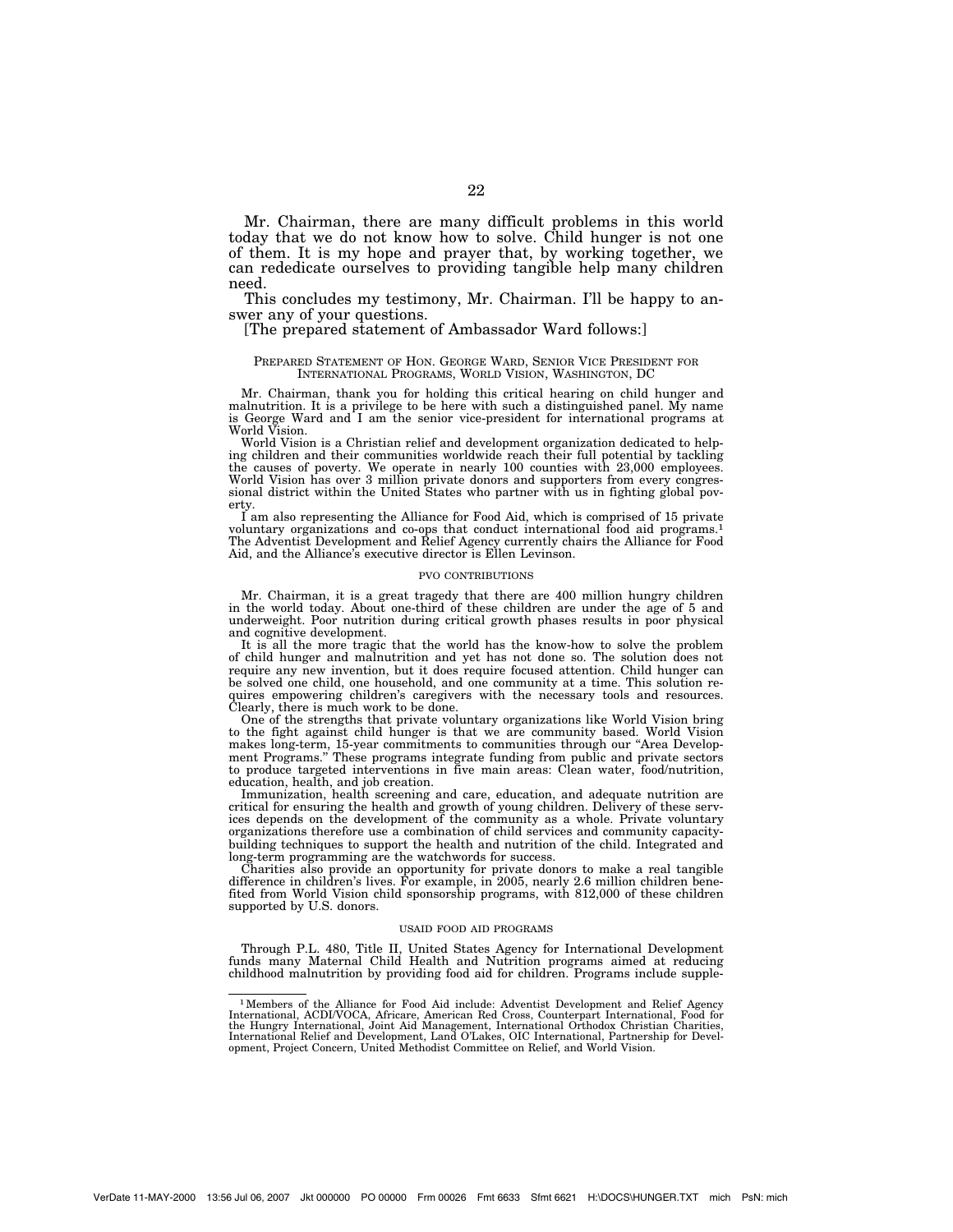Mr. Chairman, there are many difficult problems in this world today that we do not know how to solve. Child hunger is not one of them. It is my hope and prayer that, by working together, we can rededicate ourselves to providing tangible help many children need.

This concludes my testimony, Mr. Chairman. I'll be happy to answer any of your questions.

[The prepared statement of Ambassador Ward follows:]

PREPARED STATEMENT OF HON. GEORGE WARD, SENIOR VICE PRESIDENT FOR INTERNATIONAL PROGRAMS, WORLD VISION, WASHINGTON, DC

Mr. Chairman, thank you for holding this critical hearing on child hunger and malnutrition. It is a privilege to be here with such a distinguished panel. My name is George Ward and I am the senior vice-president for international programs at World Vision.

World Vision is a Christian relief and development organization dedicated to helping children and their communities worldwide reach their full potential by tackling the causes of poverty. We operate in nearly 100 counties with 23,000 employees. World Vision has over 3 million private donors and supporters from every congressional district within the United States who partner with us in fighting global poverty.

I am also representing the Alliance for Food Aid, which is comprised of 15 private voluntary organizations and co-ops that conduct international food aid programs.[1] The Adventist Development and Relief Agency currently chairs the Alliance for Food Aid, and the Alliance's executive director is Ellen Levinson.

PVO CONTRIBUTIONS

Mr. Chairman, it is a great tragedy that there are 400 million hungry children in the world today. About one-third of these children are under the age of 5 and underweight. Poor nutrition during critical growth phases results in poor physical and cognitive development.

It is all the more tragic that the world has the know-how to solve the problem of child hunger and malnutrition and yet has not done so. The solution does not require any new invention, but it does require focused attention. Child hunger can be solved one child, one household, and one community at a time. This solution requires empowering children's caregivers with the necessary tools and resources. Clearly, there is much work to be done.

One of the strengths that private voluntary organizations like World Vision bring to the fight against child hunger is that we are community based. World Vision makes long-term, 15-year commitments to communities through our "Area Development Programs." These programs integrate funding from public and private sectors to produce targeted interventions in five main areas: Clean water, food/nutrition, education, health, and job creation.

Immunization, health screening and care, education, and adequate nutrition are critical for ensuring the health and growth of young children. Delivery of these services depends on the development of the community as a whole. Private voluntary organizations therefore use a combination of child services and community capacity-building techniques to support the health and nutrition of the child. Integrated and long-term programming are the watchwords for success.

Charities also provide an opportunity for private donors to make a real tangible difference in children's lives. For example, in 2005, nearly 2.6 million children benefited from World Vision child sponsorship programs, with 812,000 of these children supported by U.S. donors.

USAID FOOD AID PROGRAMS

Through P.L. 480, Title II, United States Agency for International Development funds many Maternal Child Health and Nutrition programs aimed at reducing childhood malnutrition by providing food aid for children. Programs include supple-

[1] Members of the Alliance for Food Aid include: Adventist Development and Relief Agency International, ACDI/VOCA, Africare, American Red Cross, Counterpart International, Food for the Hungry International, Joint Aid Management, International Orthodox Christian Charities, International Relief and Development, Land O'Lakes, OIC International, Partnership for Development, Project Concern, United Methodist Committee on Relief, and World Vision.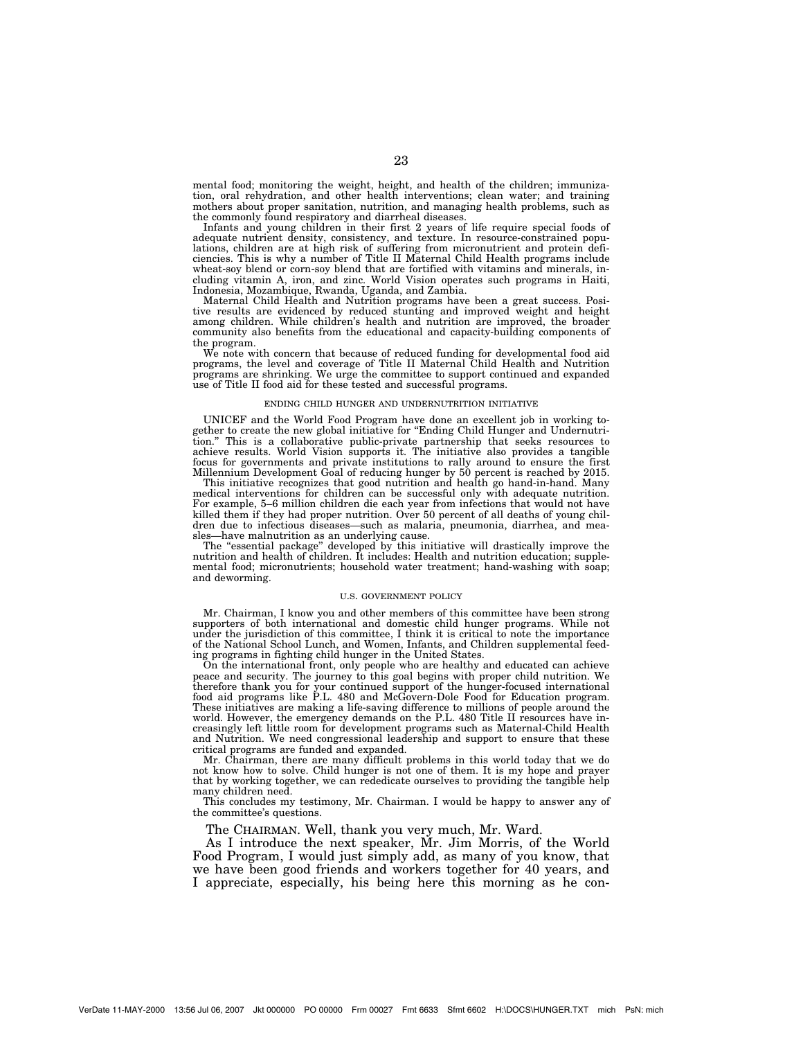mental food; monitoring the weight, height, and health of the children; immunization, oral rehydration, and other health interventions; clean water; and training mothers about proper sanitation, nutrition, and managing health problems, such as the commonly found respiratory and diarrheal diseases.

Infants and young children in their first 2 years of life require special foods of adequate nutrient density, consistency, and texture. In resource-constrained populations, children are at high risk of suffering from micronutrient and protein deficiencies. This is why a number of Title II Maternal Child Health programs include wheat-soy blend or corn-soy blend that are fortified with vitamins and minerals, including vitamin A, iron, and zinc. World Vision operates such programs in Haiti, Indonesia, Mozambique, Rwanda, Uganda, and Zambia.

Maternal Child Health and Nutrition programs have been a great success. Positive results are evidenced by reduced stunting and improved weight and height among children. While children's health and nutrition are improved, the broader community also benefits from the educational and capacity-building components of the program.

We note with concern that because of reduced funding for developmental food aid programs, the level and coverage of Title II Maternal Child Health and Nutrition programs are shrinking. We urge the committee to support continued and expanded use of Title II food aid for these tested and successful programs.

ENDING CHILD HUNGER AND UNDERNUTRITION INITIATIVE

UNICEF and the World Food Program have done an excellent job in working together to create the new global initiative for "Ending Child Hunger and Undernutrition." This is a collaborative public-private partnership that seeks resources to achieve results. World Vision supports it. The initiative also provides a tangible focus for governments and private institutions to rally around to ensure the first Millennium Development Goal of reducing hunger by 50 percent is reached by 2015.

This initiative recognizes that good nutrition and health go hand-in-hand. Many medical interventions for children can be successful only with adequate nutrition. For example, 5–6 million children die each year from infections that would not have killed them if they had proper nutrition. Over 50 percent of all deaths of young children due to infectious diseases—such as malaria, pneumonia, diarrhea, and measles—have malnutrition as an underlying cause.

The "essential package" developed by this initiative will drastically improve the nutrition and health of children. It includes: Health and nutrition education; supplemental food; micronutrients; household water treatment; hand-washing with soap; and deworming.

U.S. GOVERNMENT POLICY

Mr. Chairman, I know you and other members of this committee have been strong supporters of both international and domestic child hunger programs. While not under the jurisdiction of this committee, I think it is critical to note the importance of the National School Lunch, and Women, Infants, and Children supplemental feeding programs in fighting child hunger in the United States.

On the international front, only people who are healthy and educated can achieve peace and security. The journey to this goal begins with proper child nutrition. We therefore thank you for your continued support of the hunger-focused international food aid programs like P.L. 480 and McGovern-Dole Food for Education program. These initiatives are making a life-saving difference to millions of people around the world. However, the emergency demands on the P.L. 480 Title II resources have increasingly left little room for development programs such as Maternal-Child Health and Nutrition. We need congressional leadership and support to ensure that these critical programs are funded and expanded.

Mr. Chairman, there are many difficult problems in this world today that we do not know how to solve. Child hunger is not one of them. It is my hope and prayer that by working together, we can rededicate ourselves to providing the tangible help many children need.

This concludes my testimony, Mr. Chairman. I would be happy to answer any of the committee's questions.

The CHAIRMAN. Well, thank you very much, Mr. Ward.

As I introduce the next speaker, Mr. Jim Morris, of the World Food Program, I would just simply add, as many of you know, that we have been good friends and workers together for 40 years, and I appreciate, especially, his being here this morning as he con-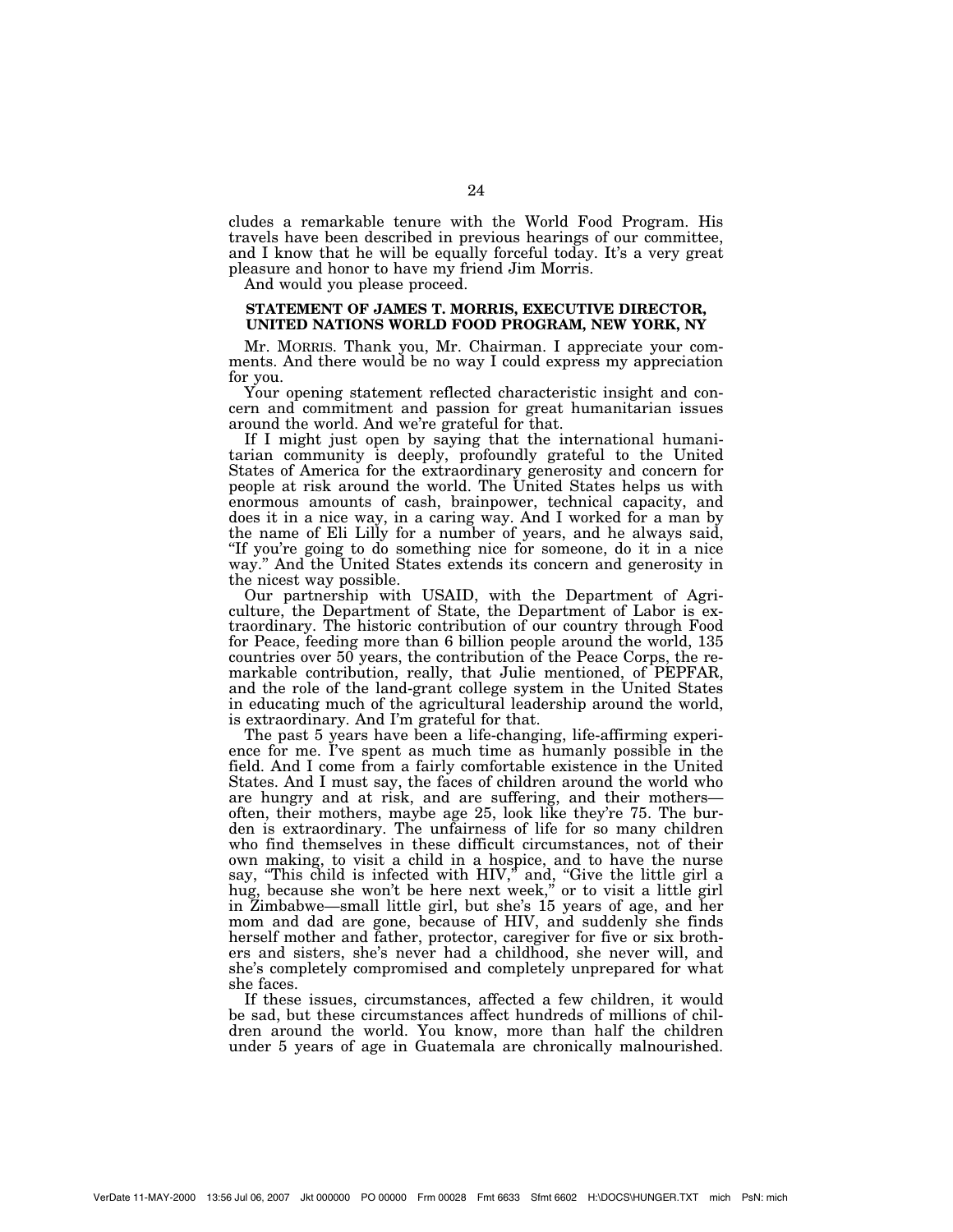cludes a remarkable tenure with the World Food Program. His travels have been described in previous hearings of our committee, and I know that he will be equally forceful today. It's a very great pleasure and honor to have my friend Jim Morris.

And would you please proceed.

## STATEMENT OF JAMES T. MORRIS, EXECUTIVE DIRECTOR, UNITED NATIONS WORLD FOOD PROGRAM, NEW YORK, NY

Mr. MORRIS. Thank you, Mr. Chairman. I appreciate your comments. And there would be no way I could express my appreciation for you.

Your opening statement reflected characteristic insight and concern and commitment and passion for great humanitarian issues around the world. And we're grateful for that.

If I might just open by saying that the international humanitarian community is deeply, profoundly grateful to the United States of America for the extraordinary generosity and concern for people at risk around the world. The United States helps us with enormous amounts of cash, brainpower, technical capacity, and does it in a nice way, in a caring way. And I worked for a man by the name of Eli Lilly for a number of years, and he always said, "If you're going to do something nice for someone, do it in a nice way." And the United States extends its concern and generosity in the nicest way possible.

Our partnership with USAID, with the Department of Agriculture, the Department of State, the Department of Labor is extraordinary. The historic contribution of our country through Food for Peace, feeding more than 6 billion people around the world, 135 countries over 50 years, the contribution of the Peace Corps, the remarkable contribution, really, that Julie mentioned, of PEPFAR, and the role of the land-grant college system in the United States in educating much of the agricultural leadership around the world, is extraordinary. And I'm grateful for that.

The past 5 years have been a life-changing, life-affirming experience for me. I've spent as much time as humanly possible in the field. And I come from a fairly comfortable existence in the United States. And I must say, the faces of children around the world who are hungry and at risk, and are suffering, and their mothers—often, their mothers, maybe age 25, look like they're 75. The burden is extraordinary. The unfairness of life for so many children who find themselves in these difficult circumstances, not of their own making, to visit a child in a hospice, and to have the nurse say, "This child is infected with HIV," and, "Give the little girl a hug, because she won't be here next week," or to visit a little girl in Zimbabwe—small little girl, but she's 15 years of age, and her mom and dad are gone, because of HIV, and suddenly she finds herself mother and father, protector, caregiver for five or six brothers and sisters, she's never had a childhood, she never will, and she's completely compromised and completely unprepared for what she faces.

If these issues, circumstances, affected a few children, it would be sad, but these circumstances affect hundreds of millions of children around the world. You know, more than half the children under 5 years of age in Guatemala are chronically malnourished.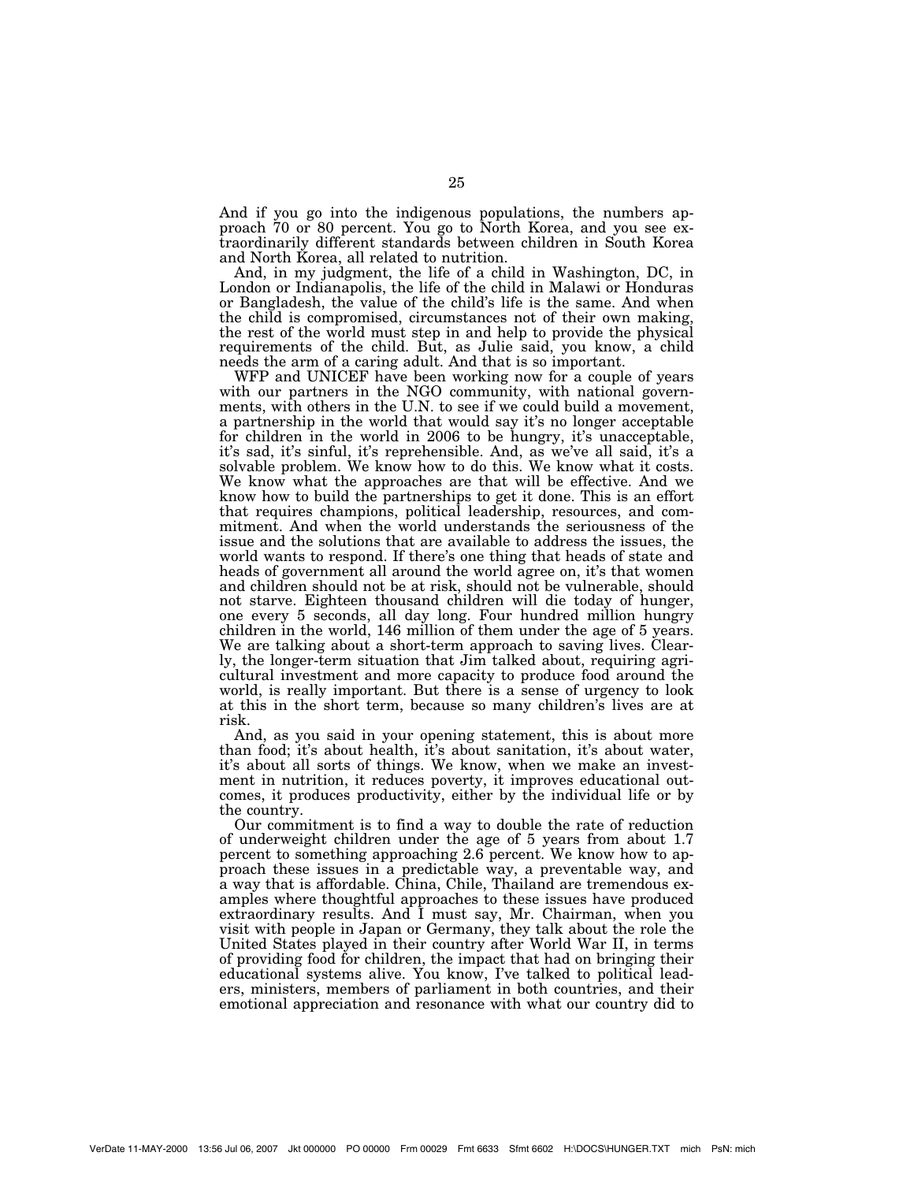And if you go into the indigenous populations, the numbers approach 70 or 80 percent. You go to North Korea, and you see extraordinarily different standards between children in South Korea and North Korea, all related to nutrition.

And, in my judgment, the life of a child in Washington, DC, in London or Indianapolis, the life of the child in Malawi or Honduras or Bangladesh, the value of the child's life is the same. And when the child is compromised, circumstances not of their own making, the rest of the world must step in and help to provide the physical requirements of the child. But, as Julie said, you know, a child needs the arm of a caring adult. And that is so important.

WFP and UNICEF have been working now for a couple of years with our partners in the NGO community, with national governments, with others in the U.N. to see if we could build a movement, a partnership in the world that would say it's no longer acceptable for children in the world in 2006 to be hungry, it's unacceptable, it's sad, it's sinful, it's reprehensible. And, as we've all said, it's a solvable problem. We know how to do this. We know what it costs. We know what the approaches are that will be effective. And we know how to build the partnerships to get it done. This is an effort that requires champions, political leadership, resources, and commitment. And when the world understands the seriousness of the issue and the solutions that are available to address the issues, the world wants to respond. If there's one thing that heads of state and heads of government all around the world agree on, it's that women and children should not be at risk, should not be vulnerable, should not starve. Eighteen thousand children will die today of hunger, one every 5 seconds, all day long. Four hundred million hungry children in the world, 146 million of them under the age of 5 years. We are talking about a short-term approach to saving lives. Clearly, the longer-term situation that Jim talked about, requiring agricultural investment and more capacity to produce food around the world, is really important. But there is a sense of urgency to look at this in the short term, because so many children's lives are at risk.

And, as you said in your opening statement, this is about more than food; it's about health, it's about sanitation, it's about water, it's about all sorts of things. We know, when we make an investment in nutrition, it reduces poverty, it improves educational outcomes, it produces productivity, either by the individual life or by the country.

Our commitment is to find a way to double the rate of reduction of underweight children under the age of 5 years from about 1.7 percent to something approaching 2.6 percent. We know how to approach these issues in a predictable way, a preventable way, and a way that is affordable. China, Chile, Thailand are tremendous examples where thoughtful approaches to these issues have produced extraordinary results. And I must say, Mr. Chairman, when you visit with people in Japan or Germany, they talk about the role the United States played in their country after World War II, in terms of providing food for children, the impact that had on bringing their educational systems alive. You know, I've talked to political leaders, ministers, members of parliament in both countries, and their emotional appreciation and resonance with what our country did to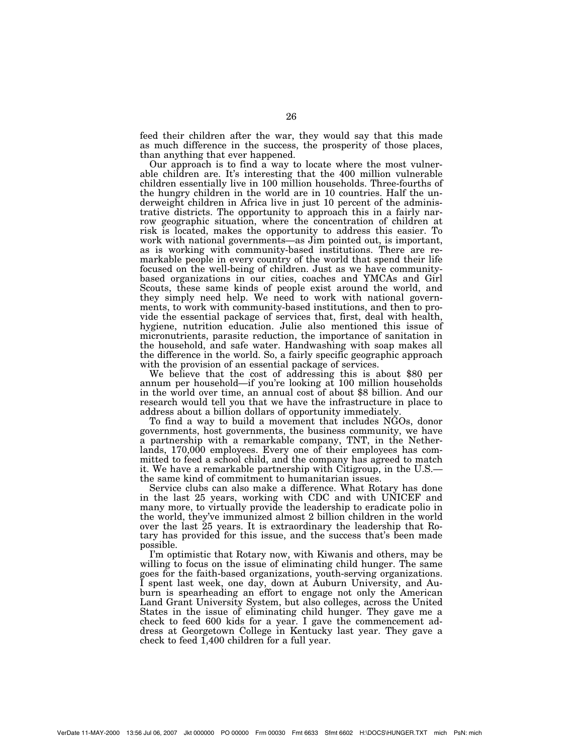feed their children after the war, they would say that this made as much difference in the success, the prosperity of those places, than anything that ever happened.

Our approach is to find a way to locate where the most vulnerable children are. It's interesting that the 400 million vulnerable children essentially live in 100 million households. Three-fourths of the hungry children in the world are in 10 countries. Half the underweight children in Africa live in just 10 percent of the administrative districts. The opportunity to approach this in a fairly narrow geographic situation, where the concentration of children at risk is located, makes the opportunity to address this easier. To work with national governments—as Jim pointed out, is important, as is working with community-based institutions. There are remarkable people in every country of the world that spend their life focused on the well-being of children. Just as we have community-based organizations in our cities, coaches and YMCAs and Girl Scouts, these same kinds of people exist around the world, and they simply need help. We need to work with national governments, to work with community-based institutions, and then to provide the essential package of services that, first, deal with health, hygiene, nutrition education. Julie also mentioned this issue of micronutrients, parasite reduction, the importance of sanitation in the household, and safe water. Handwashing with soap makes all the difference in the world. So, a fairly specific geographic approach with the provision of an essential package of services.

We believe that the cost of addressing this is about $80 per annum per household—if you're looking at 100 million households in the world over time, an annual cost of about $8 billion. And our research would tell you that we have the infrastructure in place to address about a billion dollars of opportunity immediately.

To find a way to build a movement that includes NGOs, donor governments, host governments, the business community, we have a partnership with a remarkable company, TNT, in the Netherlands, 170,000 employees. Every one of their employees has committed to feed a school child, and the company has agreed to match it. We have a remarkable partnership with Citigroup, in the U.S.—the same kind of commitment to humanitarian issues.

Service clubs can also make a difference. What Rotary has done in the last 25 years, working with CDC and with UNICEF and many more, to virtually provide the leadership to eradicate polio in the world, they've immunized almost 2 billion children in the world over the last 25 years. It is extraordinary the leadership that Rotary has provided for this issue, and the success that's been made possible.

I'm optimistic that Rotary now, with Kiwanis and others, may be willing to focus on the issue of eliminating child hunger. The same goes for the faith-based organizations, youth-serving organizations. I spent last week, one day, down at Auburn University, and Auburn is spearheading an effort to engage not only the American Land Grant University System, but also colleges, across the United States in the issue of eliminating child hunger. They gave me a check to feed 600 kids for a year. I gave the commencement address at Georgetown College in Kentucky last year. They gave a check to feed 1,400 children for a full year.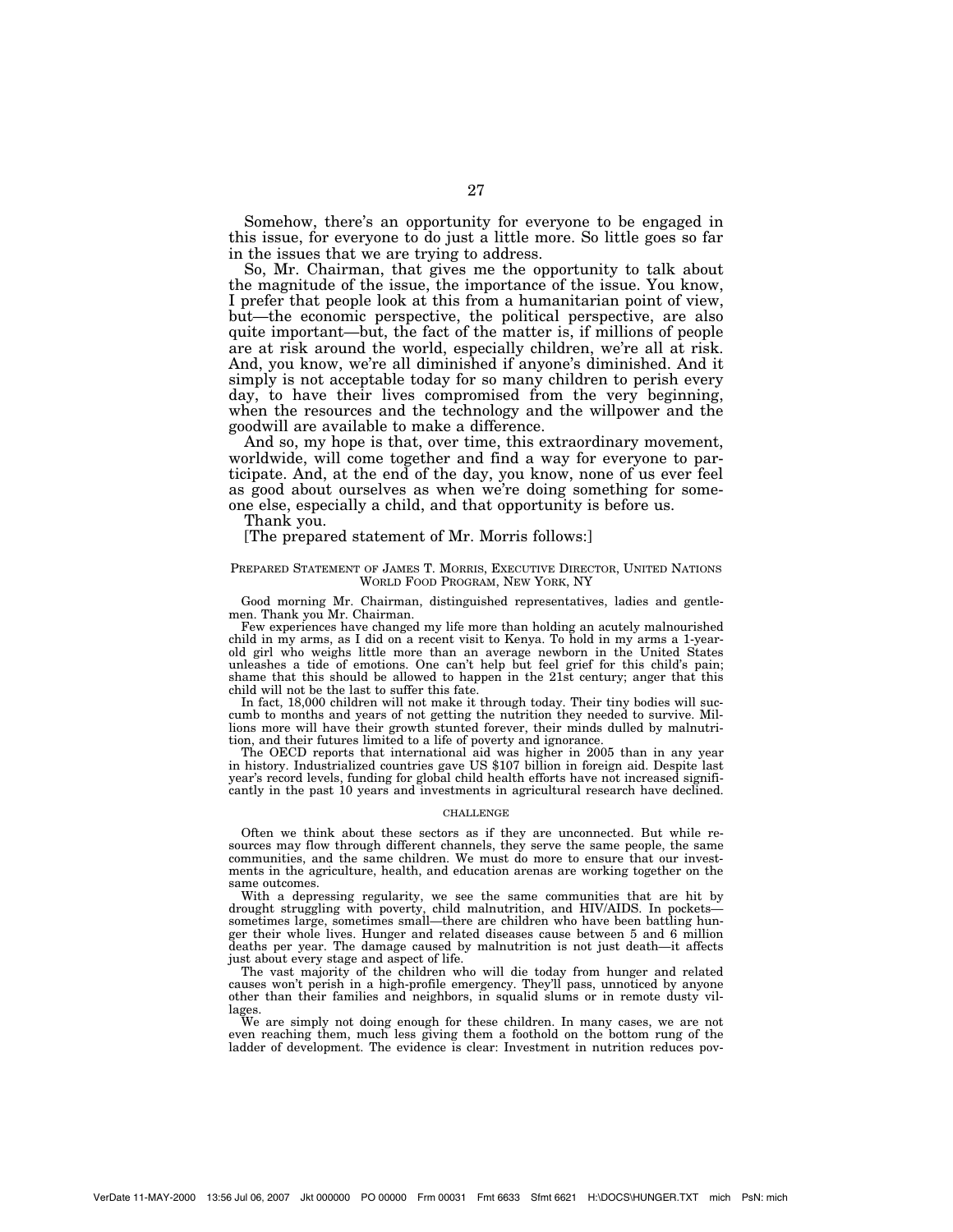Somehow, there's an opportunity for everyone to be engaged in this issue, for everyone to do just a little more. So little goes so far in the issues that we are trying to address.

So, Mr. Chairman, that gives me the opportunity to talk about the magnitude of the issue, the importance of the issue. You know, I prefer that people look at this from a humanitarian point of view, but—the economic perspective, the political perspective, are also quite important—but, the fact of the matter is, if millions of people are at risk around the world, especially children, we're all at risk. And, you know, we're all diminished if anyone's diminished. And it simply is not acceptable today for so many children to perish every day, to have their lives compromised from the very beginning, when the resources and the technology and the willpower and the goodwill are available to make a difference.

And so, my hope is that, over time, this extraordinary movement, worldwide, will come together and find a way for everyone to participate. And, at the end of the day, you know, none of us ever feel as good about ourselves as when we're doing something for someone else, especially a child, and that opportunity is before us.

Thank you.

[The prepared statement of Mr. Morris follows:]

PREPARED STATEMENT OF JAMES T. MORRIS, EXECUTIVE DIRECTOR, UNITED NATIONS WORLD FOOD PROGRAM, NEW YORK, NY

Good morning Mr. Chairman, distinguished representatives, ladies and gentlemen. Thank you Mr. Chairman.

Few experiences have changed my life more than holding an acutely malnourished child in my arms, as I did on a recent visit to Kenya. To hold in my arms a 1-year-old girl who weighs little more than an average newborn in the United States unleashes a tide of emotions. One can't help but feel grief for this child's pain; shame that this should be allowed to happen in the 21st century; anger that this child will not be the last to suffer this fate.

In fact, 18,000 children will not make it through today. Their tiny bodies will succumb to months and years of not getting the nutrition they needed to survive. Millions more will have their growth stunted forever, their minds dulled by malnutrition, and their futures limited to a life of poverty and ignorance.

The OECD reports that international aid was higher in 2005 than in any year in history. Industrialized countries gave US $107 billion in foreign aid. Despite last year's record levels, funding for global child health efforts have not increased significantly in the past 10 years and investments in agricultural research have declined.

## CHALLENGE

Often we think about these sectors as if they are unconnected. But while resources may flow through different channels, they serve the same people, the same communities, and the same children. We must do more to ensure that our investments in the agriculture, health, and education arenas are working together on the same outcomes.

With a depressing regularity, we see the same communities that are hit by drought struggling with poverty, child malnutrition, and HIV/AIDS. In pockets—sometimes large, sometimes small—there are children who have been battling hunger their whole lives. Hunger and related diseases cause between 5 and 6 million deaths per year. The damage caused by malnutrition is not just death—it affects just about every stage and aspect of life.

The vast majority of the children who will die today from hunger and related causes won't perish in a high-profile emergency. They'll pass, unnoticed by anyone other than their families and neighbors, in squalid slums or in remote dusty villages.

We are simply not doing enough for these children. In many cases, we are not even reaching them, much less giving them a foothold on the bottom rung of the ladder of development. The evidence is clear: Investment in nutrition reduces pov-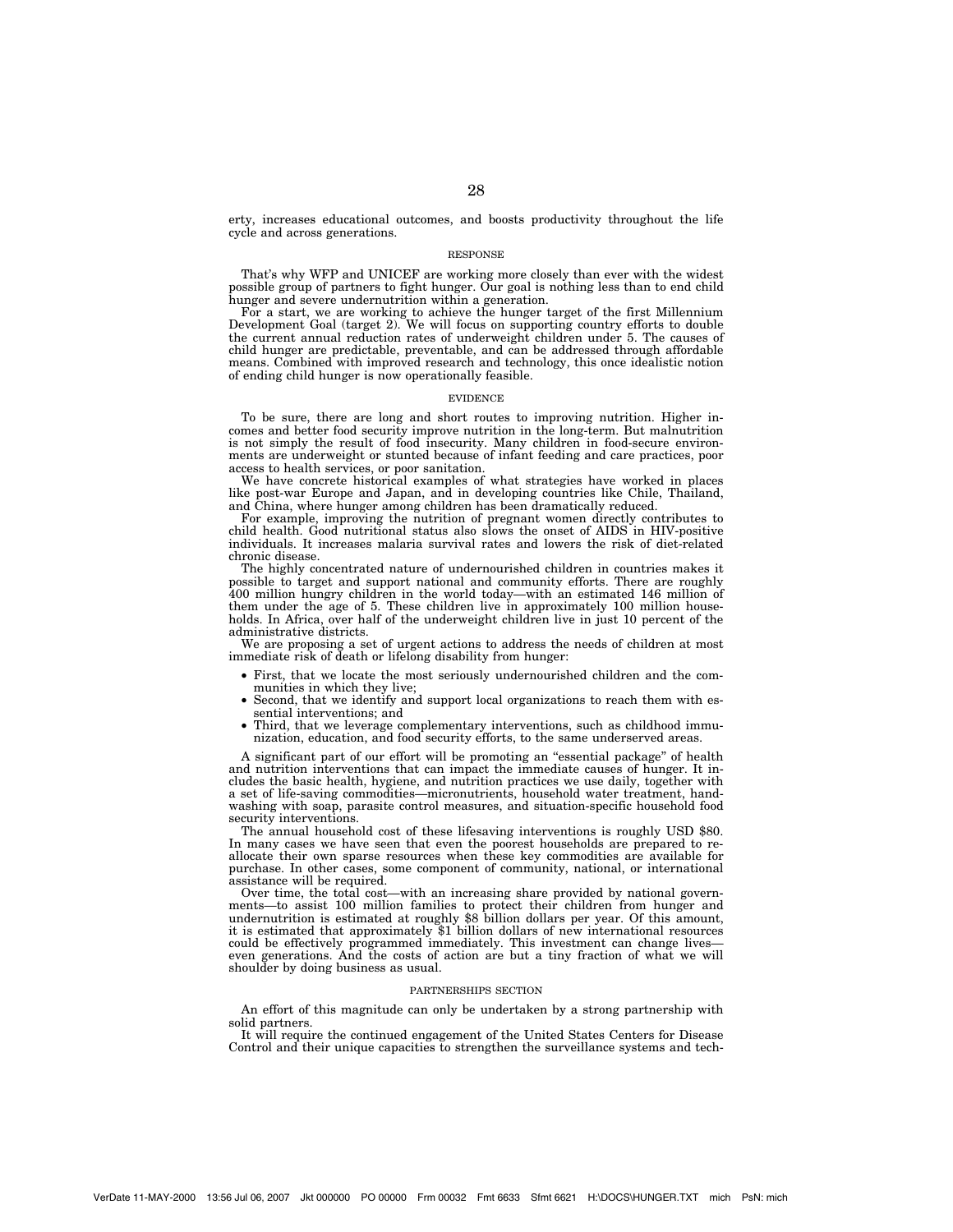erty, increases educational outcomes, and boosts productivity throughout the life cycle and across generations.

### RESPONSE

That's why WFP and UNICEF are working more closely than ever with the widest possible group of partners to fight hunger. Our goal is nothing less than to end child hunger and severe undernutrition within a generation.

For a start, we are working to achieve the hunger target of the first Millennium Development Goal (target 2). We will focus on supporting country efforts to double the current annual reduction rates of underweight children under 5. The causes of child hunger are predictable, preventable, and can be addressed through affordable means. Combined with improved research and technology, this once idealistic notion of ending child hunger is now operationally feasible.

### EVIDENCE

To be sure, there are long and short routes to improving nutrition. Higher incomes and better food security improve nutrition in the long-term. But malnutrition is not simply the result of food insecurity. Many children in food-secure environments are underweight or stunted because of infant feeding and care practices, poor access to health services, or poor sanitation.

We have concrete historical examples of what strategies have worked in places like post-war Europe and Japan, and in developing countries like Chile, Thailand, and China, where hunger among children has been dramatically reduced.

For example, improving the nutrition of pregnant women directly contributes to child health. Good nutritional status also slows the onset of AIDS in HIV-positive individuals. It increases malaria survival rates and lowers the risk of diet-related chronic disease.

The highly concentrated nature of undernourished children in countries makes it possible to target and support national and community efforts. There are roughly 400 million hungry children in the world today—with an estimated 146 million of them under the age of 5. These children live in approximately 100 million households. In Africa, over half of the underweight children live in just 10 percent of the administrative districts.

We are proposing a set of urgent actions to address the needs of children at most immediate risk of death or lifelong disability from hunger:

- First, that we locate the most seriously undernourished children and the communities in which they live;
- Second, that we identify and support local organizations to reach them with essential interventions; and
- Third, that we leverage complementary interventions, such as childhood immunization, education, and food security efforts, to the same underserved areas.

A significant part of our effort will be promoting an "essential package" of health and nutrition interventions that can impact the immediate causes of hunger. It includes the basic health, hygiene, and nutrition practices we use daily, together with a set of life-saving commodities—micronutrients, household water treatment, handwashing with soap, parasite control measures, and situation-specific household food security interventions.

The annual household cost of these lifesaving interventions is roughly USD $80. In many cases we have seen that even the poorest households are prepared to reallocate their own sparse resources when these key commodities are available for purchase. In other cases, some component of community, national, or international assistance will be required.

Over time, the total cost—with an increasing share provided by national governments—to assist 100 million families to protect their children from hunger and undernutrition is estimated at roughly $8 billion dollars per year. Of this amount, it is estimated that approximately $1 billion dollars of new international resources could be effectively programmed immediately. This investment can change lives—even generations. And the costs of action are but a tiny fraction of what we will shoulder by doing business as usual.

### PARTNERSHIPS SECTION

An effort of this magnitude can only be undertaken by a strong partnership with solid partners.

It will require the continued engagement of the United States Centers for Disease Control and their unique capacities to strengthen the surveillance systems and tech-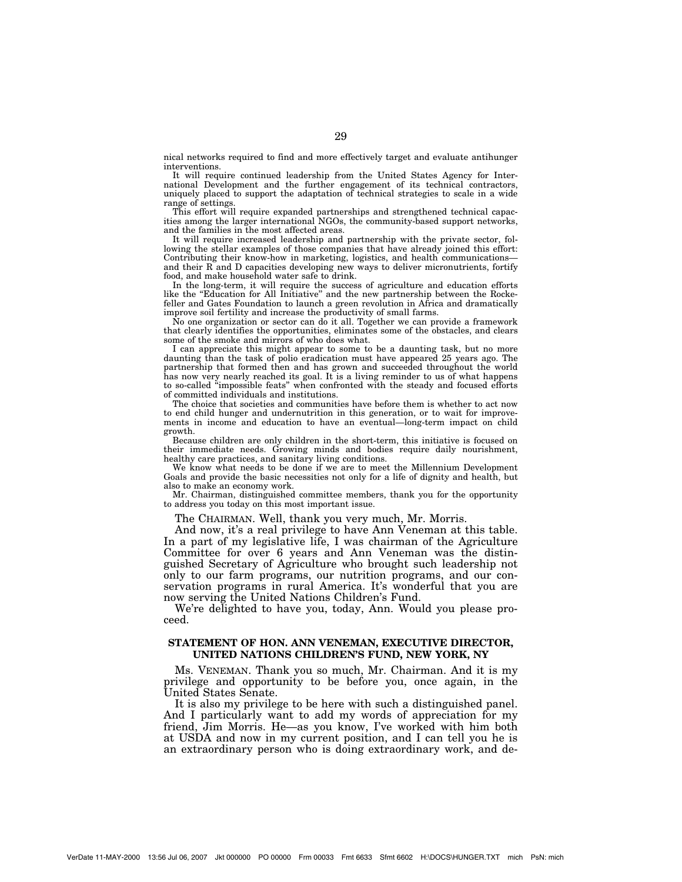nical networks required to find and more effectively target and evaluate antihunger interventions.

It will require continued leadership from the United States Agency for International Development and the further engagement of its technical contractors, uniquely placed to support the adaptation of technical strategies to scale in a wide range of settings.

This effort will require expanded partnerships and strengthened technical capacities among the larger international NGOs, the community-based support networks, and the families in the most affected areas.

It will require increased leadership and partnership with the private sector, following the stellar examples of those companies that have already joined this effort: Contributing their know-how in marketing, logistics, and health communications—and their R and D capacities developing new ways to deliver micronutrients, fortify food, and make household water safe to drink.

In the long-term, it will require the success of agriculture and education efforts like the "Education for All Initiative" and the new partnership between the Rockefeller and Gates Foundation to launch a green revolution in Africa and dramatically improve soil fertility and increase the productivity of small farms.

No one organization or sector can do it all. Together we can provide a framework that clearly identifies the opportunities, eliminates some of the obstacles, and clears some of the smoke and mirrors of who does what.

I can appreciate this might appear to some to be a daunting task, but no more daunting than the task of polio eradication must have appeared 25 years ago. The partnership that formed then and has grown and succeeded throughout the world has now very nearly reached its goal. It is a living reminder to us of what happens to so-called "impossible feats" when confronted with the steady and focused efforts of committed individuals and institutions.

The choice that societies and communities have before them is whether to act now to end child hunger and undernutrition in this generation, or to wait for improvements in income and education to have an eventual—long-term impact on child growth.

Because children are only children in the short-term, this initiative is focused on their immediate needs. Growing minds and bodies require daily nourishment, healthy care practices, and sanitary living conditions.

We know what needs to be done if we are to meet the Millennium Development Goals and provide the basic necessities not only for a life of dignity and health, but also to make an economy work.

Mr. Chairman, distinguished committee members, thank you for the opportunity to address you today on this most important issue.

The CHAIRMAN. Well, thank you very much, Mr. Morris.

And now, it's a real privilege to have Ann Veneman at this table. In a part of my legislative life, I was chairman of the Agriculture Committee for over 6 years and Ann Veneman was the distinguished Secretary of Agriculture who brought such leadership not only to our farm programs, our nutrition programs, and our conservation programs in rural America. It's wonderful that you are now serving the United Nations Children's Fund.

We're delighted to have you, today, Ann. Would you please proceed.

## STATEMENT OF HON. ANN VENEMAN, EXECUTIVE DIRECTOR, UNITED NATIONS CHILDREN'S FUND, NEW YORK, NY

Ms. VENEMAN. Thank you so much, Mr. Chairman. And it is my privilege and opportunity to be before you, once again, in the United States Senate.

It is also my privilege to be here with such a distinguished panel. And I particularly want to add my words of appreciation for my friend, Jim Morris. He—as you know, I've worked with him both at USDA and now in my current position, and I can tell you he is an extraordinary person who is doing extraordinary work, and de-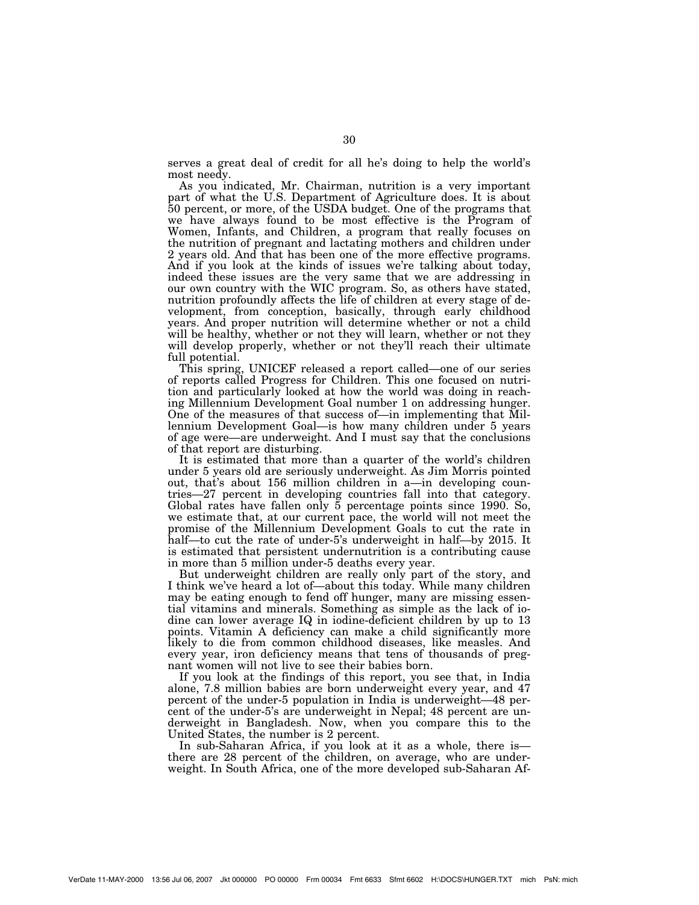serves a great deal of credit for all he's doing to help the world's most needy.

As you indicated, Mr. Chairman, nutrition is a very important part of what the U.S. Department of Agriculture does. It is about 50 percent, or more, of the USDA budget. One of the programs that we have always found to be most effective is the Program of Women, Infants, and Children, a program that really focuses on the nutrition of pregnant and lactating mothers and children under 2 years old. And that has been one of the more effective programs. And if you look at the kinds of issues we're talking about today, indeed these issues are the very same that we are addressing in our own country with the WIC program. So, as others have stated, nutrition profoundly affects the life of children at every stage of development, from conception, basically, through early childhood years. And proper nutrition will determine whether or not a child will be healthy, whether or not they will learn, whether or not they will develop properly, whether or not they'll reach their ultimate full potential.

This spring, UNICEF released a report called—one of our series of reports called Progress for Children. This one focused on nutrition and particularly looked at how the world was doing in reaching Millennium Development Goal number 1 on addressing hunger. One of the measures of that success of—in implementing that Millennium Development Goal—is how many children under 5 years of age were—are underweight. And I must say that the conclusions of that report are disturbing.

It is estimated that more than a quarter of the world's children under 5 years old are seriously underweight. As Jim Morris pointed out, that's about 156 million children in a—in developing countries—27 percent in developing countries fall into that category. Global rates have fallen only 5 percentage points since 1990. So, we estimate that, at our current pace, the world will not meet the promise of the Millennium Development Goals to cut the rate in half—to cut the rate of under-5's underweight in half—by 2015. It is estimated that persistent undernutrition is a contributing cause in more than 5 million under-5 deaths every year.

But underweight children are really only part of the story, and I think we've heard a lot of—about this today. While many children may be eating enough to fend off hunger, many are missing essential vitamins and minerals. Something as simple as the lack of iodine can lower average IQ in iodine-deficient children by up to 13 points. Vitamin A deficiency can make a child significantly more likely to die from common childhood diseases, like measles. And every year, iron deficiency means that tens of thousands of pregnant women will not live to see their babies born.

If you look at the findings of this report, you see that, in India alone, 7.8 million babies are born underweight every year, and 47 percent of the under-5 population in India is underweight—48 percent of the under-5's are underweight in Nepal; 48 percent are underweight in Bangladesh. Now, when you compare this to the United States, the number is 2 percent.

In sub-Saharan Africa, if you look at it as a whole, there is—there are 28 percent of the children, on average, who are underweight. In South Africa, one of the more developed sub-Saharan Af-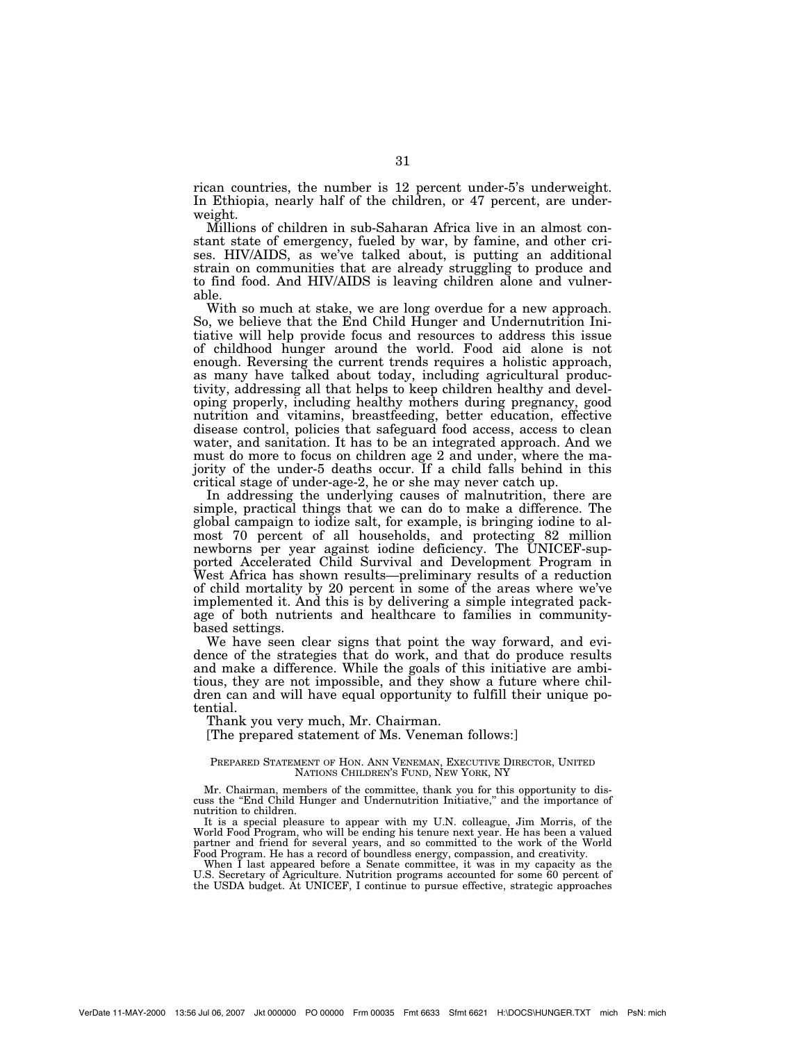rican countries, the number is 12 percent under-5's underweight. In Ethiopia, nearly half of the children, or 47 percent, are underweight.

Millions of children in sub-Saharan Africa live in an almost constant state of emergency, fueled by war, by famine, and other crises. HIV/AIDS, as we've talked about, is putting an additional strain on communities that are already struggling to produce and to find food. And HIV/AIDS is leaving children alone and vulnerable.

With so much at stake, we are long overdue for a new approach. So, we believe that the End Child Hunger and Undernutrition Initiative will help provide focus and resources to address this issue of childhood hunger around the world. Food aid alone is not enough. Reversing the current trends requires a holistic approach, as many have talked about today, including agricultural productivity, addressing all that helps to keep children healthy and developing properly, including healthy mothers during pregnancy, good nutrition and vitamins, breastfeeding, better education, effective disease control, policies that safeguard food access, access to clean water, and sanitation. It has to be an integrated approach. And we must do more to focus on children age 2 and under, where the majority of the under-5 deaths occur. If a child falls behind in this critical stage of under-age-2, he or she may never catch up.

In addressing the underlying causes of malnutrition, there are simple, practical things that we can do to make a difference. The global campaign to iodize salt, for example, is bringing iodine to almost 70 percent of all households, and protecting 82 million newborns per year against iodine deficiency. The UNICEF-supported Accelerated Child Survival and Development Program in West Africa has shown results—preliminary results of a reduction of child mortality by 20 percent in some of the areas where we've implemented it. And this is by delivering a simple integrated package of both nutrients and healthcare to families in community-based settings.

We have seen clear signs that point the way forward, and evidence of the strategies that do work, and that do produce results and make a difference. While the goals of this initiative are ambitious, they are not impossible, and they show a future where children can and will have equal opportunity to fulfill their unique potential.

Thank you very much, Mr. Chairman.

[The prepared statement of Ms. Veneman follows:]

PREPARED STATEMENT OF HON. ANN VENEMAN, EXECUTIVE DIRECTOR, UNITED NATIONS CHILDREN'S FUND, NEW YORK, NY

Mr. Chairman, members of the committee, thank you for this opportunity to discuss the "End Child Hunger and Undernutrition Initiative," and the importance of nutrition to children.

It is a special pleasure to appear with my U.N. colleague, Jim Morris, of the World Food Program, who will be ending his tenure next year. He has been a valued partner and friend for several years, and so committed to the work of the World Food Program. He has a record of boundless energy, compassion, and creativity.

When I last appeared before a Senate committee, it was in my capacity as the U.S. Secretary of Agriculture. Nutrition programs accounted for some 60 percent of the USDA budget. At UNICEF, I continue to pursue effective, strategic approaches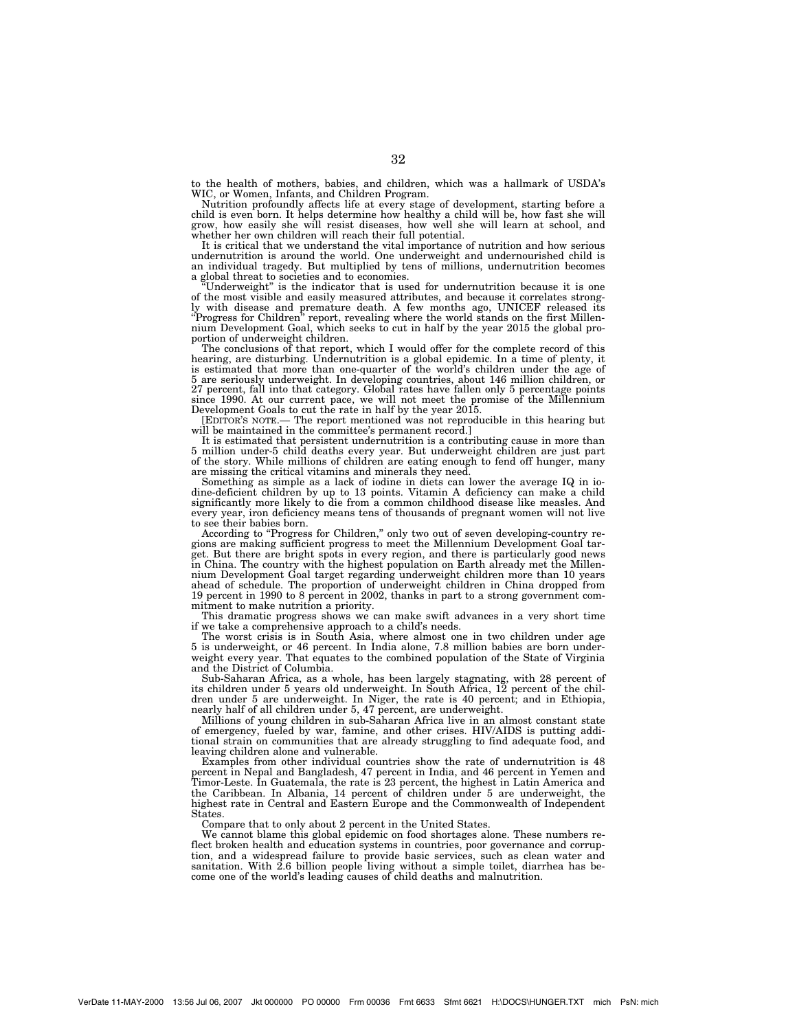to the health of mothers, babies, and children, which was a hallmark of USDA's WIC, or Women, Infants, and Children Program.

Nutrition profoundly affects life at every stage of development, starting before a child is even born. It helps determine how healthy a child will be, how fast she will grow, how easily she will resist diseases, how well she will learn at school, and whether her own children will reach their full potential.

It is critical that we understand the vital importance of nutrition and how serious undernutrition is around the world. One underweight and undernourished child is an individual tragedy. But multiplied by tens of millions, undernutrition becomes a global threat to societies and to economies.

"Underweight" is the indicator that is used for undernutrition because it is one of the most visible and easily measured attributes, and because it correlates strongly with disease and premature death. A few months ago, UNICEF released its "Progress for Children" report, revealing where the world stands on the first Millennium Development Goal, which seeks to cut in half by the year 2015 the global proportion of underweight children.

The conclusions of that report, which I would offer for the complete record of this hearing, are disturbing. Undernutrition is a global epidemic. In a time of plenty, it is estimated that more than one-quarter of the world's children under the age of 5 are seriously underweight. In developing countries, about 146 million children, or 27 percent, fall into that category. Global rates have fallen only 5 percentage points since 1990. At our current pace, we will not meet the promise of the Millennium Development Goals to cut the rate in half by the year 2015.

[EDITOR'S NOTE.— The report mentioned was not reproducible in this hearing but will be maintained in the committee's permanent record.]

It is estimated that persistent undernutrition is a contributing cause in more than 5 million under-5 child deaths every year. But underweight children are just part of the story. While millions of children are eating enough to fend off hunger, many are missing the critical vitamins and minerals they need.

Something as simple as a lack of iodine in diets can lower the average IQ in iodine-deficient children by up to 13 points. Vitamin A deficiency can make a child significantly more likely to die from a common childhood disease like measles. And every year, iron deficiency means tens of thousands of pregnant women will not live to see their babies born.

According to "Progress for Children," only two out of seven developing-country regions are making sufficient progress to meet the Millennium Development Goal target. But there are bright spots in every region, and there is particularly good news in China. The country with the highest population on Earth already met the Millennium Development Goal target regarding underweight children more than 10 years ahead of schedule. The proportion of underweight children in China dropped from 19 percent in 1990 to 8 percent in 2002, thanks in part to a strong government commitment to make nutrition a priority.

This dramatic progress shows we can make swift advances in a very short time if we take a comprehensive approach to a child's needs.

The worst crisis is in South Asia, where almost one in two children under age 5 is underweight, or 46 percent. In India alone, 7.8 million babies are born underweight every year. That equates to the combined population of the State of Virginia and the District of Columbia.

Sub-Saharan Africa, as a whole, has been largely stagnating, with 28 percent of its children under 5 years old underweight. In South Africa, 12 percent of the children under 5 are underweight. In Niger, the rate is 40 percent; and in Ethiopia, nearly half of all children under 5, 47 percent, are underweight.

Millions of young children in sub-Saharan Africa live in an almost constant state of emergency, fueled by war, famine, and other crises. HIV/AIDS is putting additional strain on communities that are already struggling to find adequate food, and leaving children alone and vulnerable.

Examples from other individual countries show the rate of undernutrition is 48 percent in Nepal and Bangladesh, 47 percent in India, and 46 percent in Yemen and Timor-Leste. In Guatemala, the rate is 23 percent, the highest in Latin America and the Caribbean. In Albania, 14 percent of children under 5 are underweight, the highest rate in Central and Eastern Europe and the Commonwealth of Independent States.

Compare that to only about 2 percent in the United States.

We cannot blame this global epidemic on food shortages alone. These numbers reflect broken health and education systems in countries, poor governance and corruption, and a widespread failure to provide basic services, such as clean water and sanitation. With 2.6 billion people living without a simple toilet, diarrhea has become one of the world's leading causes of child deaths and malnutrition.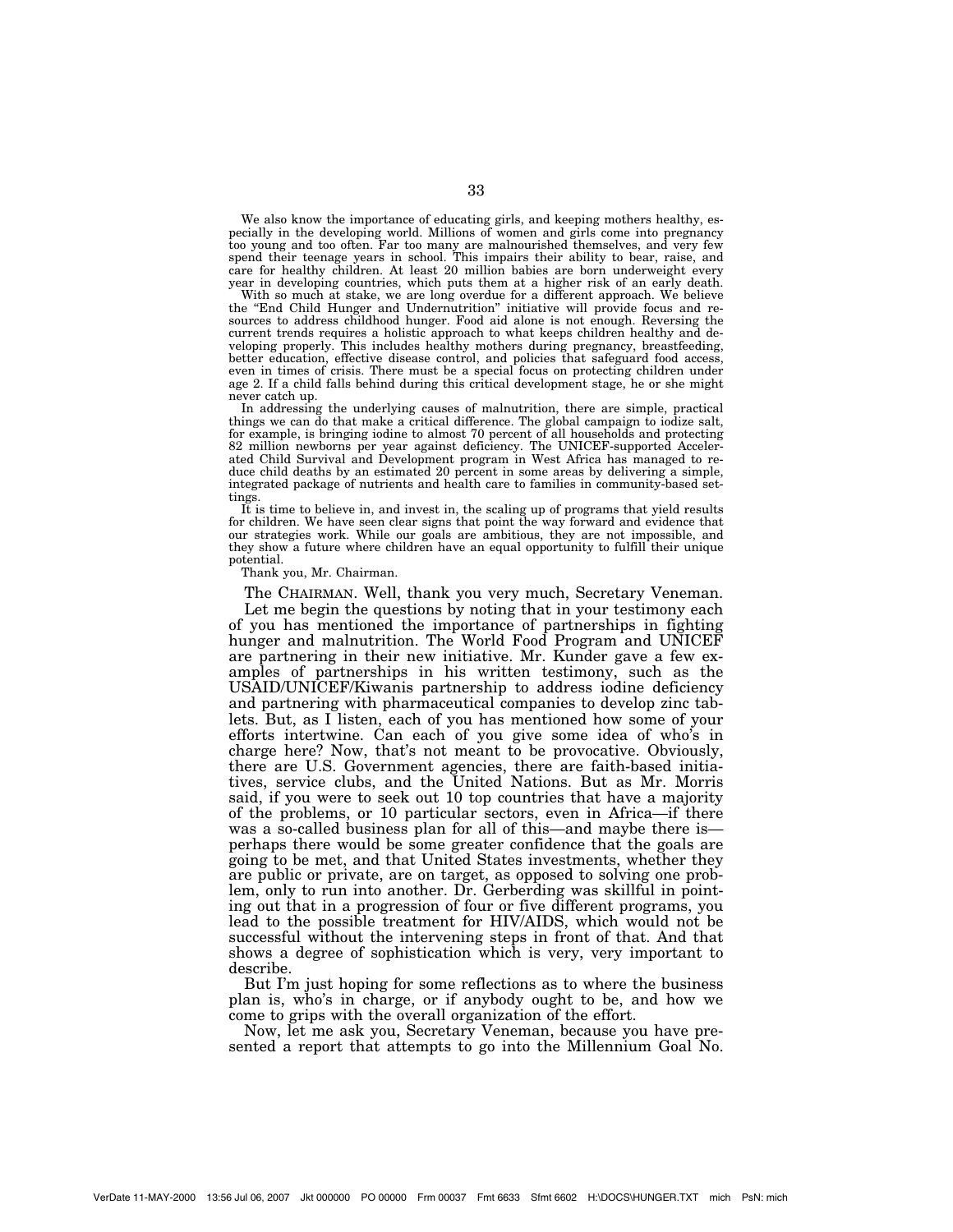We also know the importance of educating girls, and keeping mothers healthy, especially in the developing world. Millions of women and girls come into pregnancy too young and too often. Far too many are malnourished themselves, and very few spend their teenage years in school. This impairs their ability to bear, raise, and care for healthy children. At least 20 million babies are born underweight every year in developing countries, which puts them at a higher risk of an early death.

With so much at stake, we are long overdue for a different approach. We believe the "End Child Hunger and Undernutrition" initiative will provide focus and resources to address childhood hunger. Food aid alone is not enough. Reversing the current trends requires a holistic approach to what keeps children healthy and developing properly. This includes healthy mothers during pregnancy, breastfeeding, better education, effective disease control, and policies that safeguard food access, even in times of crisis. There must be a special focus on protecting children under age 2. If a child falls behind during this critical development stage, he or she might never catch up.

In addressing the underlying causes of malnutrition, there are simple, practical things we can do that make a critical difference. The global campaign to iodize salt, for example, is bringing iodine to almost 70 percent of all households and protecting 82 million newborns per year against deficiency. The UNICEF-supported Accelerated Child Survival and Development program in West Africa has managed to reduce child deaths by an estimated 20 percent in some areas by delivering a simple, integrated package of nutrients and health care to families in community-based settings.

It is time to believe in, and invest in, the scaling up of programs that yield results for children. We have seen clear signs that point the way forward and evidence that our strategies work. While our goals are ambitious, they are not impossible, and they show a future where children have an equal opportunity to fulfill their unique potential.

Thank you, Mr. Chairman.

The CHAIRMAN. Well, thank you very much, Secretary Veneman.

Let me begin the questions by noting that in your testimony each of you has mentioned the importance of partnerships in fighting hunger and malnutrition. The World Food Program and UNICEF are partnering in their new initiative. Mr. Kunder gave a few examples of partnerships in his written testimony, such as the USAID/UNICEF/Kiwanis partnership to address iodine deficiency and partnering with pharmaceutical companies to develop zinc tablets. But, as I listen, each of you has mentioned how some of your efforts intertwine. Can each of you give some idea of who's in charge here? Now, that's not meant to be provocative. Obviously, there are U.S. Government agencies, there are faith-based initiatives, service clubs, and the United Nations. But as Mr. Morris said, if you were to seek out 10 top countries that have a majority of the problems, or 10 particular sectors, even in Africa—if there was a so-called business plan for all of this—and maybe there is—perhaps there would be some greater confidence that the goals are going to be met, and that United States investments, whether they are public or private, are on target, as opposed to solving one problem, only to run into another. Dr. Gerberding was skillful in pointing out that in a progression of four or five different programs, you lead to the possible treatment for HIV/AIDS, which would not be successful without the intervening steps in front of that. And that shows a degree of sophistication which is very, very important to describe.

But I'm just hoping for some reflections as to where the business plan is, who's in charge, or if anybody ought to be, and how we come to grips with the overall organization of the effort.

Now, let me ask you, Secretary Veneman, because you have presented a report that attempts to go into the Millennium Goal No.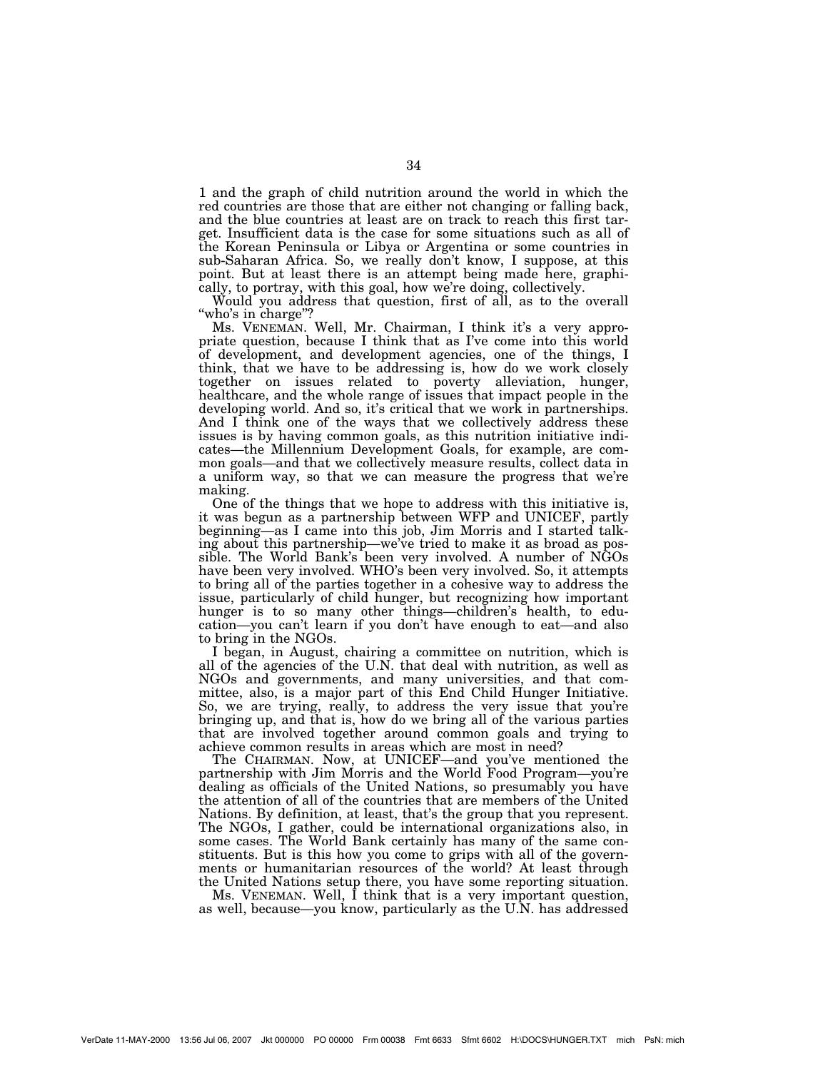1 and the graph of child nutrition around the world in which the red countries are those that are either not changing or falling back, and the blue countries at least are on track to reach this first target. Insufficient data is the case for some situations such as all of the Korean Peninsula or Libya or Argentina or some countries in sub-Saharan Africa. So, we really don't know, I suppose, at this point. But at least there is an attempt being made here, graphically, to portray, with this goal, how we're doing, collectively.

Would you address that question, first of all, as to the overall "who's in charge"?

Ms. VENEMAN. Well, Mr. Chairman, I think it's a very appropriate question, because I think that as I've come into this world of development, and development agencies, one of the things, I think, that we have to be addressing is, how do we work closely together on issues related to poverty alleviation, hunger, healthcare, and the whole range of issues that impact people in the developing world. And so, it's critical that we work in partnerships. And I think one of the ways that we collectively address these issues is by having common goals, as this nutrition initiative indicates—the Millennium Development Goals, for example, are common goals—and that we collectively measure results, collect data in a uniform way, so that we can measure the progress that we're making.

One of the things that we hope to address with this initiative is, it was begun as a partnership between WFP and UNICEF, partly beginning—as I came into this job, Jim Morris and I started talking about this partnership—we've tried to make it as broad as possible. The World Bank's been very involved. A number of NGOs have been very involved. WHO's been very involved. So, it attempts to bring all of the parties together in a cohesive way to address the issue, particularly of child hunger, but recognizing how important hunger is to so many other things—children's health, to education—you can't learn if you don't have enough to eat—and also to bring in the NGOs.

I began, in August, chairing a committee on nutrition, which is all of the agencies of the U.N. that deal with nutrition, as well as NGOs and governments, and many universities, and that committee, also, is a major part of this End Child Hunger Initiative. So, we are trying, really, to address the very issue that you're bringing up, and that is, how do we bring all of the various parties that are involved together around common goals and trying to achieve common results in areas which are most in need?

The CHAIRMAN. Now, at UNICEF—and you've mentioned the partnership with Jim Morris and the World Food Program—you're dealing as officials of the United Nations, so presumably you have the attention of all of the countries that are members of the United Nations. By definition, at least, that's the group that you represent. The NGOs, I gather, could be international organizations also, in some cases. The World Bank certainly has many of the same constituents. But is this how you come to grips with all of the governments or humanitarian resources of the world? At least through the United Nations setup there, you have some reporting situation.

Ms. VENEMAN. Well, I think that is a very important question, as well, because—you know, particularly as the U.N. has addressed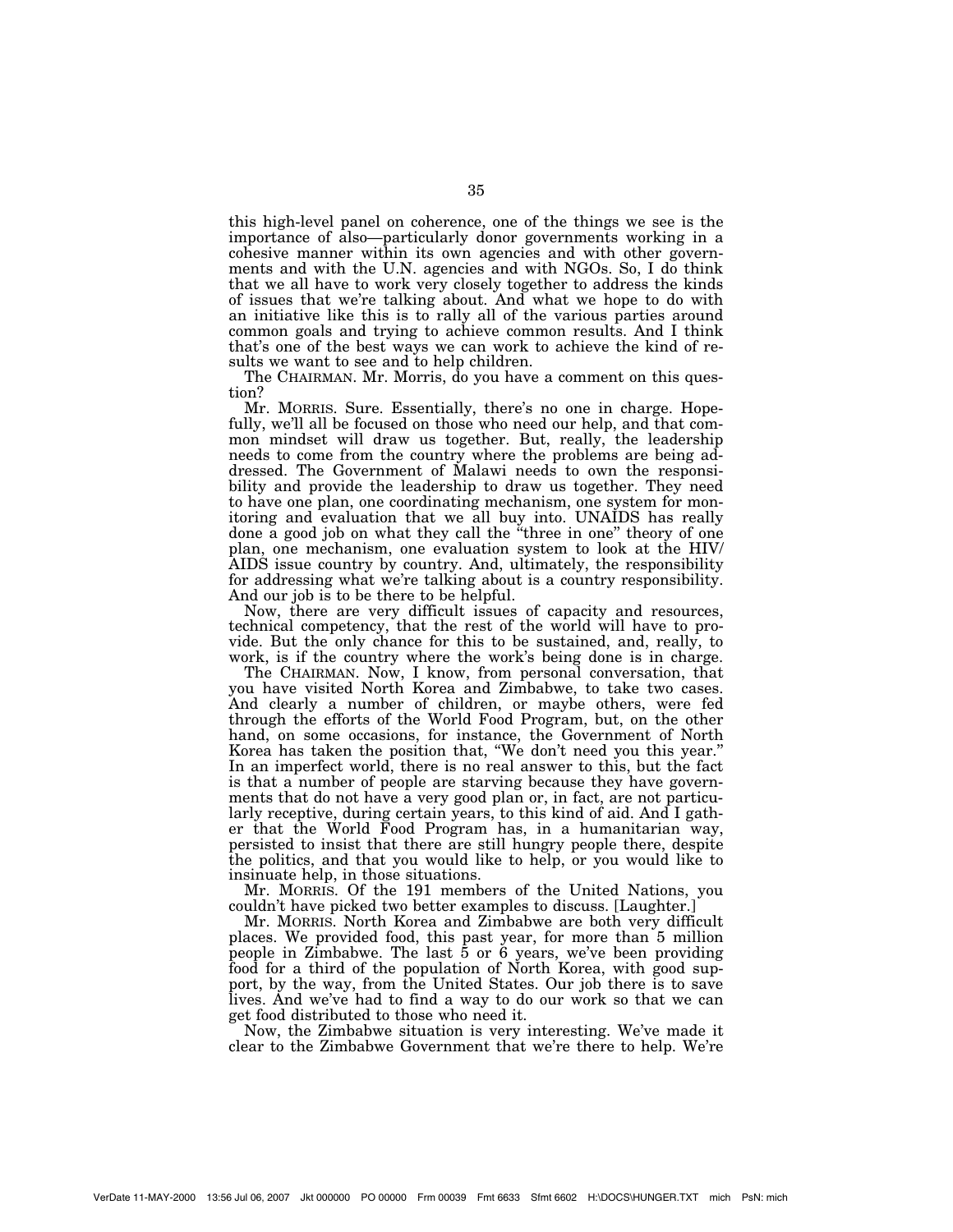this high-level panel on coherence, one of the things we see is the importance of also—particularly donor governments working in a cohesive manner within its own agencies and with other governments and with the U.N. agencies and with NGOs. So, I do think that we all have to work very closely together to address the kinds of issues that we're talking about. And what we hope to do with an initiative like this is to rally all of the various parties around common goals and trying to achieve common results. And I think that's one of the best ways we can work to achieve the kind of results we want to see and to help children.

The CHAIRMAN. Mr. Morris, do you have a comment on this question?

Mr. MORRIS. Sure. Essentially, there's no one in charge. Hopefully, we'll all be focused on those who need our help, and that common mindset will draw us together. But, really, the leadership needs to come from the country where the problems are being addressed. The Government of Malawi needs to own the responsibility and provide the leadership to draw us together. They need to have one plan, one coordinating mechanism, one system for monitoring and evaluation that we all buy into. UNAIDS has really done a good job on what they call the "three in one" theory of one plan, one mechanism, one evaluation system to look at the HIV/AIDS issue country by country. And, ultimately, the responsibility for addressing what we're talking about is a country responsibility. And our job is to be there to be helpful.

Now, there are very difficult issues of capacity and resources, technical competency, that the rest of the world will have to provide. But the only chance for this to be sustained, and, really, to work, is if the country where the work's being done is in charge.

The CHAIRMAN. Now, I know, from personal conversation, that you have visited North Korea and Zimbabwe, to take two cases. And clearly a number of children, or maybe others, were fed through the efforts of the World Food Program, but, on the other hand, on some occasions, for instance, the Government of North Korea has taken the position that, "We don't need you this year." In an imperfect world, there is no real answer to this, but the fact is that a number of people are starving because they have governments that do not have a very good plan or, in fact, are not particularly receptive, during certain years, to this kind of aid. And I gather that the World Food Program has, in a humanitarian way, persisted to insist that there are still hungry people there, despite the politics, and that you would like to help, or you would like to insinuate help, in those situations.

Mr. MORRIS. Of the 191 members of the United Nations, you couldn't have picked two better examples to discuss. [Laughter.]

Mr. MORRIS. North Korea and Zimbabwe are both very difficult places. We provided food, this past year, for more than 5 million people in Zimbabwe. The last 5 or 6 years, we've been providing food for a third of the population of North Korea, with good support, by the way, from the United States. Our job there is to save lives. And we've had to find a way to do our work so that we can get food distributed to those who need it.

Now, the Zimbabwe situation is very interesting. We've made it clear to the Zimbabwe Government that we're there to help. We're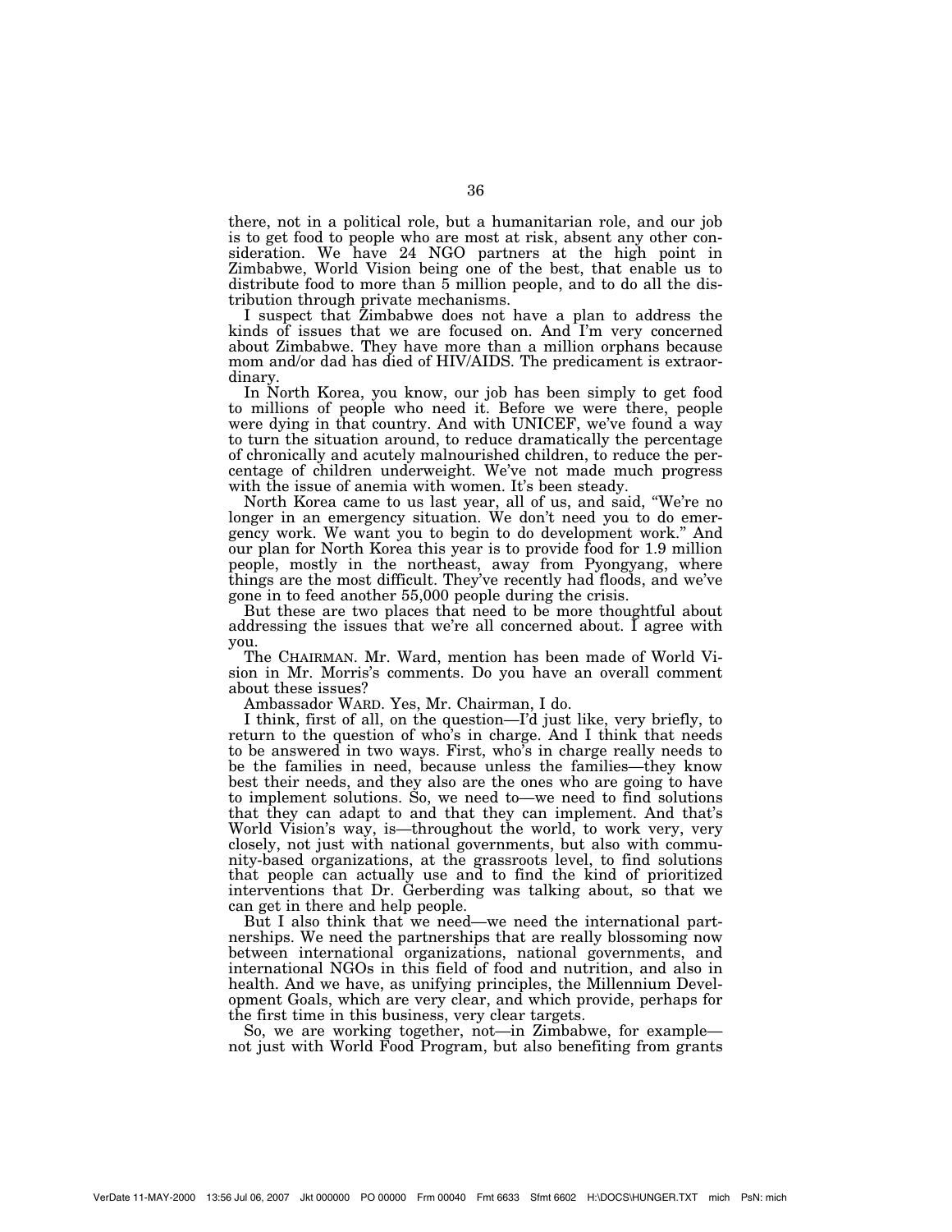there, not in a political role, but a humanitarian role, and our job is to get food to people who are most at risk, absent any other consideration. We have 24 NGO partners at the high point in Zimbabwe, World Vision being one of the best, that enable us to distribute food to more than 5 million people, and to do all the distribution through private mechanisms.

I suspect that Zimbabwe does not have a plan to address the kinds of issues that we are focused on. And I'm very concerned about Zimbabwe. They have more than a million orphans because mom and/or dad has died of HIV/AIDS. The predicament is extraordinary.

In North Korea, you know, our job has been simply to get food to millions of people who need it. Before we were there, people were dying in that country. And with UNICEF, we've found a way to turn the situation around, to reduce dramatically the percentage of chronically and acutely malnourished children, to reduce the percentage of children underweight. We've not made much progress with the issue of anemia with women. It's been steady.

North Korea came to us last year, all of us, and said, "We're no longer in an emergency situation. We don't need you to do emergency work. We want you to begin to do development work." And our plan for North Korea this year is to provide food for 1.9 million people, mostly in the northeast, away from Pyongyang, where things are the most difficult. They've recently had floods, and we've gone in to feed another 55,000 people during the crisis.

But these are two places that need to be more thoughtful about addressing the issues that we're all concerned about. I agree with you.

The CHAIRMAN. Mr. Ward, mention has been made of World Vision in Mr. Morris's comments. Do you have an overall comment about these issues?

Ambassador WARD. Yes, Mr. Chairman, I do.

I think, first of all, on the question—I'd just like, very briefly, to return to the question of who's in charge. And I think that needs to be answered in two ways. First, who's in charge really needs to be the families in need, because unless the families—they know best their needs, and they also are the ones who are going to have to implement solutions. So, we need to—we need to find solutions that they can adapt to and that they can implement. And that's World Vision's way, is—throughout the world, to work very, very closely, not just with national governments, but also with community-based organizations, at the grassroots level, to find solutions that people can actually use and to find the kind of prioritized interventions that Dr. Gerberding was talking about, so that we can get in there and help people.

But I also think that we need—we need the international partnerships. We need the partnerships that are really blossoming now between international organizations, national governments, and international NGOs in this field of food and nutrition, and also in health. And we have, as unifying principles, the Millennium Development Goals, which are very clear, and which provide, perhaps for the first time in this business, very clear targets.

So, we are working together, not—in Zimbabwe, for example—not just with World Food Program, but also benefiting from grants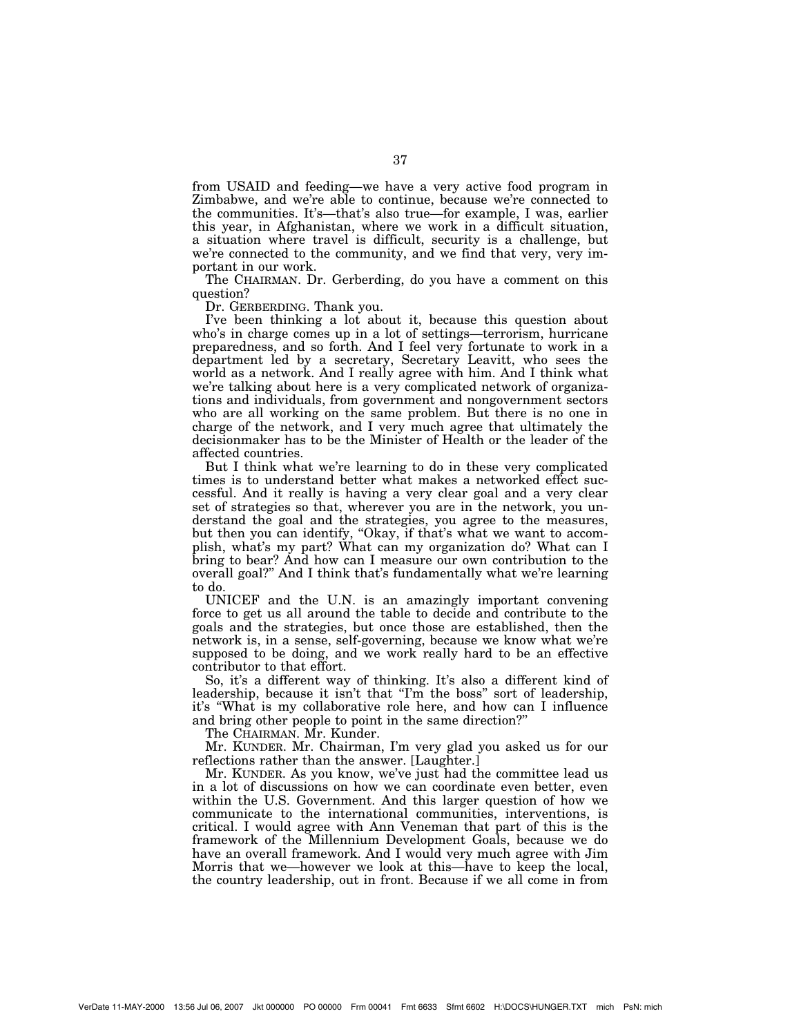from USAID and feeding—we have a very active food program in Zimbabwe, and we're able to continue, because we're connected to the communities. It's—that's also true—for example, I was, earlier this year, in Afghanistan, where we work in a difficult situation, a situation where travel is difficult, security is a challenge, but we're connected to the community, and we find that very, very important in our work.

The CHAIRMAN. Dr. Gerberding, do you have a comment on this question?

Dr. GERBERDING. Thank you.

I've been thinking a lot about it, because this question about who's in charge comes up in a lot of settings—terrorism, hurricane preparedness, and so forth. And I feel very fortunate to work in a department led by a secretary, Secretary Leavitt, who sees the world as a network. And I really agree with him. And I think what we're talking about here is a very complicated network of organizations and individuals, from government and nongovernment sectors who are all working on the same problem. But there is no one in charge of the network, and I very much agree that ultimately the decisionmaker has to be the Minister of Health or the leader of the affected countries.

But I think what we're learning to do in these very complicated times is to understand better what makes a networked effect successful. And it really is having a very clear goal and a very clear set of strategies so that, wherever you are in the network, you understand the goal and the strategies, you agree to the measures, but then you can identify, "Okay, if that's what we want to accomplish, what's my part? What can my organization do? What can I bring to bear? And how can I measure our own contribution to the overall goal?" And I think that's fundamentally what we're learning to do.

UNICEF and the U.N. is an amazingly important convening force to get us all around the table to decide and contribute to the goals and the strategies, but once those are established, then the network is, in a sense, self-governing, because we know what we're supposed to be doing, and we work really hard to be an effective contributor to that effort.

So, it's a different way of thinking. It's also a different kind of leadership, because it isn't that "I'm the boss" sort of leadership, it's "What is my collaborative role here, and how can I influence and bring other people to point in the same direction?"

The CHAIRMAN. Mr. Kunder.

Mr. KUNDER. Mr. Chairman, I'm very glad you asked us for our reflections rather than the answer. [Laughter.]

Mr. KUNDER. As you know, we've just had the committee lead us in a lot of discussions on how we can coordinate even better, even within the U.S. Government. And this larger question of how we communicate to the international communities, interventions, is critical. I would agree with Ann Veneman that part of this is the framework of the Millennium Development Goals, because we do have an overall framework. And I would very much agree with Jim Morris that we—however we look at this—have to keep the local, the country leadership, out in front. Because if we all come in from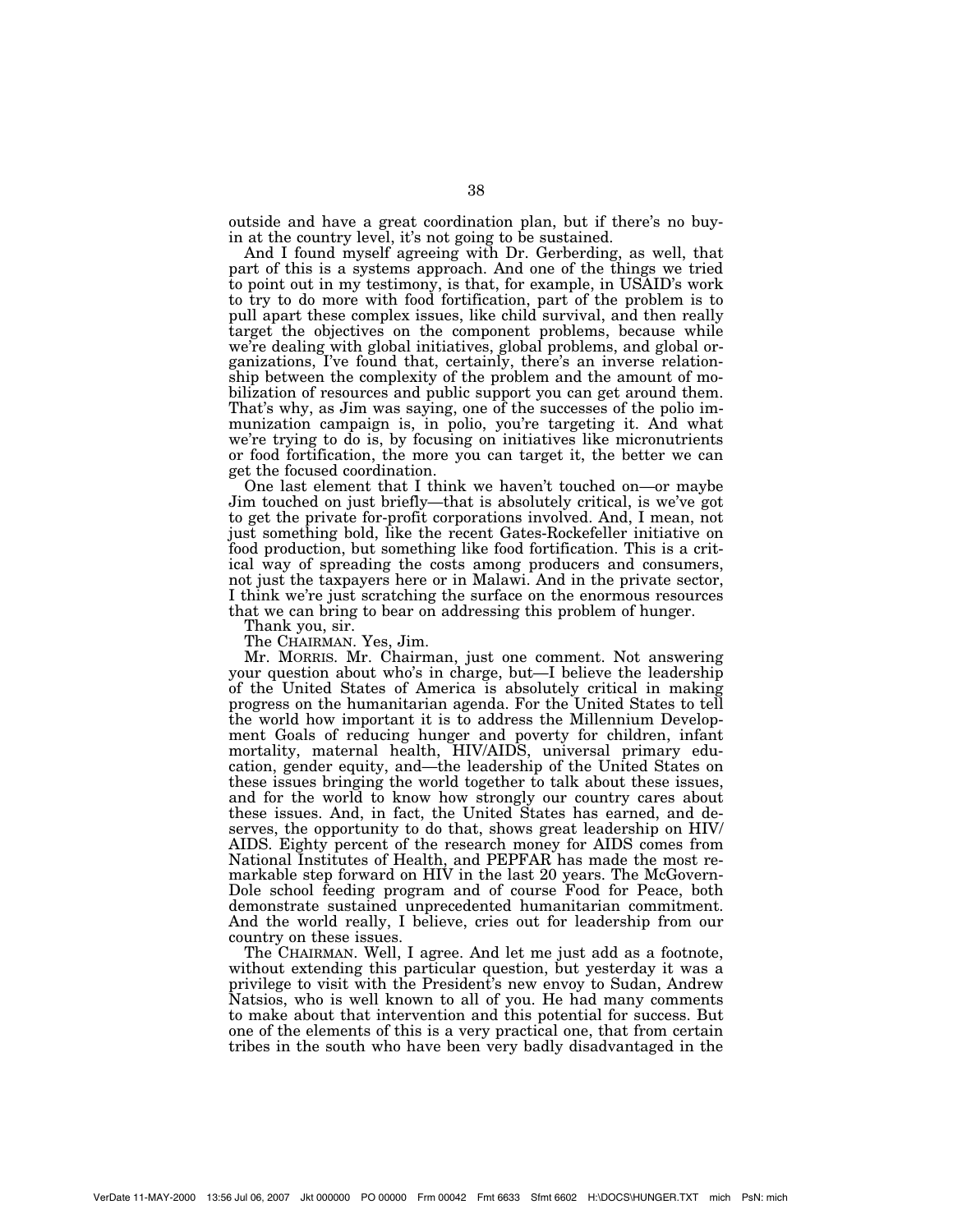outside and have a great coordination plan, but if there's no buy-in at the country level, it's not going to be sustained.

And I found myself agreeing with Dr. Gerberding, as well, that part of this is a systems approach. And one of the things we tried to point out in my testimony, is that, for example, in USAID's work to try to do more with food fortification, part of the problem is to pull apart these complex issues, like child survival, and then really target the objectives on the component problems, because while we're dealing with global initiatives, global problems, and global organizations, I've found that, certainly, there's an inverse relationship between the complexity of the problem and the amount of mobilization of resources and public support you can get around them. That's why, as Jim was saying, one of the successes of the polio immunization campaign is, in polio, you're targeting it. And what we're trying to do is, by focusing on initiatives like micronutrients or food fortification, the more you can target it, the better we can get the focused coordination.

One last element that I think we haven't touched on—or maybe Jim touched on just briefly—that is absolutely critical, is we've got to get the private for-profit corporations involved. And, I mean, not just something bold, like the recent Gates-Rockefeller initiative on food production, but something like food fortification. This is a critical way of spreading the costs among producers and consumers, not just the taxpayers here or in Malawi. And in the private sector, I think we're just scratching the surface on the enormous resources that we can bring to bear on addressing this problem of hunger.

Thank you, sir.

The CHAIRMAN. Yes, Jim.

Mr. MORRIS. Mr. Chairman, just one comment. Not answering your question about who's in charge, but—I believe the leadership of the United States of America is absolutely critical in making progress on the humanitarian agenda. For the United States to tell the world how important it is to address the Millennium Development Goals of reducing hunger and poverty for children, infant mortality, maternal health, HIV/AIDS, universal primary education, gender equity, and—the leadership of the United States on these issues bringing the world together to talk about these issues, and for the world to know how strongly our country cares about these issues. And, in fact, the United States has earned, and deserves, the opportunity to do that, shows great leadership on HIV/AIDS. Eighty percent of the research money for AIDS comes from National Institutes of Health, and PEPFAR has made the most remarkable step forward on HIV in the last 20 years. The McGovern-Dole school feeding program and of course Food for Peace, both demonstrate sustained unprecedented humanitarian commitment. And the world really, I believe, cries out for leadership from our country on these issues.

The CHAIRMAN. Well, I agree. And let me just add as a footnote, without extending this particular question, but yesterday it was a privilege to visit with the President's new envoy to Sudan, Andrew Natsios, who is well known to all of you. He had many comments to make about that intervention and this potential for success. But one of the elements of this is a very practical one, that from certain tribes in the south who have been very badly disadvantaged in the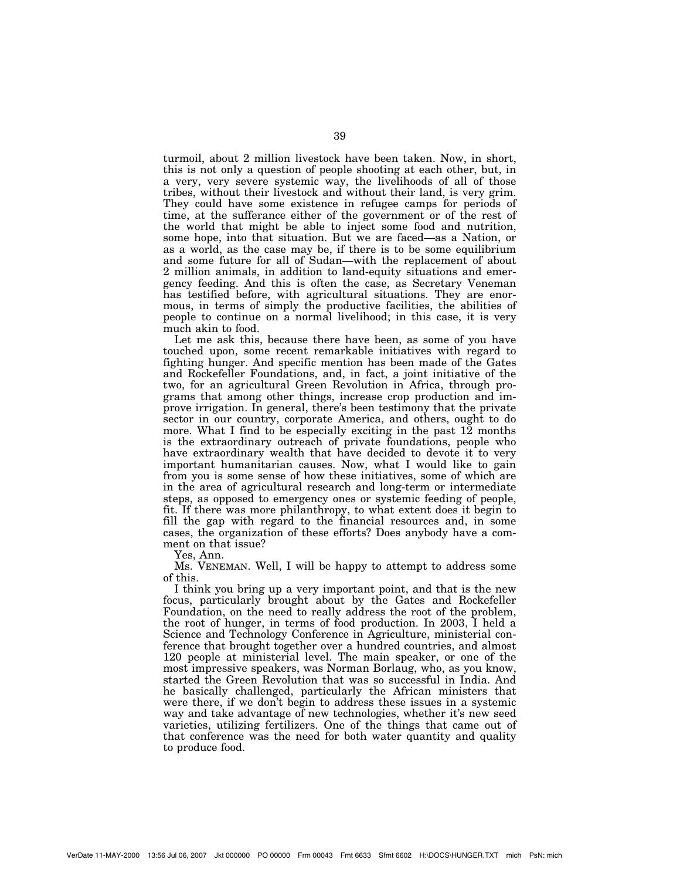turmoil, about 2 million livestock have been taken. Now, in short, this is not only a question of people shooting at each other, but, in a very, very severe systemic way, the livelihoods of all of those tribes, without their livestock and without their land, is very grim. They could have some existence in refugee camps for periods of time, at the sufferance either of the government or of the rest of the world that might be able to inject some food and nutrition, some hope, into that situation. But we are faced—as a Nation, or as a world, as the case may be, if there is to be some equilibrium and some future for all of Sudan—with the replacement of about 2 million animals, in addition to land-equity situations and emergency feeding. And this is often the case, as Secretary Veneman has testified before, with agricultural situations. They are enormous, in terms of simply the productive facilities, the abilities of people to continue on a normal livelihood; in this case, it is very much akin to food.

Let me ask this, because there have been, as some of you have touched upon, some recent remarkable initiatives with regard to fighting hunger. And specific mention has been made of the Gates and Rockefeller Foundations, and, in fact, a joint initiative of the two, for an agricultural Green Revolution in Africa, through programs that among other things, increase crop production and improve irrigation. In general, there's been testimony that the private sector in our country, corporate America, and others, ought to do more. What I find to be especially exciting in the past 12 months is the extraordinary outreach of private foundations, people who have extraordinary wealth that have decided to devote it to very important humanitarian causes. Now, what I would like to gain from you is some sense of how these initiatives, some of which are in the area of agricultural research and long-term or intermediate steps, as opposed to emergency ones or systemic feeding of people, fit. If there was more philanthropy, to what extent does it begin to fill the gap with regard to the financial resources and, in some cases, the organization of these efforts? Does anybody have a comment on that issue?

Yes, Ann.

Ms. VENEMAN. Well, I will be happy to attempt to address some of this.

I think you bring up a very important point, and that is the new focus, particularly brought about by the Gates and Rockefeller Foundation, on the need to really address the root of the problem, the root of hunger, in terms of food production. In 2003, I held a Science and Technology Conference in Agriculture, ministerial conference that brought together over a hundred countries, and almost 120 people at ministerial level. The main speaker, or one of the most impressive speakers, was Norman Borlaug, who, as you know, started the Green Revolution that was so successful in India. And he basically challenged, particularly the African ministers that were there, if we don't begin to address these issues in a systemic way and take advantage of new technologies, whether it's new seed varieties, utilizing fertilizers. One of the things that came out of that conference was the need for both water quantity and quality to produce food.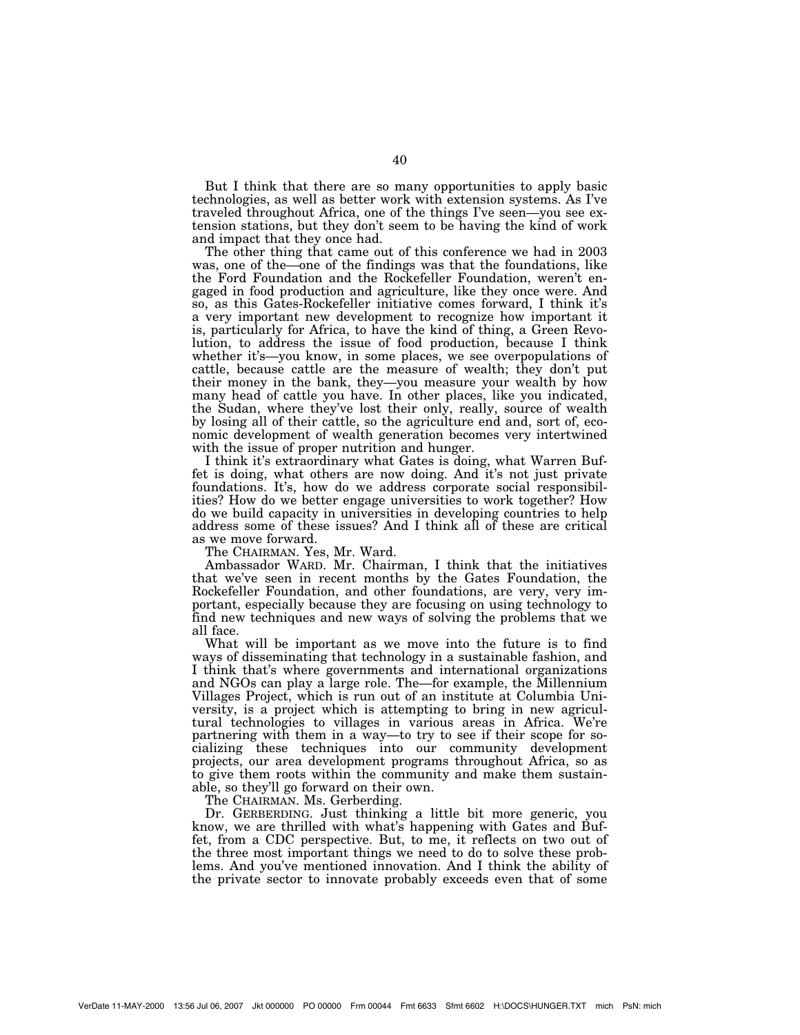But I think that there are so many opportunities to apply basic technologies, as well as better work with extension systems. As I've traveled throughout Africa, one of the things I've seen—you see extension stations, but they don't seem to be having the kind of work and impact that they once had.

The other thing that came out of this conference we had in 2003 was, one of the—one of the findings was that the foundations, like the Ford Foundation and the Rockefeller Foundation, weren't engaged in food production and agriculture, like they once were. And so, as this Gates-Rockefeller initiative comes forward, I think it's a very important new development to recognize how important it is, particularly for Africa, to have the kind of thing, a Green Revolution, to address the issue of food production, because I think whether it's—you know, in some places, we see overpopulations of cattle, because cattle are the measure of wealth; they don't put their money in the bank, they—you measure your wealth by how many head of cattle you have. In other places, like you indicated, the Sudan, where they've lost their only, really, source of wealth by losing all of their cattle, so the agriculture end and, sort of, economic development of wealth generation becomes very intertwined with the issue of proper nutrition and hunger.

I think it's extraordinary what Gates is doing, what Warren Buffet is doing, what others are now doing. And it's not just private foundations. It's, how do we address corporate social responsibilities? How do we better engage universities to work together? How do we build capacity in universities in developing countries to help address some of these issues? And I think all of these are critical as we move forward.

The CHAIRMAN. Yes, Mr. Ward.

Ambassador WARD. Mr. Chairman, I think that the initiatives that we've seen in recent months by the Gates Foundation, the Rockefeller Foundation, and other foundations, are very, very important, especially because they are focusing on using technology to find new techniques and new ways of solving the problems that we all face.

What will be important as we move into the future is to find ways of disseminating that technology in a sustainable fashion, and I think that's where governments and international organizations and NGOs can play a large role. The—for example, the Millennium Villages Project, which is run out of an institute at Columbia University, is a project which is attempting to bring in new agricultural technologies to villages in various areas in Africa. We're partnering with them in a way—to try to see if their scope for socializing these techniques into our community development projects, our area development programs throughout Africa, so as to give them roots within the community and make them sustainable, so they'll go forward on their own.

The CHAIRMAN. Ms. Gerberding.

Dr. GERBERDING. Just thinking a little bit more generic, you know, we are thrilled with what's happening with Gates and Buffet, from a CDC perspective. But, to me, it reflects on two out of the three most important things we need to do to solve these problems. And you've mentioned innovation. And I think the ability of the private sector to innovate probably exceeds even that of some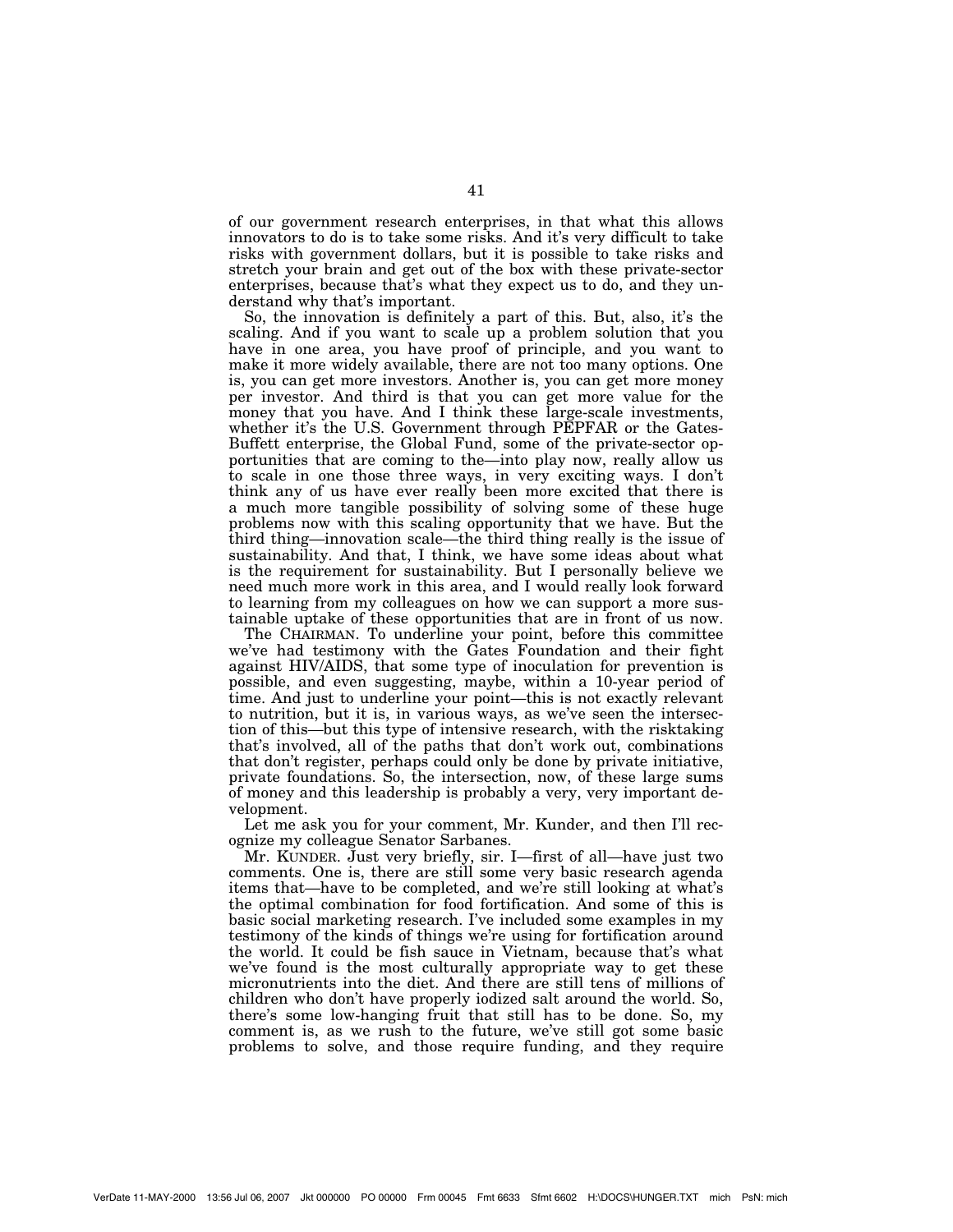of our government research enterprises, in that what this allows innovators to do is to take some risks. And it's very difficult to take risks with government dollars, but it is possible to take risks and stretch your brain and get out of the box with these private-sector enterprises, because that's what they expect us to do, and they understand why that's important.

So, the innovation is definitely a part of this. But, also, it's the scaling. And if you want to scale up a problem solution that you have in one area, you have proof of principle, and you want to make it more widely available, there are not too many options. One is, you can get more investors. Another is, you can get more money per investor. And third is that you can get more value for the money that you have. And I think these large-scale investments, whether it's the U.S. Government through PEPFAR or the Gates-Buffett enterprise, the Global Fund, some of the private-sector opportunities that are coming to the—into play now, really allow us to scale in one those three ways, in very exciting ways. I don't think any of us have ever really been more excited that there is a much more tangible possibility of solving some of these huge problems now with this scaling opportunity that we have. But the third thing—innovation scale—the third thing really is the issue of sustainability. And that, I think, we have some ideas about what is the requirement for sustainability. But I personally believe we need much more work in this area, and I would really look forward to learning from my colleagues on how we can support a more sustainable uptake of these opportunities that are in front of us now.

The CHAIRMAN. To underline your point, before this committee we've had testimony with the Gates Foundation and their fight against HIV/AIDS, that some type of inoculation for prevention is possible, and even suggesting, maybe, within a 10-year period of time. And just to underline your point—this is not exactly relevant to nutrition, but it is, in various ways, as we've seen the intersection of this—but this type of intensive research, with the risktaking that's involved, all of the paths that don't work out, combinations that don't register, perhaps could only be done by private initiative, private foundations. So, the intersection, now, of these large sums of money and this leadership is probably a very, very important development.

Let me ask you for your comment, Mr. Kunder, and then I'll recognize my colleague Senator Sarbanes.

Mr. KUNDER. Just very briefly, sir. I—first of all—have just two comments. One is, there are still some very basic research agenda items that—have to be completed, and we're still looking at what's the optimal combination for food fortification. And some of this is basic social marketing research. I've included some examples in my testimony of the kinds of things we're using for fortification around the world. It could be fish sauce in Vietnam, because that's what we've found is the most culturally appropriate way to get these micronutrients into the diet. And there are still tens of millions of children who don't have properly iodized salt around the world. So, there's some low-hanging fruit that still has to be done. So, my comment is, as we rush to the future, we've still got some basic problems to solve, and those require funding, and they require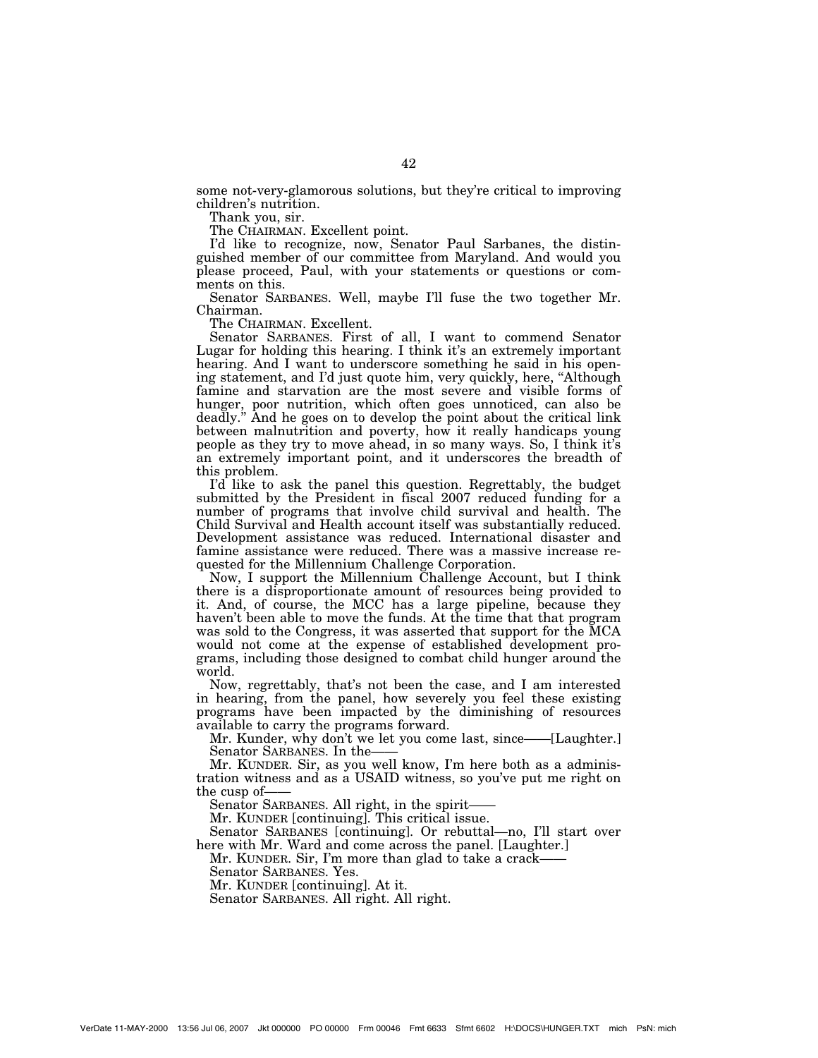some not-very-glamorous solutions, but they're critical to improving children's nutrition.

Thank you, sir.

The CHAIRMAN. Excellent point.

I'd like to recognize, now, Senator Paul Sarbanes, the distinguished member of our committee from Maryland. And would you please proceed, Paul, with your statements or questions or comments on this.

Senator SARBANES. Well, maybe I'll fuse the two together Mr. Chairman.

The CHAIRMAN. Excellent.

Senator SARBANES. First of all, I want to commend Senator Lugar for holding this hearing. I think it's an extremely important hearing. And I want to underscore something he said in his opening statement, and I'd just quote him, very quickly, here, "Although famine and starvation are the most severe and visible forms of hunger, poor nutrition, which often goes unnoticed, can also be deadly." And he goes on to develop the point about the critical link between malnutrition and poverty, how it really handicaps young people as they try to move ahead, in so many ways. So, I think it's an extremely important point, and it underscores the breadth of this problem.

I'd like to ask the panel this question. Regrettably, the budget submitted by the President in fiscal 2007 reduced funding for a number of programs that involve child survival and health. The Child Survival and Health account itself was substantially reduced. Development assistance was reduced. International disaster and famine assistance were reduced. There was a massive increase requested for the Millennium Challenge Corporation.

Now, I support the Millennium Challenge Account, but I think there is a disproportionate amount of resources being provided to it. And, of course, the MCC has a large pipeline, because they haven't been able to move the funds. At the time that that program was sold to the Congress, it was asserted that support for the MCA would not come at the expense of established development programs, including those designed to combat child hunger around the world.

Now, regrettably, that's not been the case, and I am interested in hearing, from the panel, how severely you feel these existing programs have been impacted by the diminishing of resources available to carry the programs forward.

Mr. Kunder, why don't we let you come last, since——[Laughter.]

Senator SARBANES. In the——

Mr. KUNDER. Sir, as you well know, I'm here both as a administration witness and as a USAID witness, so you've put me right on the cusp of——

Senator SARBANES. All right, in the spirit——

Mr. KUNDER [continuing]. This critical issue.

Senator SARBANES [continuing]. Or rebuttal—no, I'll start over here with Mr. Ward and come across the panel. [Laughter.]

Mr. KUNDER. Sir, I'm more than glad to take a crack——

Senator SARBANES. Yes.

Mr. KUNDER [continuing]. At it.

Senator SARBANES. All right. All right.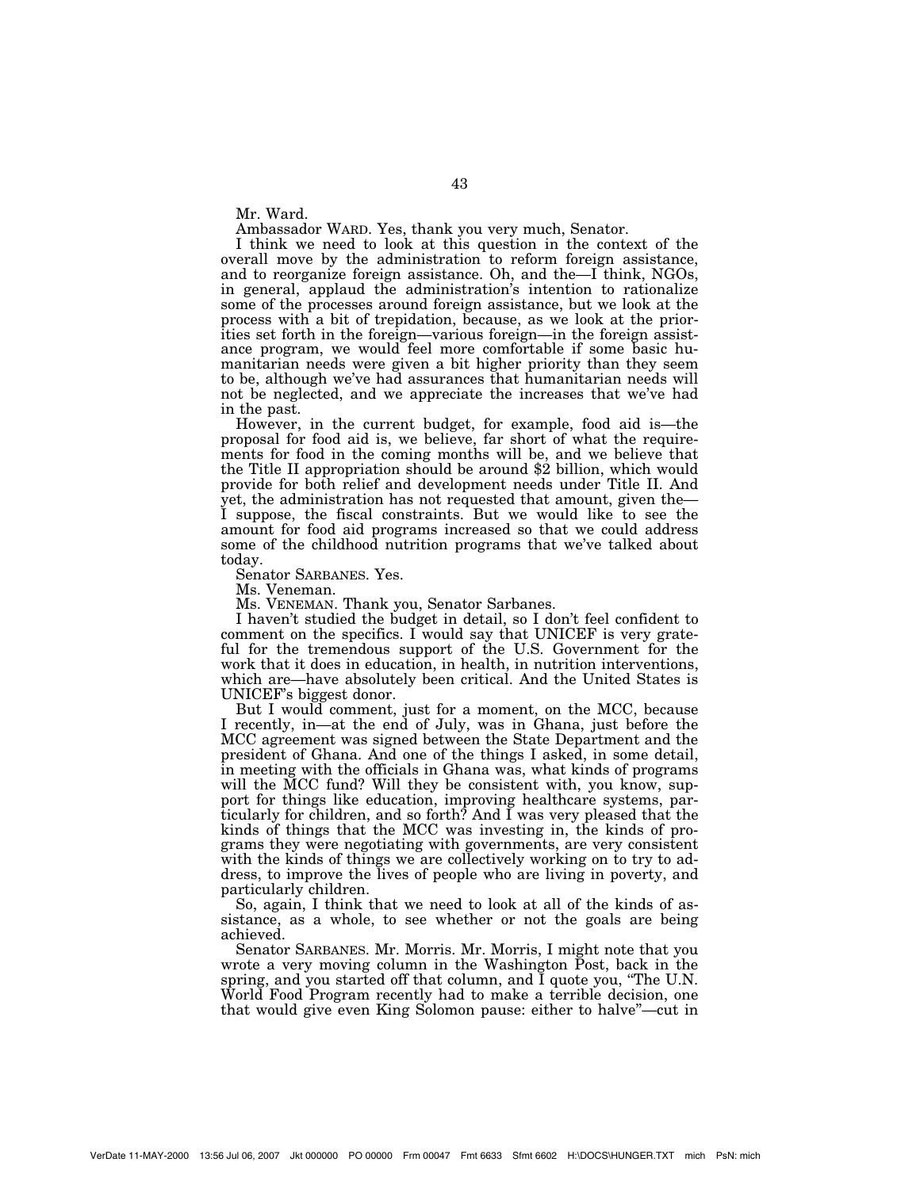Mr. Ward.

Ambassador WARD. Yes, thank you very much, Senator.

I think we need to look at this question in the context of the overall move by the administration to reform foreign assistance, and to reorganize foreign assistance. Oh, and the—I think, NGOs, in general, applaud the administration's intention to rationalize some of the processes around foreign assistance, but we look at the process with a bit of trepidation, because, as we look at the priorities set forth in the foreign—various foreign—in the foreign assistance program, we would feel more comfortable if some basic humanitarian needs were given a bit higher priority than they seem to be, although we've had assurances that humanitarian needs will not be neglected, and we appreciate the increases that we've had in the past.

However, in the current budget, for example, food aid is—the proposal for food aid is, we believe, far short of what the requirements for food in the coming months will be, and we believe that the Title II appropriation should be around $2 billion, which would provide for both relief and development needs under Title II. And yet, the administration has not requested that amount, given the—I suppose, the fiscal constraints. But we would like to see the amount for food aid programs increased so that we could address some of the childhood nutrition programs that we've talked about today.

Senator SARBANES. Yes.

Ms. Veneman.

Ms. VENEMAN. Thank you, Senator Sarbanes.

I haven't studied the budget in detail, so I don't feel confident to comment on the specifics. I would say that UNICEF is very grateful for the tremendous support of the U.S. Government for the work that it does in education, in health, in nutrition interventions, which are—have absolutely been critical. And the United States is UNICEF's biggest donor.

But I would comment, just for a moment, on the MCC, because I recently, in—at the end of July, was in Ghana, just before the MCC agreement was signed between the State Department and the president of Ghana. And one of the things I asked, in some detail, in meeting with the officials in Ghana was, what kinds of programs will the MCC fund? Will they be consistent with, you know, support for things like education, improving healthcare systems, particularly for children, and so forth? And I was very pleased that the kinds of things that the MCC was investing in, the kinds of programs they were negotiating with governments, are very consistent with the kinds of things we are collectively working on to try to address, to improve the lives of people who are living in poverty, and particularly children.

So, again, I think that we need to look at all of the kinds of assistance, as a whole, to see whether or not the goals are being achieved.

Senator SARBANES. Mr. Morris. Mr. Morris, I might note that you wrote a very moving column in the Washington Post, back in the spring, and you started off that column, and I quote you, "The U.N. World Food Program recently had to make a terrible decision, one that would give even King Solomon pause: either to halve"—cut in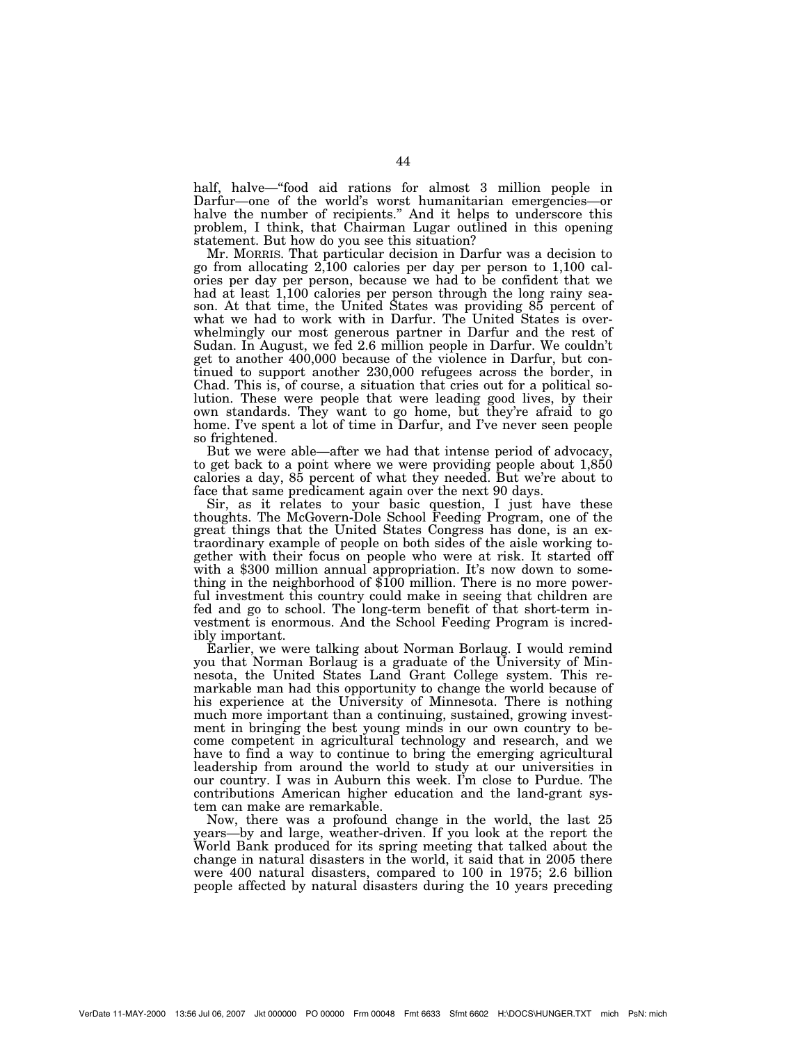half, halve—"food aid rations for almost 3 million people in Darfur—one of the world's worst humanitarian emergencies—or halve the number of recipients." And it helps to underscore this problem, I think, that Chairman Lugar outlined in this opening statement. But how do you see this situation?

Mr. MORRIS. That particular decision in Darfur was a decision to go from allocating 2,100 calories per day per person to 1,100 calories per day per person, because we had to be confident that we had at least 1,100 calories per person through the long rainy season. At that time, the United States was providing 85 percent of what we had to work with in Darfur. The United States is overwhelmingly our most generous partner in Darfur and the rest of Sudan. In August, we fed 2.6 million people in Darfur. We couldn't get to another 400,000 because of the violence in Darfur, but continued to support another 230,000 refugees across the border, in Chad. This is, of course, a situation that cries out for a political solution. These were people that were leading good lives, by their own standards. They want to go home, but they're afraid to go home. I've spent a lot of time in Darfur, and I've never seen people so frightened.

But we were able—after we had that intense period of advocacy, to get back to a point where we were providing people about 1,850 calories a day, 85 percent of what they needed. But we're about to face that same predicament again over the next 90 days.

Sir, as it relates to your basic question, I just have these thoughts. The McGovern-Dole School Feeding Program, one of the great things that the United States Congress has done, is an extraordinary example of people on both sides of the aisle working together with their focus on people who were at risk. It started off with a $300 million annual appropriation. It's now down to something in the neighborhood of $100 million. There is no more powerful investment this country could make in seeing that children are fed and go to school. The long-term benefit of that short-term investment is enormous. And the School Feeding Program is incredibly important.

Earlier, we were talking about Norman Borlaug. I would remind you that Norman Borlaug is a graduate of the University of Minnesota, the United States Land Grant College system. This remarkable man had this opportunity to change the world because of his experience at the University of Minnesota. There is nothing much more important than a continuing, sustained, growing investment in bringing the best young minds in our own country to become competent in agricultural technology and research, and we have to find a way to continue to bring the emerging agricultural leadership from around the world to study at our universities in our country. I was in Auburn this week. I'm close to Purdue. The contributions American higher education and the land-grant system can make are remarkable.

Now, there was a profound change in the world, the last 25 years—by and large, weather-driven. If you look at the report the World Bank produced for its spring meeting that talked about the change in natural disasters in the world, it said that in 2005 there were 400 natural disasters, compared to 100 in 1975; 2.6 billion people affected by natural disasters during the 10 years preceding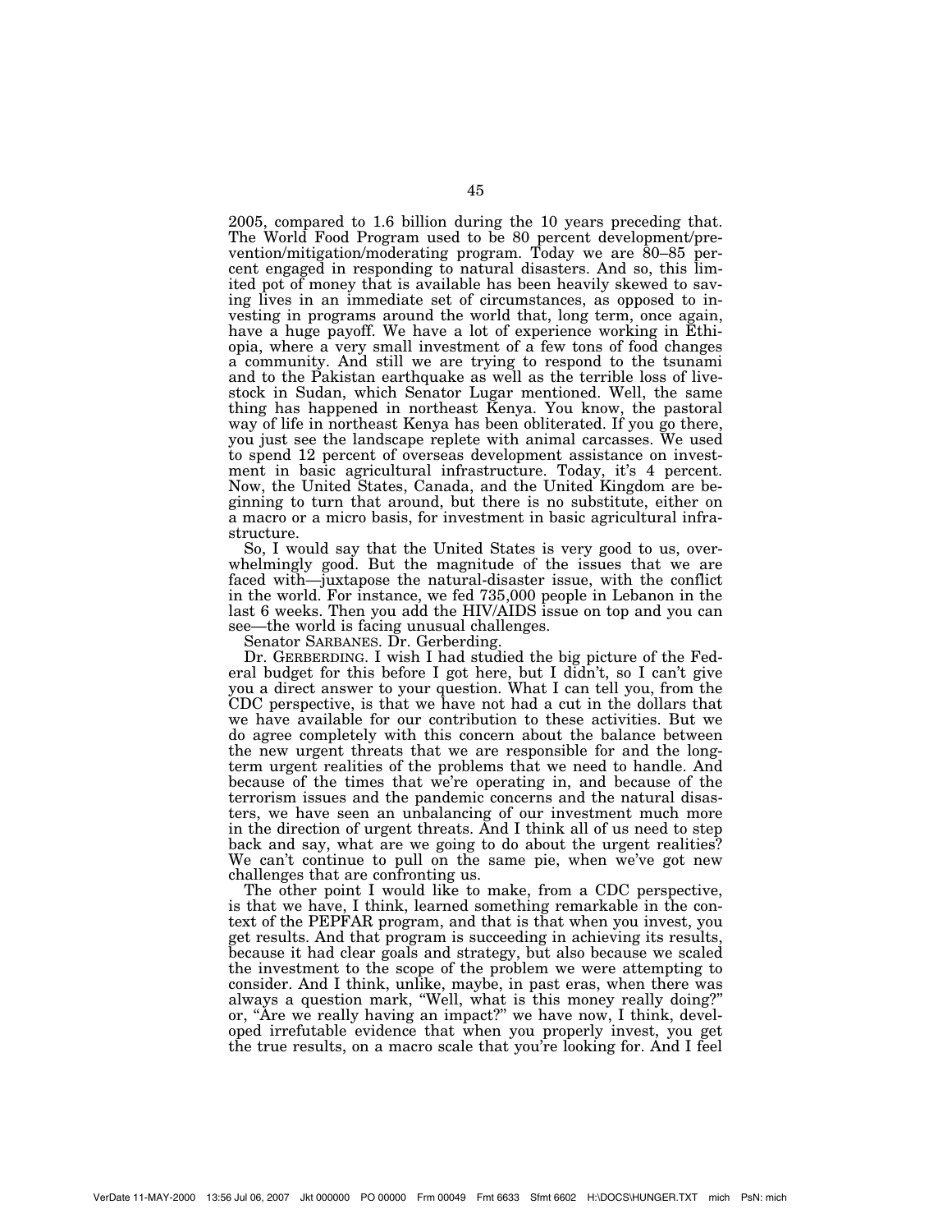2005, compared to 1.6 billion during the 10 years preceding that. The World Food Program used to be 80 percent development/prevention/mitigation/moderating program. Today we are 80–85 percent engaged in responding to natural disasters. And so, this limited pot of money that is available has been heavily skewed to saving lives in an immediate set of circumstances, as opposed to investing in programs around the world that, long term, once again, have a huge payoff. We have a lot of experience working in Ethiopia, where a very small investment of a few tons of food changes a community. And still we are trying to respond to the tsunami and to the Pakistan earthquake as well as the terrible loss of livestock in Sudan, which Senator Lugar mentioned. Well, the same thing has happened in northeast Kenya. You know, the pastoral way of life in northeast Kenya has been obliterated. If you go there, you just see the landscape replete with animal carcasses. We used to spend 12 percent of overseas development assistance on investment in basic agricultural infrastructure. Today, it's 4 percent. Now, the United States, Canada, and the United Kingdom are beginning to turn that around, but there is no substitute, either on a macro or a micro basis, for investment in basic agricultural infrastructure.

So, I would say that the United States is very good to us, overwhelmingly good. But the magnitude of the issues that we are faced with—juxtapose the natural-disaster issue, with the conflict in the world. For instance, we fed 735,000 people in Lebanon in the last 6 weeks. Then you add the HIV/AIDS issue on top and you can see—the world is facing unusual challenges.

Senator SARBANES. Dr. Gerberding.

Dr. GERBERDING. I wish I had studied the big picture of the Federal budget for this before I got here, but I didn't, so I can't give you a direct answer to your question. What I can tell you, from the CDC perspective, is that we have not had a cut in the dollars that we have available for our contribution to these activities. But we do agree completely with this concern about the balance between the new urgent threats that we are responsible for and the long-term urgent realities of the problems that we need to handle. And because of the times that we're operating in, and because of the terrorism issues and the pandemic concerns and the natural disasters, we have seen an unbalancing of our investment much more in the direction of urgent threats. And I think all of us need to step back and say, what are we going to do about the urgent realities? We can't continue to pull on the same pie, when we've got new challenges that are confronting us.

The other point I would like to make, from a CDC perspective, is that we have, I think, learned something remarkable in the context of the PEPFAR program, and that is that when you invest, you get results. And that program is succeeding in achieving its results, because it had clear goals and strategy, but also because we scaled the investment to the scope of the problem we were attempting to consider. And I think, unlike, maybe, in past eras, when there was always a question mark, "Well, what is this money really doing?" or, "Are we really having an impact?" we have now, I think, developed irrefutable evidence that when you properly invest, you get the true results, on a macro scale that you're looking for. And I feel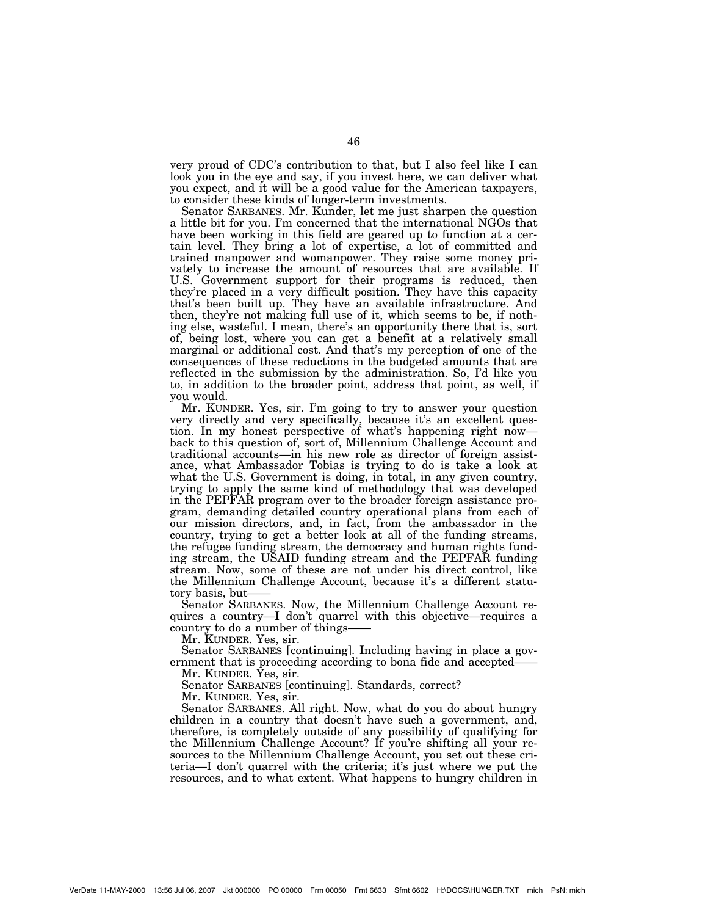very proud of CDC's contribution to that, but I also feel like I can look you in the eye and say, if you invest here, we can deliver what you expect, and it will be a good value for the American taxpayers, to consider these kinds of longer-term investments.

Senator SARBANES. Mr. Kunder, let me just sharpen the question a little bit for you. I'm concerned that the international NGOs that have been working in this field are geared up to function at a certain level. They bring a lot of expertise, a lot of committed and trained manpower and womanpower. They raise some money privately to increase the amount of resources that are available. If U.S. Government support for their programs is reduced, then they're placed in a very difficult position. They have this capacity that's been built up. They have an available infrastructure. And then, they're not making full use of it, which seems to be, if nothing else, wasteful. I mean, there's an opportunity there that is, sort of, being lost, where you can get a benefit at a relatively small marginal or additional cost. And that's my perception of one of the consequences of these reductions in the budgeted amounts that are reflected in the submission by the administration. So, I'd like you to, in addition to the broader point, address that point, as well, if you would.

Mr. KUNDER. Yes, sir. I'm going to try to answer your question very directly and very specifically, because it's an excellent question. In my honest perspective of what's happening right now—back to this question of, sort of, Millennium Challenge Account and traditional accounts—in his new role as director of foreign assistance, what Ambassador Tobias is trying to do is take a look at what the U.S. Government is doing, in total, in any given country, trying to apply the same kind of methodology that was developed in the PEPFAR program over to the broader foreign assistance program, demanding detailed country operational plans from each of our mission directors, and, in fact, from the ambassador in the country, trying to get a better look at all of the funding streams, the refugee funding stream, the democracy and human rights funding stream, the USAID funding stream and the PEPFAR funding stream. Now, some of these are not under his direct control, like the Millennium Challenge Account, because it's a different statutory basis, but——

Senator SARBANES. Now, the Millennium Challenge Account requires a country—I don't quarrel with this objective—requires a country to do a number of things——

Mr. KUNDER. Yes, sir.

Senator SARBANES [continuing]. Including having in place a government that is proceeding according to bona fide and accepted——

Mr. KUNDER. Yes, sir.

Senator SARBANES [continuing]. Standards, correct?

Mr. KUNDER. Yes, sir.

Senator SARBANES. All right. Now, what do you do about hungry children in a country that doesn't have such a government, and, therefore, is completely outside of any possibility of qualifying for the Millennium Challenge Account? If you're shifting all your resources to the Millennium Challenge Account, you set out these criteria—I don't quarrel with the criteria; it's just where we put the resources, and to what extent. What happens to hungry children in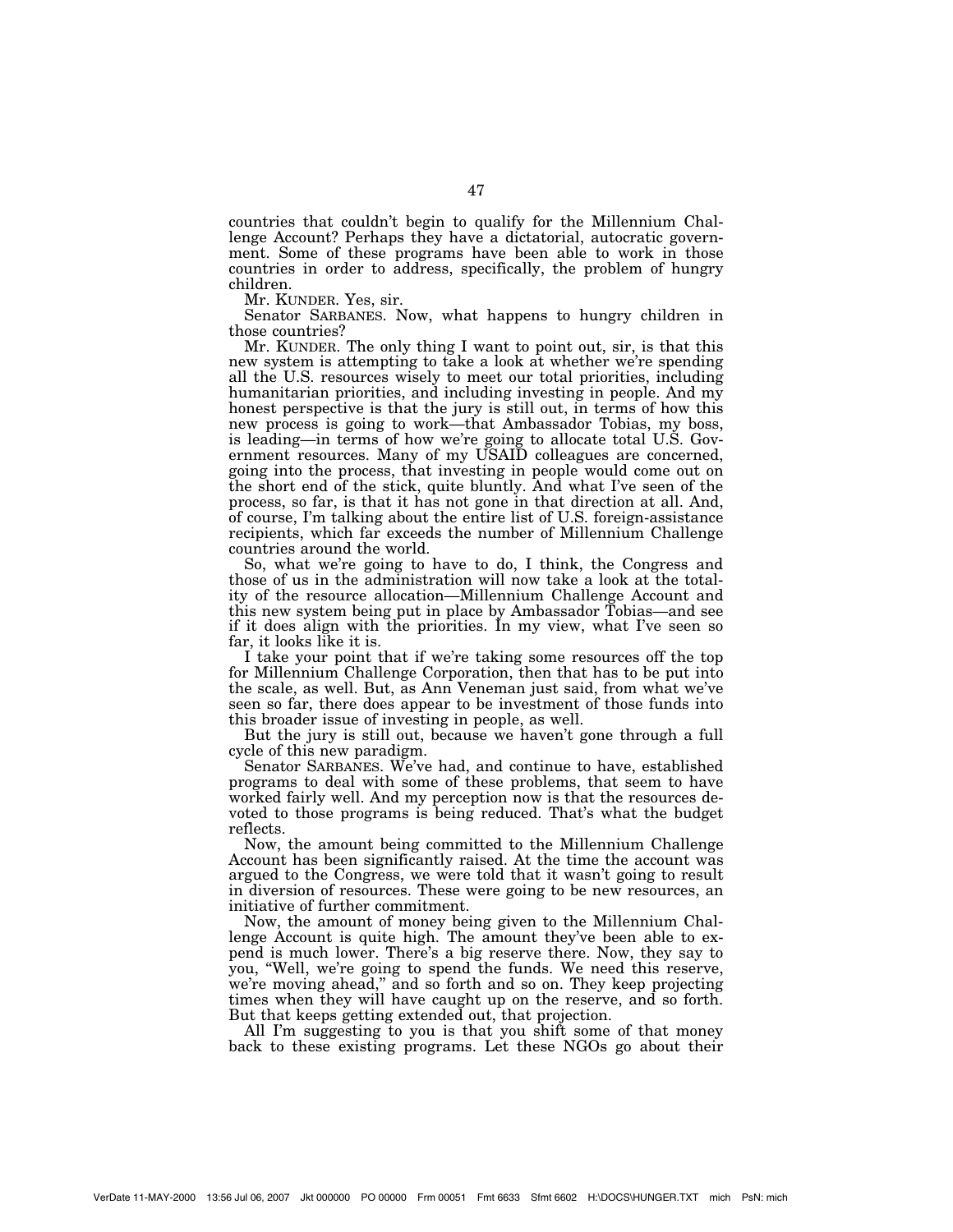countries that couldn't begin to qualify for the Millennium Challenge Account? Perhaps they have a dictatorial, autocratic government. Some of these programs have been able to work in those countries in order to address, specifically, the problem of hungry children.

Mr. KUNDER. Yes, sir.

Senator SARBANES. Now, what happens to hungry children in those countries?

Mr. KUNDER. The only thing I want to point out, sir, is that this new system is attempting to take a look at whether we're spending all the U.S. resources wisely to meet our total priorities, including humanitarian priorities, and including investing in people. And my honest perspective is that the jury is still out, in terms of how this new process is going to work—that Ambassador Tobias, my boss, is leading—in terms of how we're going to allocate total U.S. Government resources. Many of my USAID colleagues are concerned, going into the process, that investing in people would come out on the short end of the stick, quite bluntly. And what I've seen of the process, so far, is that it has not gone in that direction at all. And, of course, I'm talking about the entire list of U.S. foreign-assistance recipients, which far exceeds the number of Millennium Challenge countries around the world.

So, what we're going to have to do, I think, the Congress and those of us in the administration will now take a look at the totality of the resource allocation—Millennium Challenge Account and this new system being put in place by Ambassador Tobias—and see if it does align with the priorities. In my view, what I've seen so far, it looks like it is.

I take your point that if we're taking some resources off the top for Millennium Challenge Corporation, then that has to be put into the scale, as well. But, as Ann Veneman just said, from what we've seen so far, there does appear to be investment of those funds into this broader issue of investing in people, as well.

But the jury is still out, because we haven't gone through a full cycle of this new paradigm.

Senator SARBANES. We've had, and continue to have, established programs to deal with some of these problems, that seem to have worked fairly well. And my perception now is that the resources devoted to those programs is being reduced. That's what the budget reflects.

Now, the amount being committed to the Millennium Challenge Account has been significantly raised. At the time the account was argued to the Congress, we were told that it wasn't going to result in diversion of resources. These were going to be new resources, an initiative of further commitment.

Now, the amount of money being given to the Millennium Challenge Account is quite high. The amount they've been able to expend is much lower. There's a big reserve there. Now, they say to you, "Well, we're going to spend the funds. We need this reserve, we're moving ahead," and so forth and so on. They keep projecting times when they will have caught up on the reserve, and so forth. But that keeps getting extended out, that projection.

All I'm suggesting to you is that you shift some of that money back to these existing programs. Let these NGOs go about their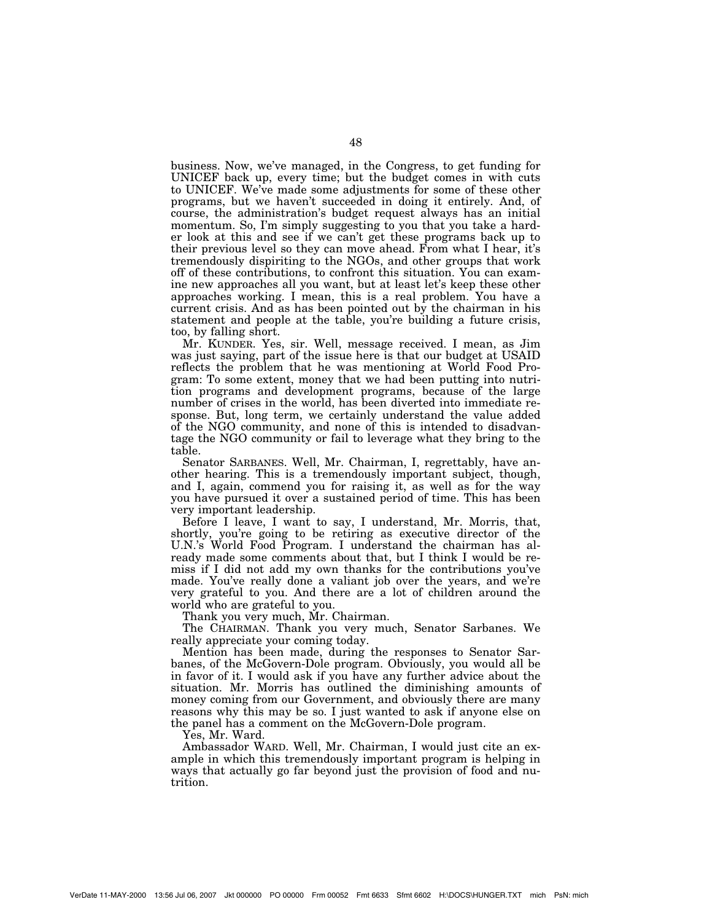business. Now, we've managed, in the Congress, to get funding for UNICEF back up, every time; but the budget comes in with cuts to UNICEF. We've made some adjustments for some of these other programs, but we haven't succeeded in doing it entirely. And, of course, the administration's budget request always has an initial momentum. So, I'm simply suggesting to you that you take a harder look at this and see if we can't get these programs back up to their previous level so they can move ahead. From what I hear, it's tremendously dispiriting to the NGOs, and other groups that work off of these contributions, to confront this situation. You can examine new approaches all you want, but at least let's keep these other approaches working. I mean, this is a real problem. You have a current crisis. And as has been pointed out by the chairman in his statement and people at the table, you're building a future crisis, too, by falling short.

Mr. KUNDER. Yes, sir. Well, message received. I mean, as Jim was just saying, part of the issue here is that our budget at USAID reflects the problem that he was mentioning at World Food Program: To some extent, money that we had been putting into nutrition programs and development programs, because of the large number of crises in the world, has been diverted into immediate response. But, long term, we certainly understand the value added of the NGO community, and none of this is intended to disadvantage the NGO community or fail to leverage what they bring to the table.

Senator SARBANES. Well, Mr. Chairman, I, regrettably, have another hearing. This is a tremendously important subject, though, and I, again, commend you for raising it, as well as for the way you have pursued it over a sustained period of time. This has been very important leadership.

Before I leave, I want to say, I understand, Mr. Morris, that, shortly, you're going to be retiring as executive director of the U.N.'s World Food Program. I understand the chairman has already made some comments about that, but I think I would be remiss if I did not add my own thanks for the contributions you've made. You've really done a valiant job over the years, and we're very grateful to you. And there are a lot of children around the world who are grateful to you.

Thank you very much, Mr. Chairman.

The CHAIRMAN. Thank you very much, Senator Sarbanes. We really appreciate your coming today.

Mention has been made, during the responses to Senator Sarbanes, of the McGovern-Dole program. Obviously, you would all be in favor of it. I would ask if you have any further advice about the situation. Mr. Morris has outlined the diminishing amounts of money coming from our Government, and obviously there are many reasons why this may be so. I just wanted to ask if anyone else on the panel has a comment on the McGovern-Dole program.

Yes, Mr. Ward.

Ambassador WARD. Well, Mr. Chairman, I would just cite an example in which this tremendously important program is helping in ways that actually go far beyond just the provision of food and nutrition.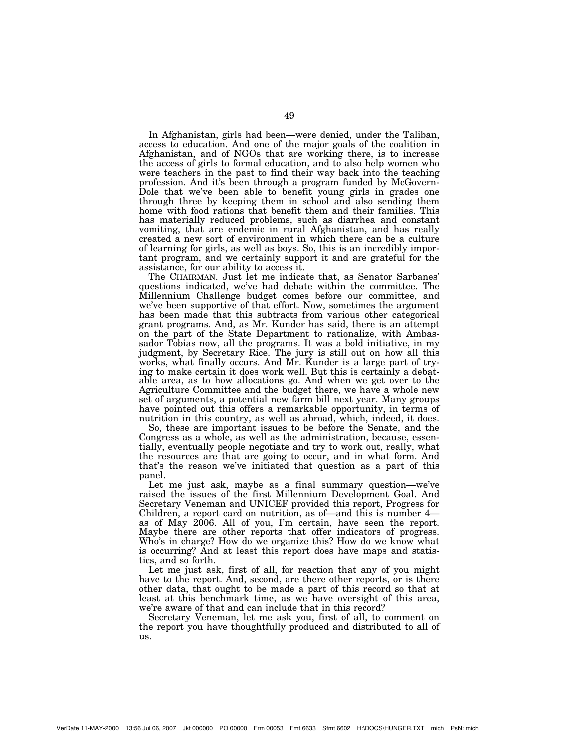In Afghanistan, girls had been—were denied, under the Taliban, access to education. And one of the major goals of the coalition in Afghanistan, and of NGOs that are working there, is to increase the access of girls to formal education, and to also help women who were teachers in the past to find their way back into the teaching profession. And it's been through a program funded by McGovern-Dole that we've been able to benefit young girls in grades one through three by keeping them in school and also sending them home with food rations that benefit them and their families. This has materially reduced problems, such as diarrhea and constant vomiting, that are endemic in rural Afghanistan, and has really created a new sort of environment in which there can be a culture of learning for girls, as well as boys. So, this is an incredibly important program, and we certainly support it and are grateful for the assistance, for our ability to access it.

The CHAIRMAN. Just let me indicate that, as Senator Sarbanes' questions indicated, we've had debate within the committee. The Millennium Challenge budget comes before our committee, and we've been supportive of that effort. Now, sometimes the argument has been made that this subtracts from various other categorical grant programs. And, as Mr. Kunder has said, there is an attempt on the part of the State Department to rationalize, with Ambassador Tobias now, all the programs. It was a bold initiative, in my judgment, by Secretary Rice. The jury is still out on how all this works, what finally occurs. And Mr. Kunder is a large part of trying to make certain it does work well. But this is certainly a debatable area, as to how allocations go. And when we get over to the Agriculture Committee and the budget there, we have a whole new set of arguments, a potential new farm bill next year. Many groups have pointed out this offers a remarkable opportunity, in terms of nutrition in this country, as well as abroad, which, indeed, it does.

So, these are important issues to be before the Senate, and the Congress as a whole, as well as the administration, because, essentially, eventually people negotiate and try to work out, really, what the resources are that are going to occur, and in what form. And that's the reason we've initiated that question as a part of this panel.

Let me just ask, maybe as a final summary question—we've raised the issues of the first Millennium Development Goal. And Secretary Veneman and UNICEF provided this report, Progress for Children, a report card on nutrition, as of—and this is number 4—as of May 2006. All of you, I'm certain, have seen the report. Maybe there are other reports that offer indicators of progress. Who's in charge? How do we organize this? How do we know what is occurring? And at least this report does have maps and statistics, and so forth.

Let me just ask, first of all, for reaction that any of you might have to the report. And, second, are there other reports, or is there other data, that ought to be made a part of this record so that at least at this benchmark time, as we have oversight of this area, we're aware of that and can include that in this record?

Secretary Veneman, let me ask you, first of all, to comment on the report you have thoughtfully produced and distributed to all of us.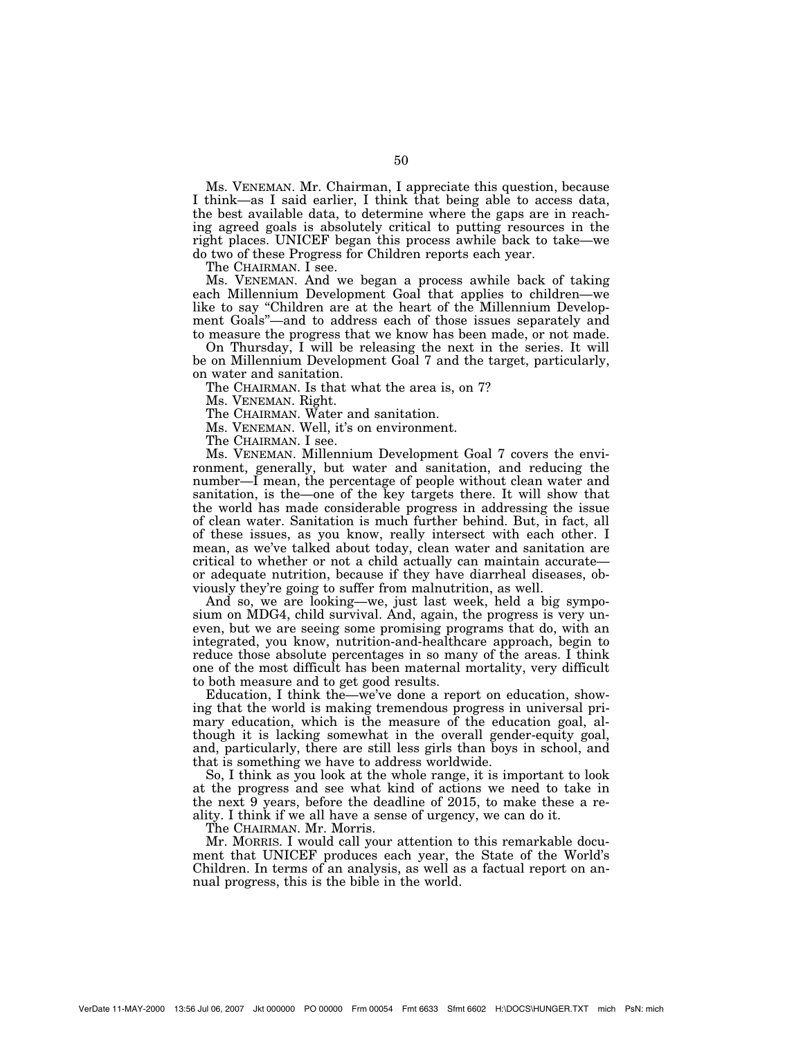Ms. VENEMAN. Mr. Chairman, I appreciate this question, because I think—as I said earlier, I think that being able to access data, the best available data, to determine where the gaps are in reaching agreed goals is absolutely critical to putting resources in the right places. UNICEF began this process awhile back to take—we do two of these Progress for Children reports each year.

The CHAIRMAN. I see.

Ms. VENEMAN. And we began a process awhile back of taking each Millennium Development Goal that applies to children—we like to say "Children are at the heart of the Millennium Development Goals"—and to address each of those issues separately and to measure the progress that we know has been made, or not made.

On Thursday, I will be releasing the next in the series. It will be on Millennium Development Goal 7 and the target, particularly, on water and sanitation.

The CHAIRMAN. Is that what the area is, on 7?

Ms. VENEMAN. Right.

The CHAIRMAN. Water and sanitation.

Ms. VENEMAN. Well, it's on environment.

The CHAIRMAN. I see.

Ms. VENEMAN. Millennium Development Goal 7 covers the environment, generally, but water and sanitation, and reducing the number—I mean, the percentage of people without clean water and sanitation, is the—one of the key targets there. It will show that the world has made considerable progress in addressing the issue of clean water. Sanitation is much further behind. But, in fact, all of these issues, as you know, really intersect with each other. I mean, as we've talked about today, clean water and sanitation are critical to whether or not a child actually can maintain accurate—or adequate nutrition, because if they have diarrheal diseases, obviously they're going to suffer from malnutrition, as well.

And so, we are looking—we, just last week, held a big symposium on MDG4, child survival. And, again, the progress is very uneven, but we are seeing some promising programs that do, with an integrated, you know, nutrition-and-healthcare approach, begin to reduce those absolute percentages in so many of the areas. I think one of the most difficult has been maternal mortality, very difficult to both measure and to get good results.

Education, I think the—we've done a report on education, showing that the world is making tremendous progress in universal primary education, which is the measure of the education goal, although it is lacking somewhat in the overall gender-equity goal, and, particularly, there are still less girls than boys in school, and that is something we have to address worldwide.

So, I think as you look at the whole range, it is important to look at the progress and see what kind of actions we need to take in the next 9 years, before the deadline of 2015, to make these a reality. I think if we all have a sense of urgency, we can do it.

The CHAIRMAN. Mr. Morris.

Mr. MORRIS. I would call your attention to this remarkable document that UNICEF produces each year, the State of the World's Children. In terms of an analysis, as well as a factual report on annual progress, this is the bible in the world.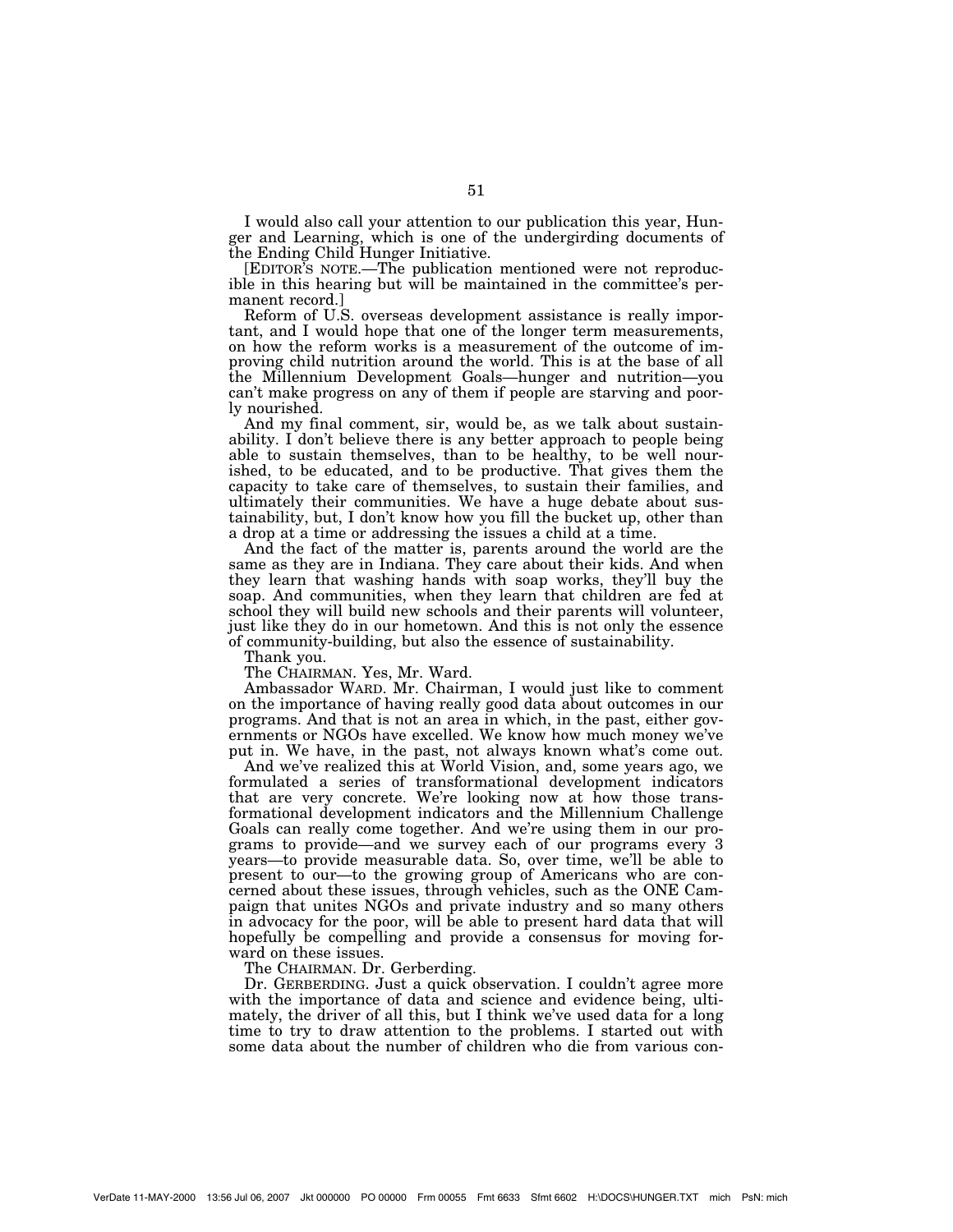I would also call your attention to our publication this year, Hunger and Learning, which is one of the undergirding documents of the Ending Child Hunger Initiative.

[EDITOR'S NOTE.—The publication mentioned were not reproducible in this hearing but will be maintained in the committee's permanent record.]

Reform of U.S. overseas development assistance is really important, and I would hope that one of the longer term measurements, on how the reform works is a measurement of the outcome of improving child nutrition around the world. This is at the base of all the Millennium Development Goals—hunger and nutrition—you can't make progress on any of them if people are starving and poorly nourished.

And my final comment, sir, would be, as we talk about sustainability. I don't believe there is any better approach to people being able to sustain themselves, than to be healthy, to be well nourished, to be educated, and to be productive. That gives them the capacity to take care of themselves, to sustain their families, and ultimately their communities. We have a huge debate about sustainability, but, I don't know how you fill the bucket up, other than a drop at a time or addressing the issues a child at a time.

And the fact of the matter is, parents around the world are the same as they are in Indiana. They care about their kids. And when they learn that washing hands with soap works, they'll buy the soap. And communities, when they learn that children are fed at school they will build new schools and their parents will volunteer, just like they do in our hometown. And this is not only the essence of community-building, but also the essence of sustainability.

Thank you.

The CHAIRMAN. Yes, Mr. Ward.

Ambassador WARD. Mr. Chairman, I would just like to comment on the importance of having really good data about outcomes in our programs. And that is not an area in which, in the past, either governments or NGOs have excelled. We know how much money we've put in. We have, in the past, not always known what's come out.

And we've realized this at World Vision, and, some years ago, we formulated a series of transformational development indicators that are very concrete. We're looking now at how those transformational development indicators and the Millennium Challenge Goals can really come together. And we're using them in our programs to provide—and we survey each of our programs every 3 years—to provide measurable data. So, over time, we'll be able to present to our—to the growing group of Americans who are concerned about these issues, through vehicles, such as the ONE Campaign that unites NGOs and private industry and so many others in advocacy for the poor, will be able to present hard data that will hopefully be compelling and provide a consensus for moving forward on these issues.

The CHAIRMAN. Dr. Gerberding.

Dr. GERBERDING. Just a quick observation. I couldn't agree more with the importance of data and science and evidence being, ultimately, the driver of all this, but I think we've used data for a long time to try to draw attention to the problems. I started out with some data about the number of children who die from various con-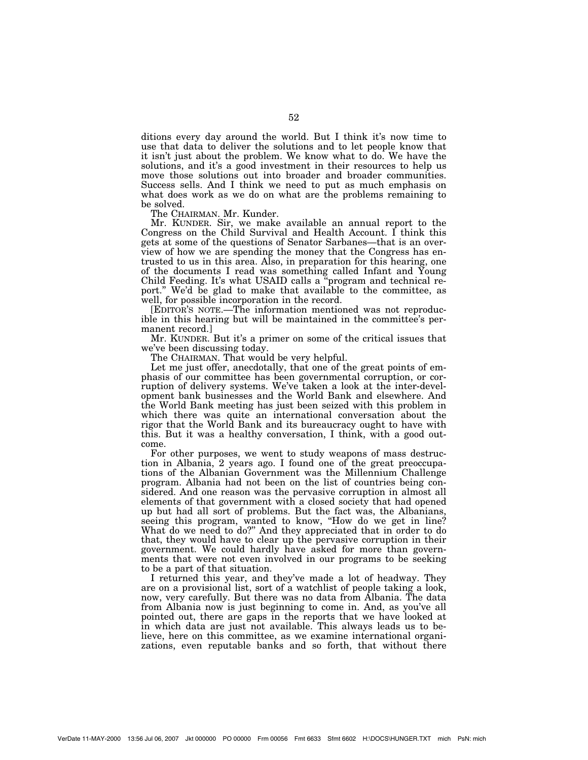ditions every day around the world. But I think it's now time to use that data to deliver the solutions and to let people know that it isn't just about the problem. We know what to do. We have the solutions, and it's a good investment in their resources to help us move those solutions out into broader and broader communities. Success sells. And I think we need to put as much emphasis on what does work as we do on what are the problems remaining to be solved.

The CHAIRMAN. Mr. Kunder.

Mr. KUNDER. Sir, we make available an annual report to the Congress on the Child Survival and Health Account. I think this gets at some of the questions of Senator Sarbanes—that is an overview of how we are spending the money that the Congress has entrusted to us in this area. Also, in preparation for this hearing, one of the documents I read was something called Infant and Young Child Feeding. It's what USAID calls a "program and technical report." We'd be glad to make that available to the committee, as well, for possible incorporation in the record.

[EDITOR'S NOTE.—The information mentioned was not reproducible in this hearing but will be maintained in the committee's permanent record.]

Mr. KUNDER. But it's a primer on some of the critical issues that we've been discussing today.

The CHAIRMAN. That would be very helpful.

Let me just offer, anecdotally, that one of the great points of emphasis of our committee has been governmental corruption, or corruption of delivery systems. We've taken a look at the inter-development bank businesses and the World Bank and elsewhere. And the World Bank meeting has just been seized with this problem in which there was quite an international conversation about the rigor that the World Bank and its bureaucracy ought to have with this. But it was a healthy conversation, I think, with a good outcome.

For other purposes, we went to study weapons of mass destruction in Albania, 2 years ago. I found one of the great preoccupations of the Albanian Government was the Millennium Challenge program. Albania had not been on the list of countries being considered. And one reason was the pervasive corruption in almost all elements of that government with a closed society that had opened up but had all sort of problems. But the fact was, the Albanians, seeing this program, wanted to know, "How do we get in line? What do we need to do?" And they appreciated that in order to do that, they would have to clear up the pervasive corruption in their government. We could hardly have asked for more than governments that were not even involved in our programs to be seeking to be a part of that situation.

I returned this year, and they've made a lot of headway. They are on a provisional list, sort of a watchlist of people taking a look, now, very carefully. But there was no data from Albania. The data from Albania now is just beginning to come in. And, as you've all pointed out, there are gaps in the reports that we have looked at in which data are just not available. This always leads us to believe, here on this committee, as we examine international organizations, even reputable banks and so forth, that without there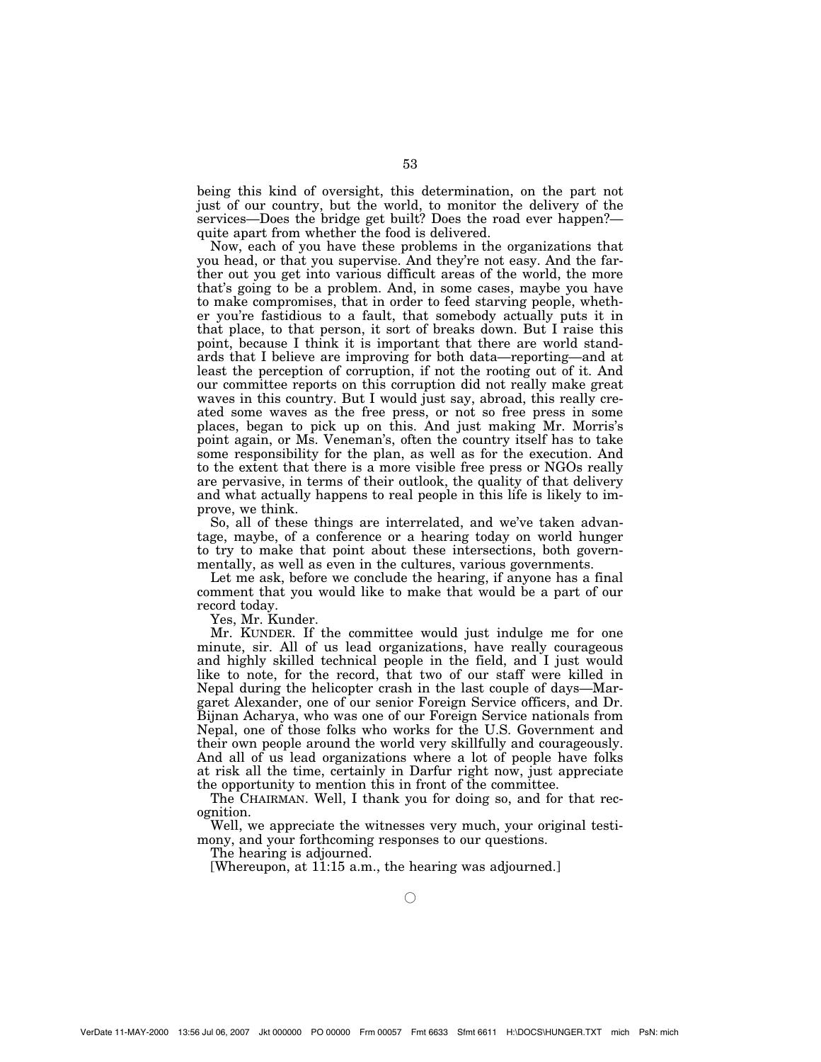being this kind of oversight, this determination, on the part not just of our country, but the world, to monitor the delivery of the services—Does the bridge get built? Does the road ever happen?—quite apart from whether the food is delivered.

Now, each of you have these problems in the organizations that you head, or that you supervise. And they're not easy. And the farther out you get into various difficult areas of the world, the more that's going to be a problem. And, in some cases, maybe you have to make compromises, that in order to feed starving people, whether you're fastidious to a fault, that somebody actually puts it in that place, to that person, it sort of breaks down. But I raise this point, because I think it is important that there are world standards that I believe are improving for both data—reporting—and at least the perception of corruption, if not the rooting out of it. And our committee reports on this corruption did not really make great waves in this country. But I would just say, abroad, this really created some waves as the free press, or not so free press in some places, began to pick up on this. And just making Mr. Morris's point again, or Ms. Veneman's, often the country itself has to take some responsibility for the plan, as well as for the execution. And to the extent that there is a more visible free press or NGOs really are pervasive, in terms of their outlook, the quality of that delivery and what actually happens to real people in this life is likely to improve, we think.

So, all of these things are interrelated, and we've taken advantage, maybe, of a conference or a hearing today on world hunger to try to make that point about these intersections, both governmentally, as well as even in the cultures, various governments.

Let me ask, before we conclude the hearing, if anyone has a final comment that you would like to make that would be a part of our record today.

Yes, Mr. Kunder.

Mr. KUNDER. If the committee would just indulge me for one minute, sir. All of us lead organizations, have really courageous and highly skilled technical people in the field, and I just would like to note, for the record, that two of our staff were killed in Nepal during the helicopter crash in the last couple of days—Margaret Alexander, one of our senior Foreign Service officers, and Dr. Bijnan Acharya, who was one of our Foreign Service nationals from Nepal, one of those folks who works for the U.S. Government and their own people around the world very skillfully and courageously. And all of us lead organizations where a lot of people have folks at risk all the time, certainly in Darfur right now, just appreciate the opportunity to mention this in front of the committee.

The CHAIRMAN. Well, I thank you for doing so, and for that recognition.

Well, we appreciate the witnesses very much, your original testimony, and your forthcoming responses to our questions.

The hearing is adjourned.

[Whereupon, at 11:15 a.m., the hearing was adjourned.]

○